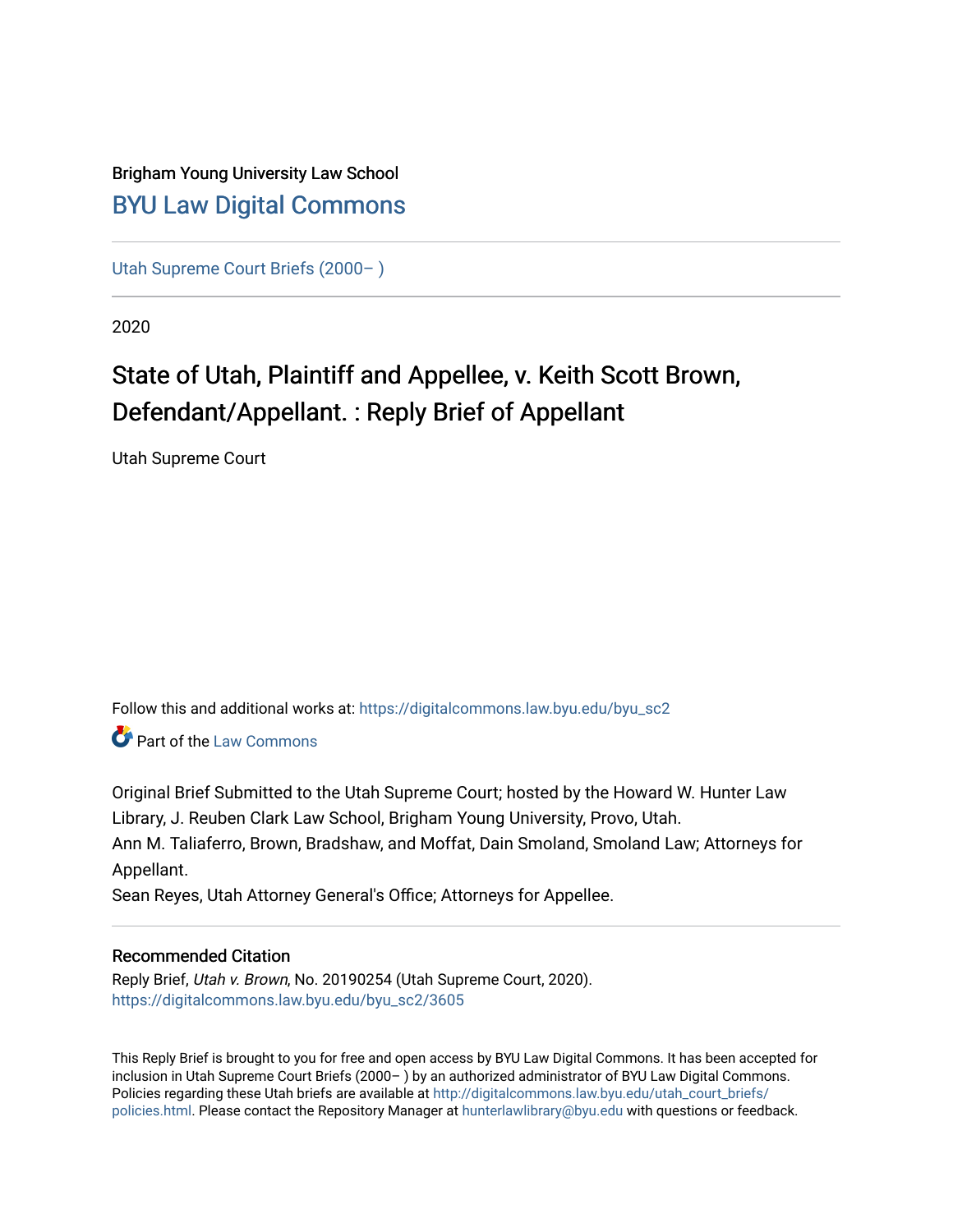Brigham Young University Law School

[BYU Law Digital Commons](https://digitalcommons.law.byu.edu/)

Utah Supreme Court Briefs (2000– )

2020

# State of Utah, Plaintiff and Appellee, v. Keith Scott Brown, Defendant/Appellant. : Reply Brief of Appellant

Utah Supreme Court

Follow this and additional works at: https://digitalcommons.law.byu.edu/byu_sc2

Part of the Law Commons

Original Brief Submitted to the Utah Supreme Court; hosted by the Howard W. Hunter Law Library, J. Reuben Clark Law School, Brigham Young University, Provo, Utah.
Ann M. Taliaferro, Brown, Bradshaw, and Moffat, Dain Smoland, Smoland Law; Attorneys for Appellant.
Sean Reyes, Utah Attorney General's Office; Attorneys for Appellee.

### Recommended Citation

Reply Brief, *Utah v. Brown*, No. 20190254 (Utah Supreme Court, 2020).
https://digitalcommons.law.byu.edu/byu_sc2/3605

This Reply Brief is brought to you for free and open access by BYU Law Digital Commons. It has been accepted for inclusion in Utah Supreme Court Briefs (2000– ) by an authorized administrator of BYU Law Digital Commons. Policies regarding these Utah briefs are available at http://digitalcommons.law.byu.edu/utah_court_briefs/policies.html. Please contact the Repository Manager at hunterlawlibrary@byu.edu with questions or feedback.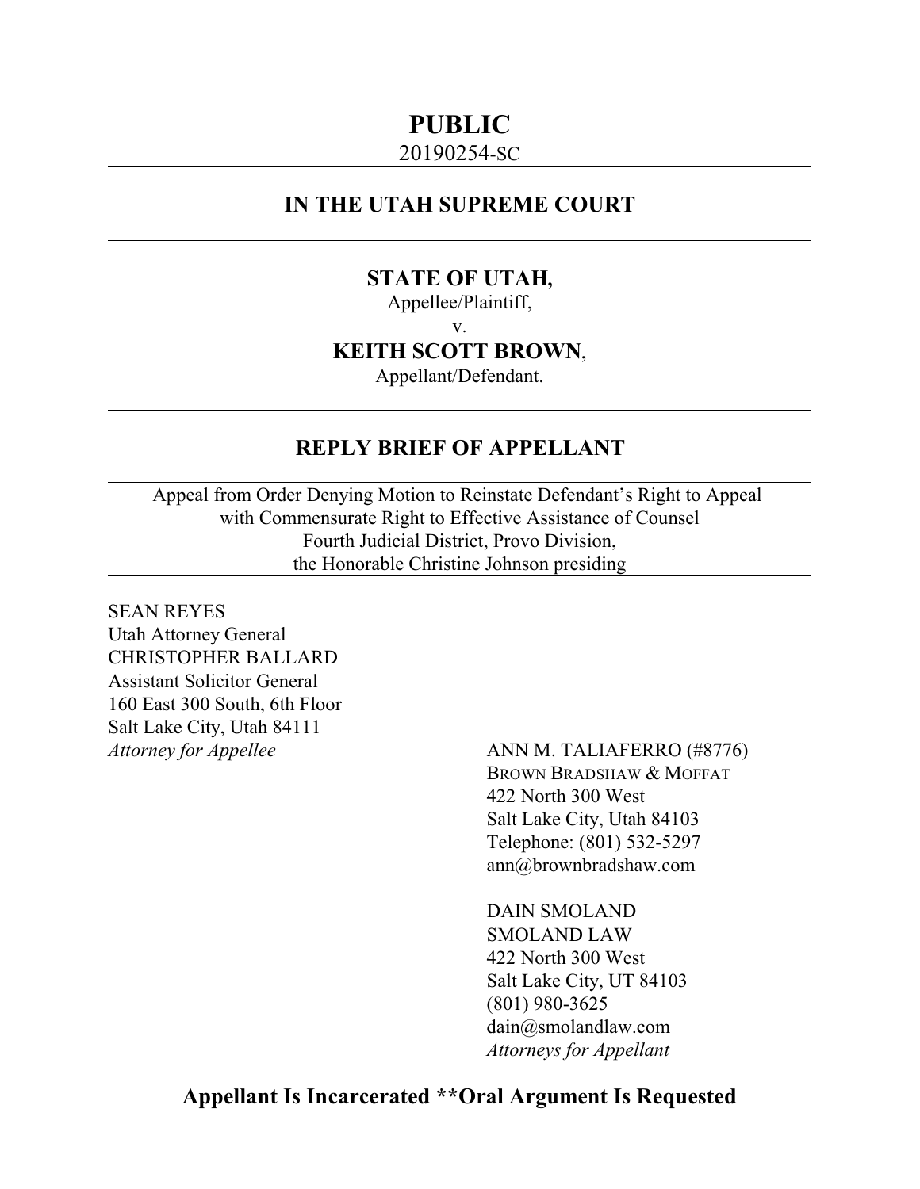# PUBLIC

20190254-SC

## IN THE UTAH SUPREME COURT

**STATE OF UTAH,**

Appellee/Plaintiff,

v.

**KEITH SCOTT BROWN**,

Appellant/Defendant.

## REPLY BRIEF OF APPELLANT

Appeal from Order Denying Motion to Reinstate Defendant's Right to Appeal with Commensurate Right to Effective Assistance of Counsel

Fourth Judicial District, Provo Division,

the Honorable Christine Johnson presiding

SEAN REYES
Utah Attorney General
CHRISTOPHER BALLARD
Assistant Solicitor General
160 East 300 South, 6th Floor
Salt Lake City, Utah 84111
*Attorney for Appellee*

ANN M. TALIAFERRO (#8776)
BROWN BRADSHAW & MOFFAT
422 North 300 West
Salt Lake City, Utah 84103
Telephone: (801) 532-5297
ann@brownbradshaw.com

DAIN SMOLAND
SMOLAND LAW
422 North 300 West
Salt Lake City, UT 84103
(801) 980-3625
dain@smolandlaw.com
*Attorneys for Appellant*

**Appellant Is Incarcerated **Oral Argument Is Requested**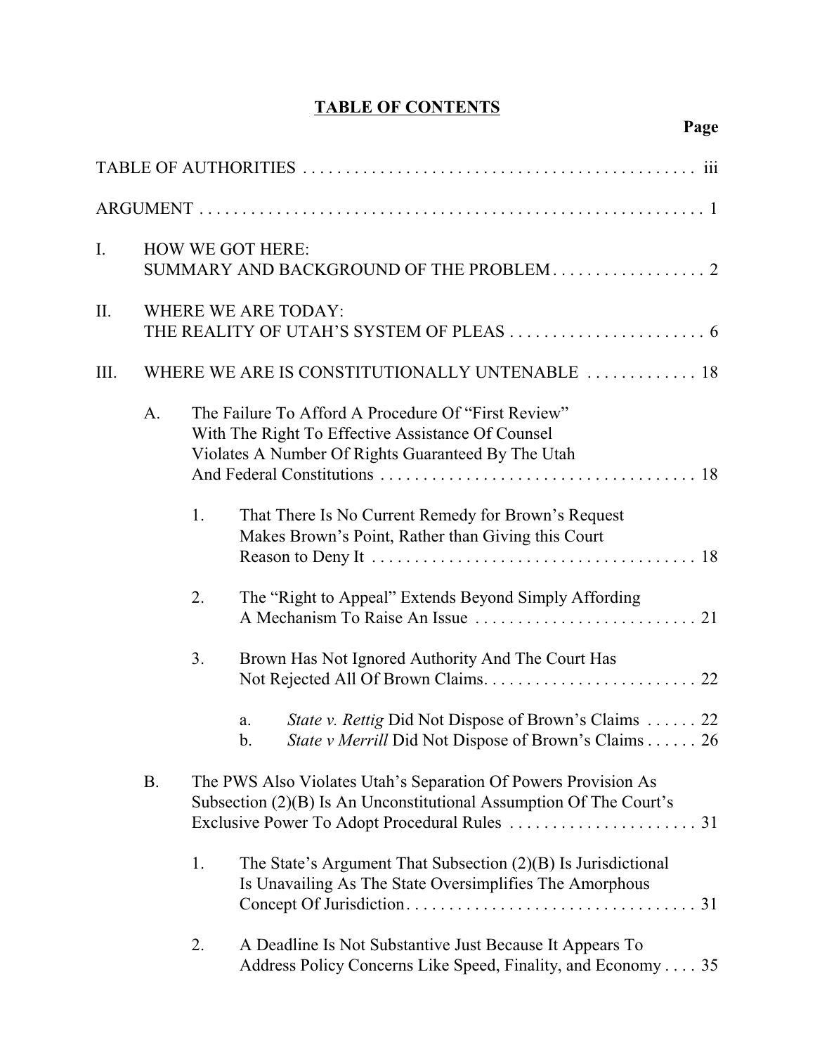# TABLE OF CONTENTS

| | Page |
|---|---|
| TABLE OF AUTHORITIES | iii |
| ARGUMENT | 1 |
| I. HOW WE GOT HERE: SUMMARY AND BACKGROUND OF THE PROBLEM | 2 |
| II. WHERE WE ARE TODAY: THE REALITY OF UTAH'S SYSTEM OF PLEAS | 6 |
| III. WHERE WE ARE IS CONSTITUTIONALLY UNTENABLE | 18 |
| A. The Failure To Afford A Procedure Of "First Review" With The Right To Effective Assistance Of Counsel Violates A Number Of Rights Guaranteed By The Utah And Federal Constitutions | 18 |
| 1. That There Is No Current Remedy for Brown's Request Makes Brown's Point, Rather than Giving this Court Reason to Deny It | 18 |
| 2. The "Right to Appeal" Extends Beyond Simply Affording A Mechanism To Raise An Issue | 21 |
| 3. Brown Has Not Ignored Authority And The Court Has Not Rejected All Of Brown Claims. | 22 |
| a. *State v. Rettig* Did Not Dispose of Brown's Claims | 22 |
| b. *State v Merrill* Did Not Dispose of Brown's Claims | 26 |
| B. The PWS Also Violates Utah's Separation Of Powers Provision As Subsection (2)(B) Is An Unconstitutional Assumption Of The Court's Exclusive Power To Adopt Procedural Rules | 31 |
| 1. The State's Argument That Subsection (2)(B) Is Jurisdictional Is Unavailing As The State Oversimplifies The Amorphous Concept Of Jurisdiction | 31 |
| 2. A Deadline Is Not Substantive Just Because It Appears To Address Policy Concerns Like Speed, Finality, and Economy | 35 |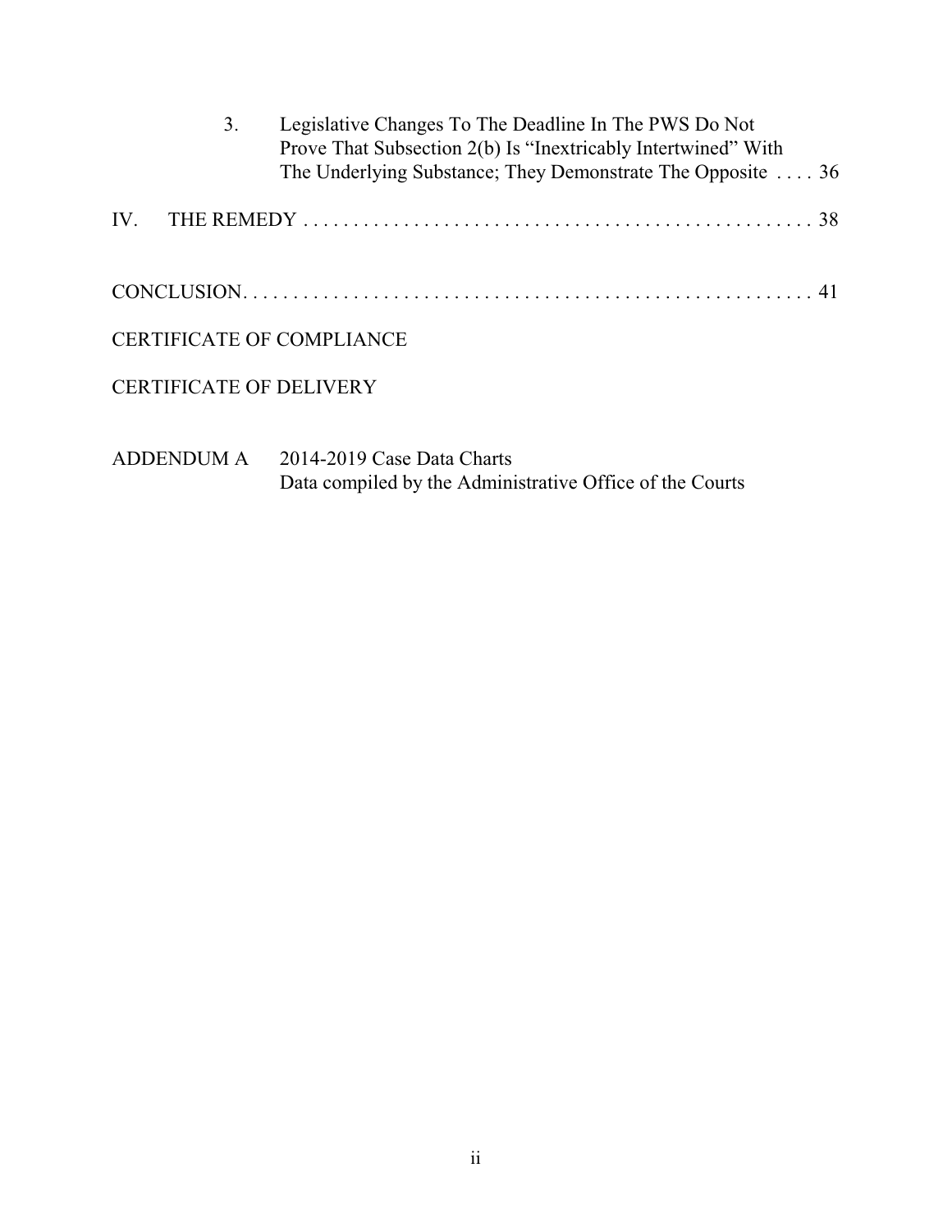3. Legislative Changes To The Deadline In The PWS Do Not Prove That Subsection 2(b) Is "Inextricably Intertwined" With The Underlying Substance; They Demonstrate The Opposite . . . . 36

IV. THE REMEDY . . . . . . . . . . . . . . . . . . . . . . . . . . . . . . . . . . . . . . . . . . . . . . . . . . . . 38

CONCLUSION. . . . . . . . . . . . . . . . . . . . . . . . . . . . . . . . . . . . . . . . . . . . . . . . . . . . . . . 41

CERTIFICATE OF COMPLIANCE

CERTIFICATE OF DELIVERY

ADDENDUM A 2014-2019 Case Data Charts
Data compiled by the Administrative Office of the Courts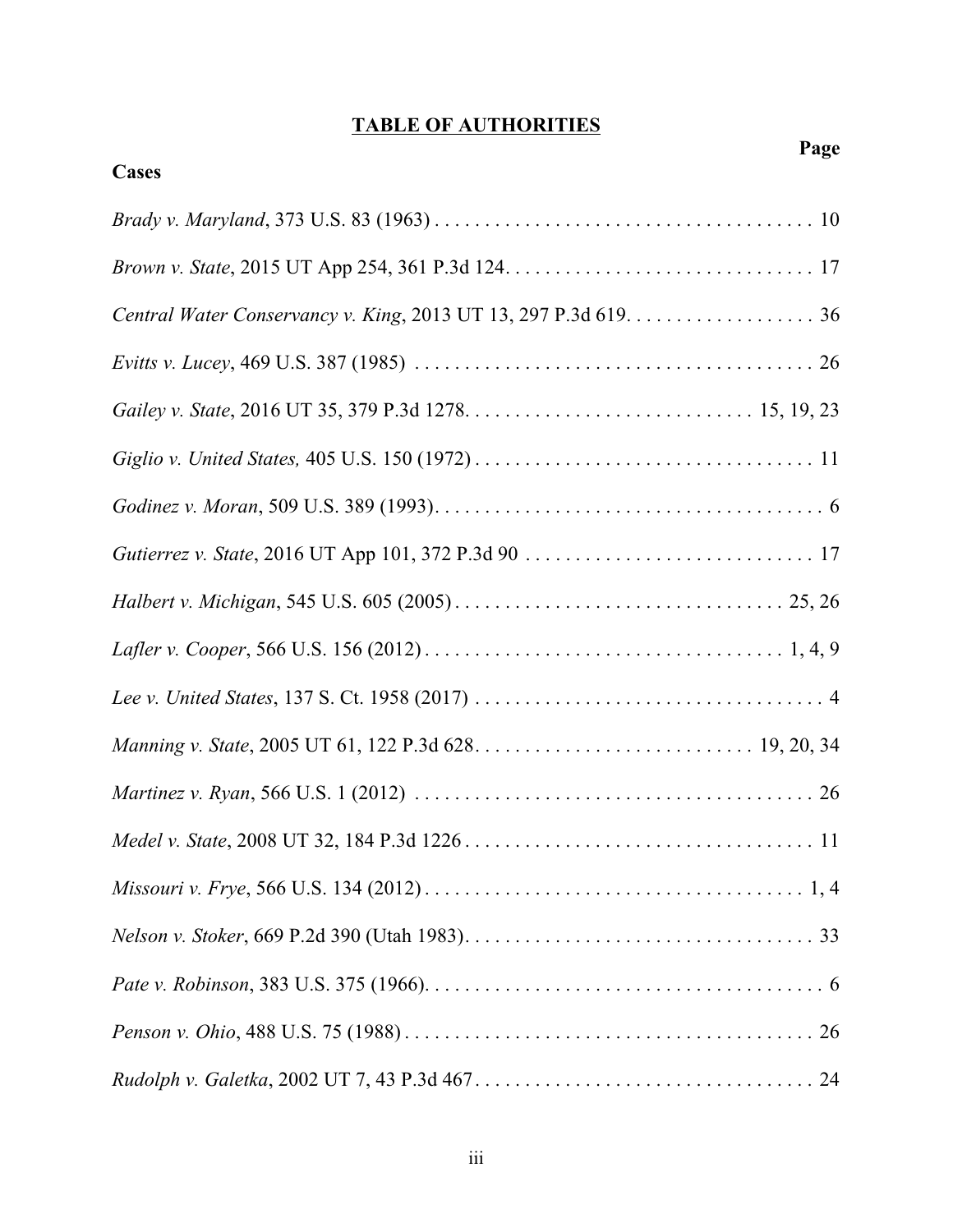# TABLE OF AUTHORITIES

**Cases** **Page**

*Brady v. Maryland*, 373 U.S. 83 (1963) . . . . . . . . . . . . . . . . . . . . . . . . . . . . . . . . . . . . . . 10

*Brown v. State*, 2015 UT App 254, 361 P.3d 124. . . . . . . . . . . . . . . . . . . . . . . . . . . . . . . 17

*Central Water Conservancy v. King*, 2013 UT 13, 297 P.3d 619. . . . . . . . . . . . . . . . . . . 36

*Evitts v. Lucey*, 469 U.S. 387 (1985) . . . . . . . . . . . . . . . . . . . . . . . . . . . . . . . . . . . . . . . . 26

*Gailey v. State*, 2016 UT 35, 379 P.3d 1278. . . . . . . . . . . . . . . . . . . . . . . . . . . . . 15, 19, 23

*Giglio v. United States,* 405 U.S. 150 (1972) . . . . . . . . . . . . . . . . . . . . . . . . . . . . . . . . . . 11

*Godinez v. Moran*, 509 U.S. 389 (1993). . . . . . . . . . . . . . . . . . . . . . . . . . . . . . . . . . . . . . . . 6

*Gutierrez v. State*, 2016 UT App 101, 372 P.3d 90 . . . . . . . . . . . . . . . . . . . . . . . . . . . . . 17

*Halbert v. Michigan*, 545 U.S. 605 (2005) . . . . . . . . . . . . . . . . . . . . . . . . . . . . . . . . . 25, 26

*Lafler v. Cooper*, 566 U.S. 156 (2012) . . . . . . . . . . . . . . . . . . . . . . . . . . . . . . . . . . . . 1, 4, 9

*Lee v. United States*, 137 S. Ct. 1958 (2017) . . . . . . . . . . . . . . . . . . . . . . . . . . . . . . . . . . . 4

*Manning v. State*, 2005 UT 61, 122 P.3d 628. . . . . . . . . . . . . . . . . . . . . . . . . . . 19, 20, 34

*Martinez v. Ryan*, 566 U.S. 1 (2012) . . . . . . . . . . . . . . . . . . . . . . . . . . . . . . . . . . . . . . . . 26

*Medel v. State*, 2008 UT 32, 184 P.3d 1226 . . . . . . . . . . . . . . . . . . . . . . . . . . . . . . . . . . . 11

*Missouri v. Frye*, 566 U.S. 134 (2012) . . . . . . . . . . . . . . . . . . . . . . . . . . . . . . . . . . . . . . 1, 4

*Nelson v. Stoker*, 669 P.2d 390 (Utah 1983). . . . . . . . . . . . . . . . . . . . . . . . . . . . . . . . . . . 33

*Pate v. Robinson*, 383 U.S. 375 (1966). . . . . . . . . . . . . . . . . . . . . . . . . . . . . . . . . . . . . . . . 6

*Penson v. Ohio*, 488 U.S. 75 (1988) . . . . . . . . . . . . . . . . . . . . . . . . . . . . . . . . . . . . . . . . . 26

*Rudolph v. Galetka*, 2002 UT 7, 43 P.3d 467 . . . . . . . . . . . . . . . . . . . . . . . . . . . . . . . . . . 24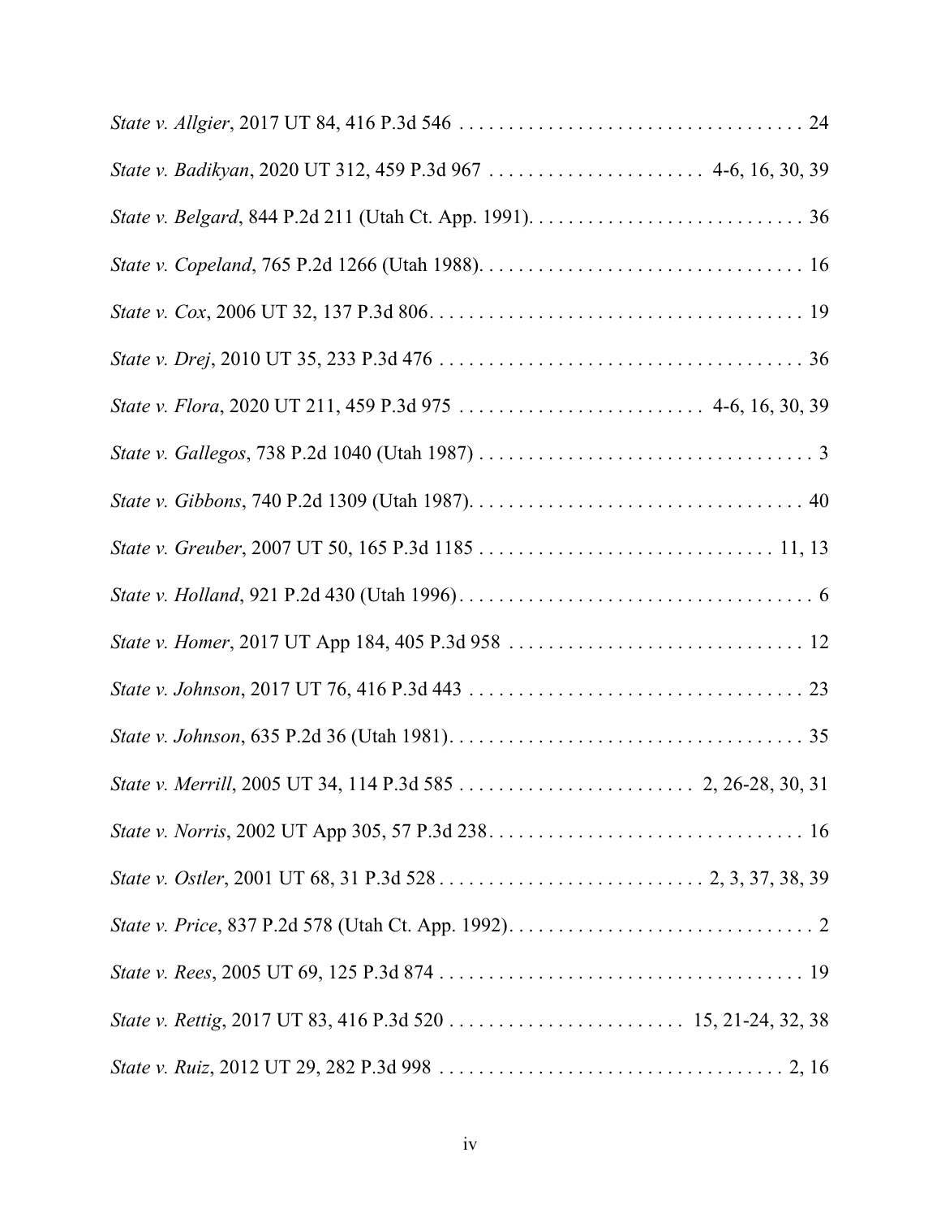*State v. Allgier*, 2017 UT 84, 416 P.3d 546 . . . . . . . . . . . . . . . . . . . . . . . . . . . . . . . . . . . 24

*State v. Badikyan*, 2020 UT 312, 459 P.3d 967 . . . . . . . . . . . . . . . . . . . . . . 4-6, 16, 30, 39

*State v. Belgard*, 844 P.2d 211 (Utah Ct. App. 1991). . . . . . . . . . . . . . . . . . . . . . . . . . . . 36

*State v. Copeland*, 765 P.2d 1266 (Utah 1988). . . . . . . . . . . . . . . . . . . . . . . . . . . . . . . . . 16

*State v. Cox*, 2006 UT 32, 137 P.3d 806. . . . . . . . . . . . . . . . . . . . . . . . . . . . . . . . . . . . . . 19

*State v. Drej*, 2010 UT 35, 233 P.3d 476 . . . . . . . . . . . . . . . . . . . . . . . . . . . . . . . . . . . . . 36

*State v. Flora*, 2020 UT 211, 459 P.3d 975 . . . . . . . . . . . . . . . . . . . . . . . . . 4-6, 16, 30, 39

*State v. Gallegos*, 738 P.2d 1040 (Utah 1987) . . . . . . . . . . . . . . . . . . . . . . . . . . . . . . . . . . 3

*State v. Gibbons*, 740 P.2d 1309 (Utah 1987). . . . . . . . . . . . . . . . . . . . . . . . . . . . . . . . . . 40

*State v. Greuber*, 2007 UT 50, 165 P.3d 1185 . . . . . . . . . . . . . . . . . . . . . . . . . . . . . . 11, 13

*State v. Holland*, 921 P.2d 430 (Utah 1996). . . . . . . . . . . . . . . . . . . . . . . . . . . . . . . . . . . . 6

*State v. Homer*, 2017 UT App 184, 405 P.3d 958 . . . . . . . . . . . . . . . . . . . . . . . . . . . . . . 12

*State v. Johnson*, 2017 UT 76, 416 P.3d 443 . . . . . . . . . . . . . . . . . . . . . . . . . . . . . . . . . . 23

*State v. Johnson*, 635 P.2d 36 (Utah 1981). . . . . . . . . . . . . . . . . . . . . . . . . . . . . . . . . . . . 35

*State v. Merrill*, 2005 UT 34, 114 P.3d 585 . . . . . . . . . . . . . . . . . . . . . . . . 2, 26-28, 30, 31

*State v. Norris*, 2002 UT App 305, 57 P.3d 238. . . . . . . . . . . . . . . . . . . . . . . . . . . . . . . . 16

*State v. Ostler*, 2001 UT 68, 31 P.3d 528 . . . . . . . . . . . . . . . . . . . . . . . . . . 2, 3, 37, 38, 39

*State v. Price*, 837 P.2d 578 (Utah Ct. App. 1992). . . . . . . . . . . . . . . . . . . . . . . . . . . . . . . 2

*State v. Rees*, 2005 UT 69, 125 P.3d 874 . . . . . . . . . . . . . . . . . . . . . . . . . . . . . . . . . . . . . 19

*State v. Rettig*, 2017 UT 83, 416 P.3d 520 . . . . . . . . . . . . . . . . . . . . . . . . 15, 21-24, 32, 38

*State v. Ruiz*, 2012 UT 29, 282 P.3d 998 . . . . . . . . . . . . . . . . . . . . . . . . . . . . . . . . . . . 2, 16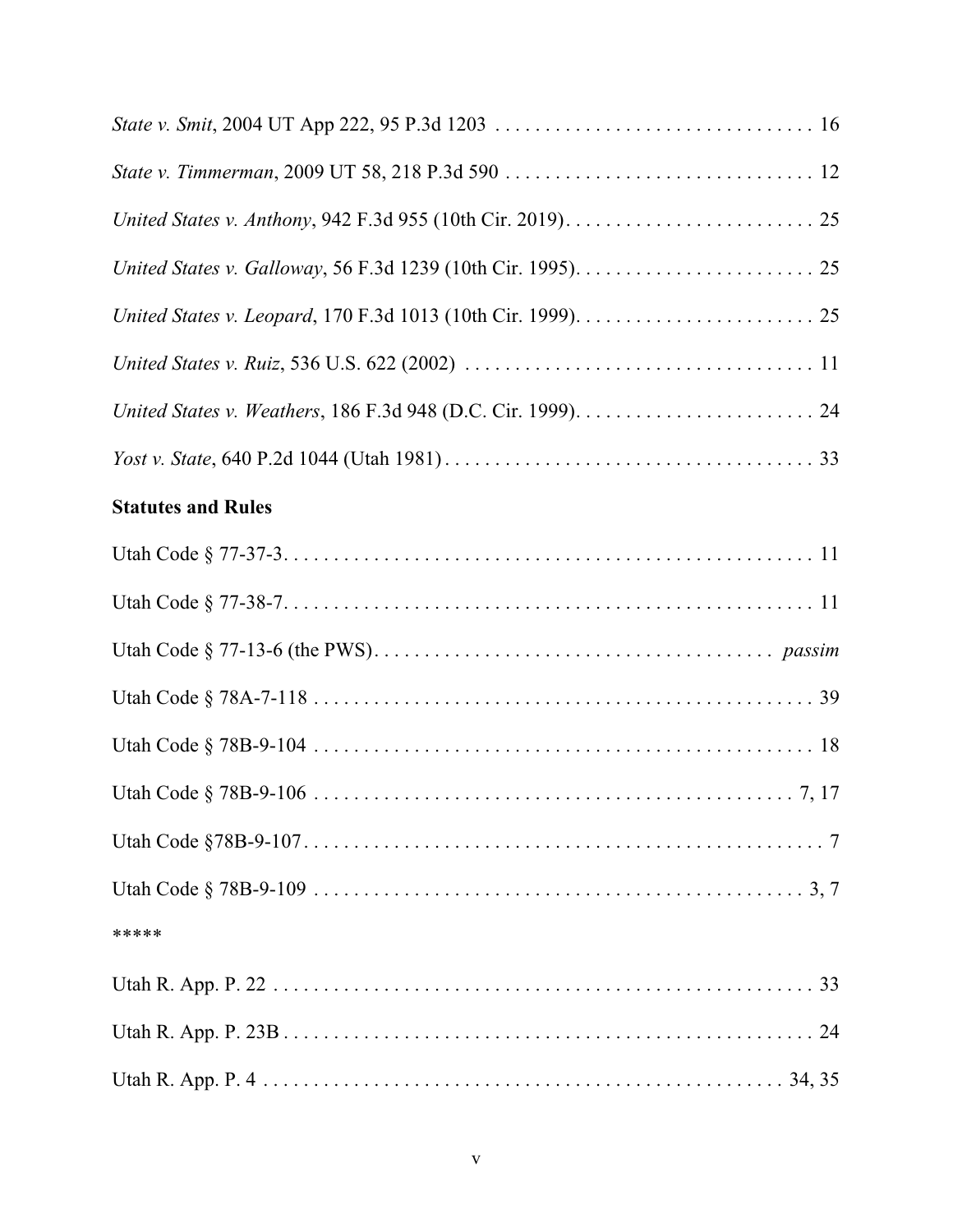*State v. Smit*, 2004 UT App 222, 95 P.3d 1203 . . . . . . . . . . . . . . . . . . . . . . . . . . . . . . . . 16

*State v. Timmerman*, 2009 UT 58, 218 P.3d 590 . . . . . . . . . . . . . . . . . . . . . . . . . . . . . . . 12

*United States v. Anthony*, 942 F.3d 955 (10th Cir. 2019). . . . . . . . . . . . . . . . . . . . . . . . . 25

*United States v. Galloway*, 56 F.3d 1239 (10th Cir. 1995). . . . . . . . . . . . . . . . . . . . . . . . 25

*United States v. Leopard*, 170 F.3d 1013 (10th Cir. 1999). . . . . . . . . . . . . . . . . . . . . . . . 25

*United States v. Ruiz*, 536 U.S. 622 (2002) . . . . . . . . . . . . . . . . . . . . . . . . . . . . . . . . . . . 11

*United States v. Weathers*, 186 F.3d 948 (D.C. Cir. 1999). . . . . . . . . . . . . . . . . . . . . . . . . 24

*Yost v. State*, 640 P.2d 1044 (Utah 1981) . . . . . . . . . . . . . . . . . . . . . . . . . . . . . . . . . . . . . 33

**Statutes and Rules**

Utah Code § 77-37-3. . . . . . . . . . . . . . . . . . . . . . . . . . . . . . . . . . . . . . . . . . . . . . . . . . . . . 11

Utah Code § 77-38-7. . . . . . . . . . . . . . . . . . . . . . . . . . . . . . . . . . . . . . . . . . . . . . . . . . . . . 11

Utah Code § 77-13-6 (the PWS). . . . . . . . . . . . . . . . . . . . . . . . . . . . . . . . . . . . . . . . *passim*

Utah Code § 78A-7-118 . . . . . . . . . . . . . . . . . . . . . . . . . . . . . . . . . . . . . . . . . . . . . . . . . . 39

Utah Code § 78B-9-104 . . . . . . . . . . . . . . . . . . . . . . . . . . . . . . . . . . . . . . . . . . . . . . . . . . 18

Utah Code § 78B-9-106 . . . . . . . . . . . . . . . . . . . . . . . . . . . . . . . . . . . . . . . . . . . . . . . . 7, 17

Utah Code §78B-9-107. . . . . . . . . . . . . . . . . . . . . . . . . . . . . . . . . . . . . . . . . . . . . . . . . . . . 7

Utah Code § 78B-9-109 . . . . . . . . . . . . . . . . . . . . . . . . . . . . . . . . . . . . . . . . . . . . . . . . . 3, 7

*****

Utah R. App. P. 22 . . . . . . . . . . . . . . . . . . . . . . . . . . . . . . . . . . . . . . . . . . . . . . . . . . . . . . . 33

Utah R. App. P. 23B . . . . . . . . . . . . . . . . . . . . . . . . . . . . . . . . . . . . . . . . . . . . . . . . . . . . . . 24

Utah R. App. P. 4 . . . . . . . . . . . . . . . . . . . . . . . . . . . . . . . . . . . . . . . . . . . . . . . . . . . . . 34, 35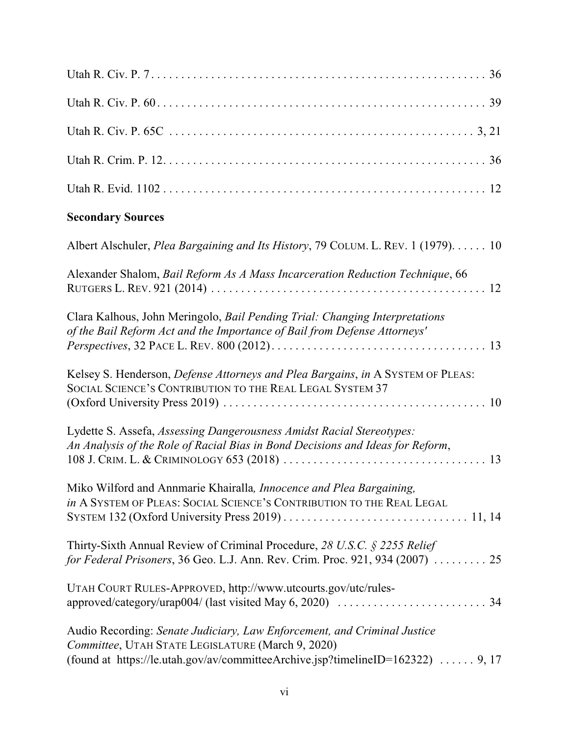Utah R. Civ. P. 7 . . . . . . . . . . . . . . . . . . . . . . . . . . . . . . . . . . . . . . . . . . . . . . . . . . . . . . 36

Utah R. Civ. P. 60 . . . . . . . . . . . . . . . . . . . . . . . . . . . . . . . . . . . . . . . . . . . . . . . . . . . . . 39

Utah R. Civ. P. 65C . . . . . . . . . . . . . . . . . . . . . . . . . . . . . . . . . . . . . . . . . . . . . . . . . . 3, 21

Utah R. Crim. P. 12. . . . . . . . . . . . . . . . . . . . . . . . . . . . . . . . . . . . . . . . . . . . . . . . . . . . . 36

Utah R. Evid. 1102 . . . . . . . . . . . . . . . . . . . . . . . . . . . . . . . . . . . . . . . . . . . . . . . . . . . . . 12

**Secondary Sources**

Albert Alschuler, *Plea Bargaining and Its History*, 79 COLUM. L. REV. 1 (1979). . . . . . 10

Alexander Shalom, *Bail Reform As A Mass Incarceration Reduction Technique*, 66 RUTGERS L. REV. 921 (2014) . . . . . . . . . . . . . . . . . . . . . . . . . . . . . . . . . . . . . . . . . . . . . 12

Clara Kalhous, John Meringolo, *Bail Pending Trial: Changing Interpretations of the Bail Reform Act and the Importance of Bail from Defense Attorneys' Perspectives*, 32 PACE L. REV. 800 (2012) . . . . . . . . . . . . . . . . . . . . . . . . . . . . . . . . . . . 13

Kelsey S. Henderson, *Defense Attorneys and Plea Bargains*, *in* A SYSTEM OF PLEAS: SOCIAL SCIENCE'S CONTRIBUTION TO THE REAL LEGAL SYSTEM 37 (Oxford University Press 2019) . . . . . . . . . . . . . . . . . . . . . . . . . . . . . . . . . . . . . . . . . . . 10

Lydette S. Assefa, *Assessing Dangerousness Amidst Racial Stereotypes: An Analysis of the Role of Racial Bias in Bond Decisions and Ideas for Reform*, 108 J. CRIM. L. & CRIMINOLOGY 653 (2018) . . . . . . . . . . . . . . . . . . . . . . . . . . . . . . . . . 13

Miko Wilford and Annmarie Khairalla*, Innocence and Plea Bargaining, in* A SYSTEM OF PLEAS: SOCIAL SCIENCE'S CONTRIBUTION TO THE REAL LEGAL SYSTEM 132 (Oxford University Press 2019) . . . . . . . . . . . . . . . . . . . . . . . . . . . . . . 11, 14

Thirty-Sixth Annual Review of Criminal Procedure, *28 U.S.C. § 2255 Relief for Federal Prisoners*, 36 Geo. L.J. Ann. Rev. Crim. Proc. 921, 934 (2007) . . . . . . . . . 25

UTAH COURT RULES-APPROVED, http://www.utcourts.gov/utc/rules-approved/category/urap004/ (last visited May 6, 2020) . . . . . . . . . . . . . . . . . . . . . . . . . 34

Audio Recording: *Senate Judiciary, Law Enforcement, and Criminal Justice Committee*, UTAH STATE LEGISLATURE (March 9, 2020) (found at https://le.utah.gov/av/committeeArchive.jsp?timelineID=162322) . . . . . . 9, 17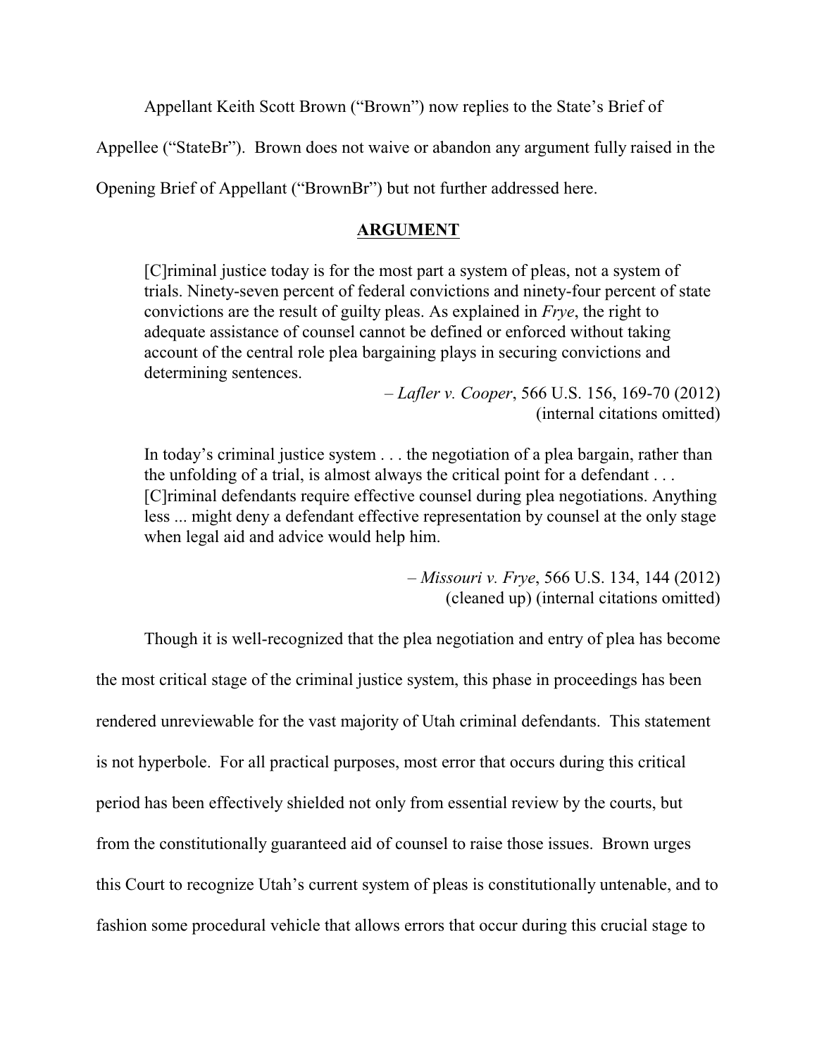Appellant Keith Scott Brown ("Brown") now replies to the State's Brief of Appellee ("StateBr"). Brown does not waive or abandon any argument fully raised in the Opening Brief of Appellant ("BrownBr") but not further addressed here.

## ARGUMENT

> [C]riminal justice today is for the most part a system of pleas, not a system of trials. Ninety-seven percent of federal convictions and ninety-four percent of state convictions are the result of guilty pleas. As explained in *Frye*, the right to adequate assistance of counsel cannot be defined or enforced without taking account of the central role plea bargaining plays in securing convictions and determining sentences.
>
> – *Lafler v. Cooper*, 566 U.S. 156, 169-70 (2012) (internal citations omitted)

> In today's criminal justice system . . . the negotiation of a plea bargain, rather than the unfolding of a trial, is almost always the critical point for a defendant . . . [C]riminal defendants require effective counsel during plea negotiations. Anything less ... might deny a defendant effective representation by counsel at the only stage when legal aid and advice would help him.
>
> – *Missouri v. Frye*, 566 U.S. 134, 144 (2012) (cleaned up) (internal citations omitted)

Though it is well-recognized that the plea negotiation and entry of plea has become the most critical stage of the criminal justice system, this phase in proceedings has been rendered unreviewable for the vast majority of Utah criminal defendants. This statement is not hyperbole. For all practical purposes, most error that occurs during this critical period has been effectively shielded not only from essential review by the courts, but from the constitutionally guaranteed aid of counsel to raise those issues. Brown urges this Court to recognize Utah's current system of pleas is constitutionally untenable, and to fashion some procedural vehicle that allows errors that occur during this crucial stage to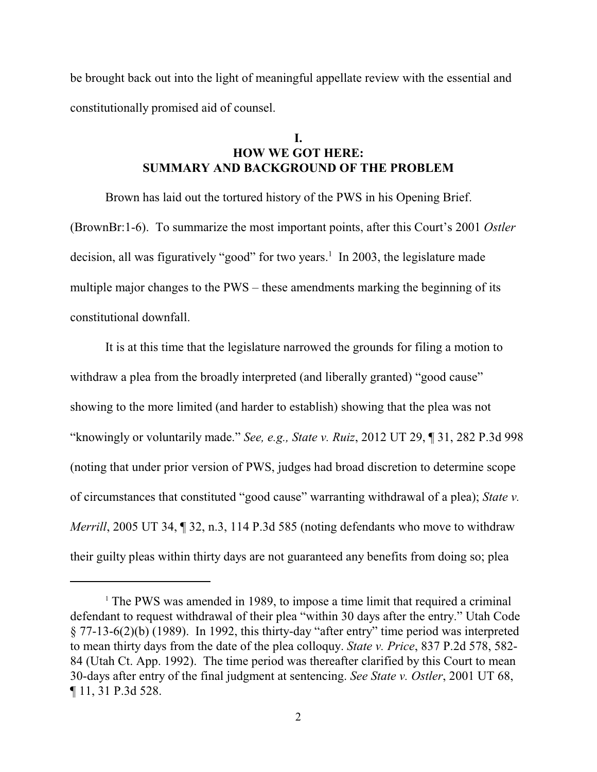be brought back out into the light of meaningful appellate review with the essential and constitutionally promised aid of counsel.

## I.
## HOW WE GOT HERE: SUMMARY AND BACKGROUND OF THE PROBLEM

Brown has laid out the tortured history of the PWS in his Opening Brief. (BrownBr:1-6). To summarize the most important points, after this Court's 2001 *Ostler* decision, all was figuratively "good" for two years.[1] In 2003, the legislature made multiple major changes to the PWS – these amendments marking the beginning of its constitutional downfall.

It is at this time that the legislature narrowed the grounds for filing a motion to withdraw a plea from the broadly interpreted (and liberally granted) "good cause" showing to the more limited (and harder to establish) showing that the plea was not "knowingly or voluntarily made." *See, e.g., State v. Ruiz*, 2012 UT 29, ¶ 31, 282 P.3d 998 (noting that under prior version of PWS, judges had broad discretion to determine scope of circumstances that constituted "good cause" warranting withdrawal of a plea); *State v. Merrill*, 2005 UT 34, ¶ 32, n.3, 114 P.3d 585 (noting defendants who move to withdraw their guilty pleas within thirty days are not guaranteed any benefits from doing so; plea

---

[1] The PWS was amended in 1989, to impose a time limit that required a criminal defendant to request withdrawal of their plea "within 30 days after the entry." Utah Code § 77-13-6(2)(b) (1989). In 1992, this thirty-day "after entry" time period was interpreted to mean thirty days from the date of the plea colloquy. *State v. Price*, 837 P.2d 578, 582-84 (Utah Ct. App. 1992). The time period was thereafter clarified by this Court to mean 30-days after entry of the final judgment at sentencing. *See State v. Ostler*, 2001 UT 68, ¶ 11, 31 P.3d 528.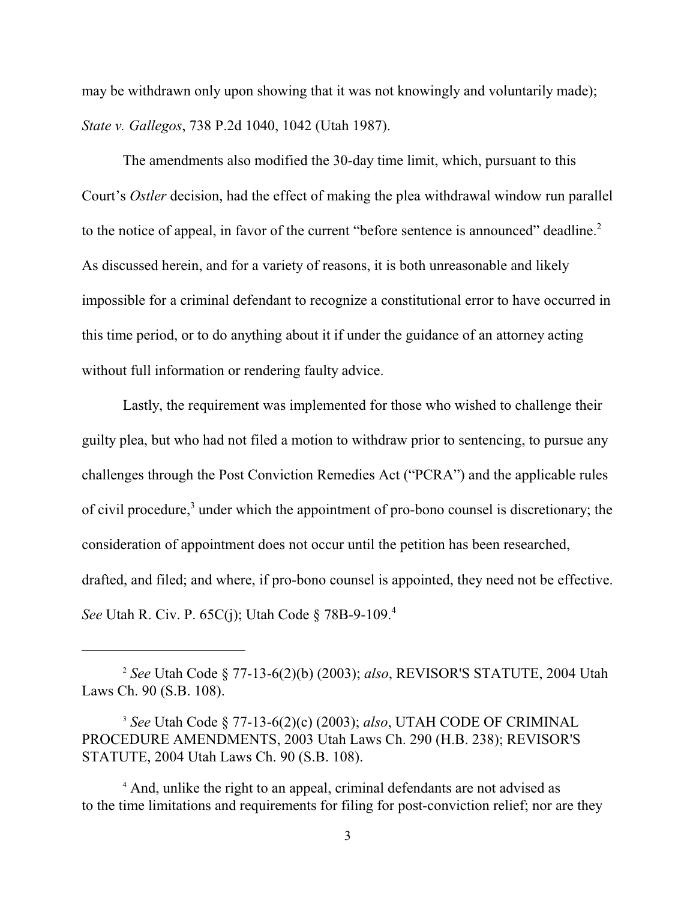may be withdrawn only upon showing that it was not knowingly and voluntarily made); *State v. Gallegos*, 738 P.2d 1040, 1042 (Utah 1987).

The amendments also modified the 30-day time limit, which, pursuant to this Court's *Ostler* decision, had the effect of making the plea withdrawal window run parallel to the notice of appeal, in favor of the current "before sentence is announced" deadline.[2] As discussed herein, and for a variety of reasons, it is both unreasonable and likely impossible for a criminal defendant to recognize a constitutional error to have occurred in this time period, or to do anything about it if under the guidance of an attorney acting without full information or rendering faulty advice.

Lastly, the requirement was implemented for those who wished to challenge their guilty plea, but who had not filed a motion to withdraw prior to sentencing, to pursue any challenges through the Post Conviction Remedies Act ("PCRA") and the applicable rules of civil procedure,[3] under which the appointment of pro-bono counsel is discretionary; the consideration of appointment does not occur until the petition has been researched, drafted, and filed; and where, if pro-bono counsel is appointed, they need not be effective. *See* Utah R. Civ. P. 65C(j); Utah Code § 78B-9-109.[4]

---

[2] *See* Utah Code § 77-13-6(2)(b) (2003); *also*, REVISOR'S STATUTE, 2004 Utah Laws Ch. 90 (S.B. 108).

[3] *See* Utah Code § 77-13-6(2)(c) (2003); *also*, UTAH CODE OF CRIMINAL PROCEDURE AMENDMENTS, 2003 Utah Laws Ch. 290 (H.B. 238); REVISOR'S STATUTE, 2004 Utah Laws Ch. 90 (S.B. 108).

[4] And, unlike the right to an appeal, criminal defendants are not advised as to the time limitations and requirements for filing for post-conviction relief; nor are they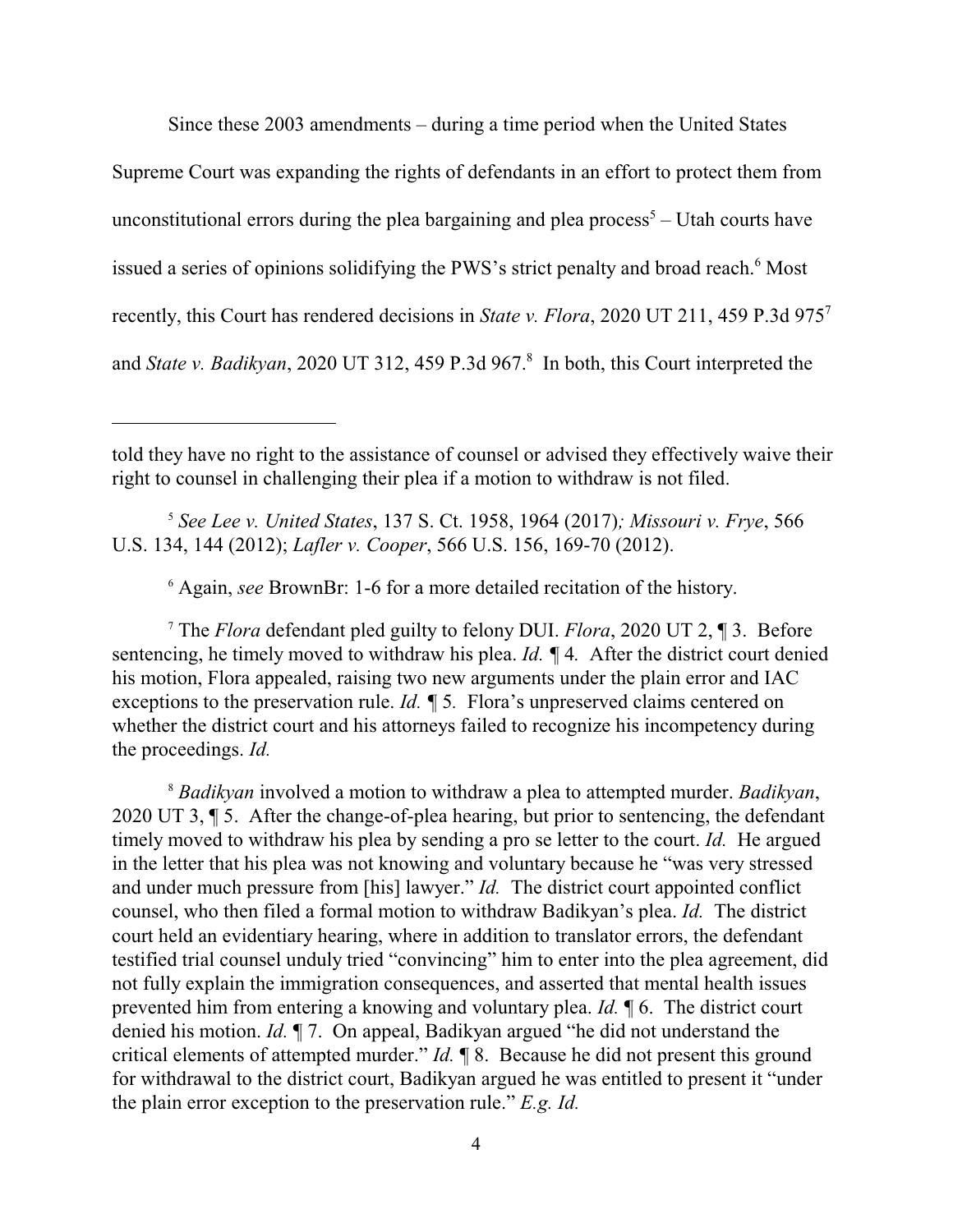Since these 2003 amendments – during a time period when the United States Supreme Court was expanding the rights of defendants in an effort to protect them from unconstitutional errors during the plea bargaining and plea process[5] – Utah courts have issued a series of opinions solidifying the PWS's strict penalty and broad reach.[6] Most recently, this Court has rendered decisions in *State v. Flora*, 2020 UT 211, 459 P.3d 975[7] and *State v. Badikyan*, 2020 UT 312, 459 P.3d 967.[8] In both, this Court interpreted the

---

told they have no right to the assistance of counsel or advised they effectively waive their right to counsel in challenging their plea if a motion to withdraw is not filed.

[5] *See Lee v. United States*, 137 S. Ct. 1958, 1964 (2017)*; Missouri v. Frye*, 566 U.S. 134, 144 (2012); *Lafler v. Cooper*, 566 U.S. 156, 169-70 (2012).

[6] Again, *see* BrownBr: 1-6 for a more detailed recitation of the history.

[7] The *Flora* defendant pled guilty to felony DUI. *Flora*, 2020 UT 2, ¶ 3. Before sentencing, he timely moved to withdraw his plea. *Id.* ¶ 4. After the district court denied his motion, Flora appealed, raising two new arguments under the plain error and IAC exceptions to the preservation rule. *Id.* ¶ 5. Flora's unpreserved claims centered on whether the district court and his attorneys failed to recognize his incompetency during the proceedings. *Id.*

[8] *Badikyan* involved a motion to withdraw a plea to attempted murder. *Badikyan*, 2020 UT 3, ¶ 5. After the change-of-plea hearing, but prior to sentencing, the defendant timely moved to withdraw his plea by sending a pro se letter to the court. *Id.* He argued in the letter that his plea was not knowing and voluntary because he "was very stressed and under much pressure from [his] lawyer." *Id.* The district court appointed conflict counsel, who then filed a formal motion to withdraw Badikyan's plea. *Id.* The district court held an evidentiary hearing, where in addition to translator errors, the defendant testified trial counsel unduly tried "convincing" him to enter into the plea agreement, did not fully explain the immigration consequences, and asserted that mental health issues prevented him from entering a knowing and voluntary plea. *Id.* ¶ 6. The district court denied his motion. *Id.* ¶ 7. On appeal, Badikyan argued "he did not understand the critical elements of attempted murder." *Id.* ¶ 8. Because he did not present this ground for withdrawal to the district court, Badikyan argued he was entitled to present it "under the plain error exception to the preservation rule." *E.g. Id.*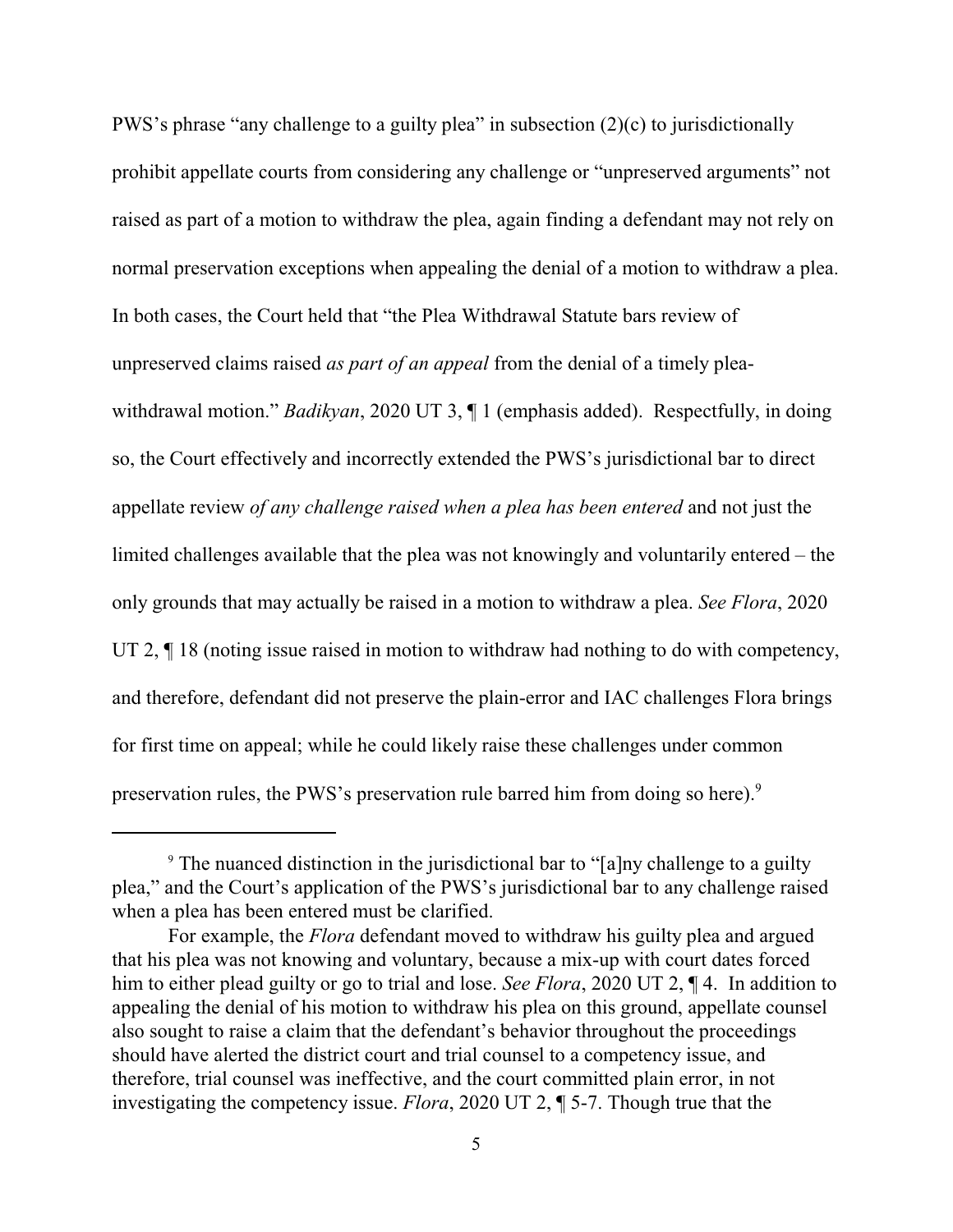PWS's phrase "any challenge to a guilty plea" in subsection (2)(c) to jurisdictionally prohibit appellate courts from considering any challenge or "unpreserved arguments" not raised as part of a motion to withdraw the plea, again finding a defendant may not rely on normal preservation exceptions when appealing the denial of a motion to withdraw a plea. In both cases, the Court held that "the Plea Withdrawal Statute bars review of unpreserved claims raised *as part of an appeal* from the denial of a timely plea-withdrawal motion." *Badikyan*, 2020 UT 3, ¶ 1 (emphasis added). Respectfully, in doing so, the Court effectively and incorrectly extended the PWS's jurisdictional bar to direct appellate review *of any challenge raised when a plea has been entered* and not just the limited challenges available that the plea was not knowingly and voluntarily entered – the only grounds that may actually be raised in a motion to withdraw a plea. *See Flora*, 2020 UT 2, ¶ 18 (noting issue raised in motion to withdraw had nothing to do with competency, and therefore, defendant did not preserve the plain-error and IAC challenges Flora brings for first time on appeal; while he could likely raise these challenges under common preservation rules, the PWS's preservation rule barred him from doing so here).[9]

---

[9] The nuanced distinction in the jurisdictional bar to "[a]ny challenge to a guilty plea," and the Court's application of the PWS's jurisdictional bar to any challenge raised when a plea has been entered must be clarified.

For example, the *Flora* defendant moved to withdraw his guilty plea and argued that his plea was not knowing and voluntary, because a mix-up with court dates forced him to either plead guilty or go to trial and lose. *See Flora*, 2020 UT 2, ¶ 4. In addition to appealing the denial of his motion to withdraw his plea on this ground, appellate counsel also sought to raise a claim that the defendant's behavior throughout the proceedings should have alerted the district court and trial counsel to a competency issue, and therefore, trial counsel was ineffective, and the court committed plain error, in not investigating the competency issue. *Flora*, 2020 UT 2, ¶ 5-7. Though true that the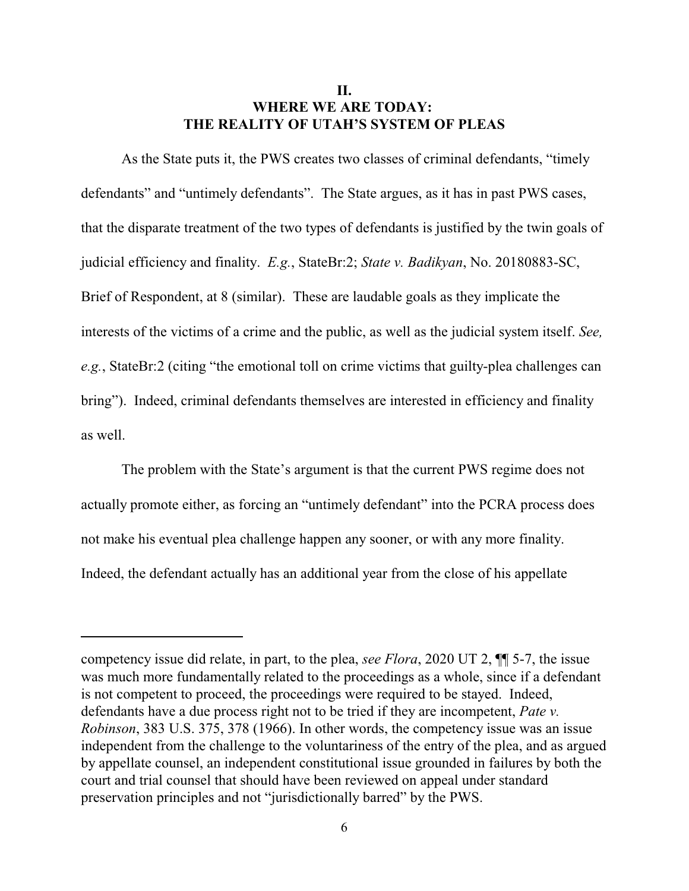## II. WHERE WE ARE TODAY: THE REALITY OF UTAH'S SYSTEM OF PLEAS

As the State puts it, the PWS creates two classes of criminal defendants, "timely defendants" and "untimely defendants". The State argues, as it has in past PWS cases, that the disparate treatment of the two types of defendants is justified by the twin goals of judicial efficiency and finality. *E.g.*, StateBr:2; *State v. Badikyan*, No. 20180883-SC, Brief of Respondent, at 8 (similar). These are laudable goals as they implicate the interests of the victims of a crime and the public, as well as the judicial system itself. *See, e.g.*, StateBr:2 (citing "the emotional toll on crime victims that guilty-plea challenges can bring"). Indeed, criminal defendants themselves are interested in efficiency and finality as well.

The problem with the State's argument is that the current PWS regime does not actually promote either, as forcing an "untimely defendant" into the PCRA process does not make his eventual plea challenge happen any sooner, or with any more finality. Indeed, the defendant actually has an additional year from the close of his appellate

---

competency issue did relate, in part, to the plea, *see Flora*, 2020 UT 2, ¶¶ 5-7, the issue was much more fundamentally related to the proceedings as a whole, since if a defendant is not competent to proceed, the proceedings were required to be stayed. Indeed, defendants have a due process right not to be tried if they are incompetent, *Pate v. Robinson*, 383 U.S. 375, 378 (1966). In other words, the competency issue was an issue independent from the challenge to the voluntariness of the entry of the plea, and as argued by appellate counsel, an independent constitutional issue grounded in failures by both the court and trial counsel that should have been reviewed on appeal under standard preservation principles and not "jurisdictionally barred" by the PWS.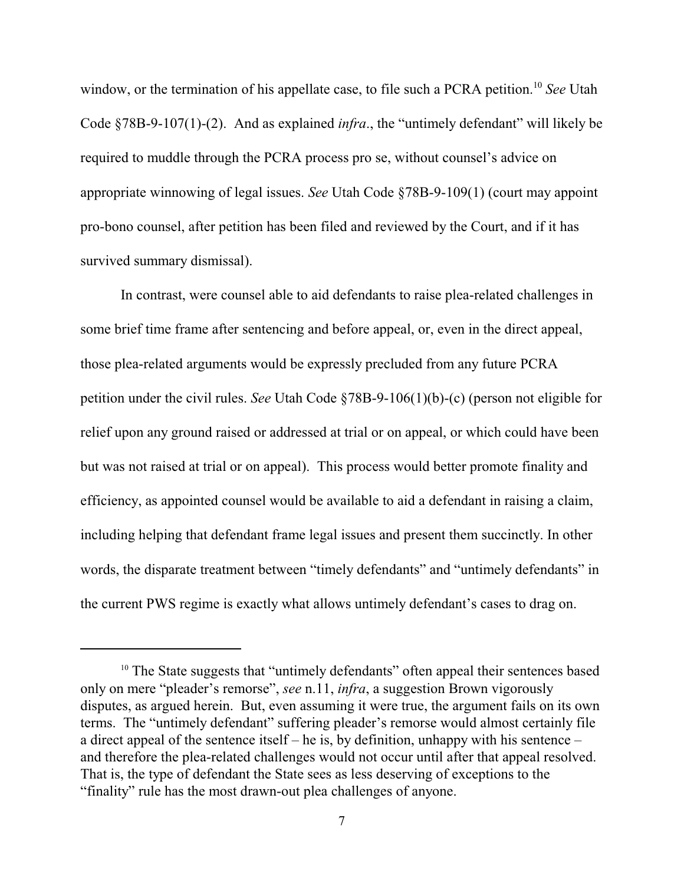window, or the termination of his appellate case, to file such a PCRA petition.[10] *See* Utah Code §78B-9-107(1)-(2). And as explained *infra*., the "untimely defendant" will likely be required to muddle through the PCRA process pro se, without counsel's advice on appropriate winnowing of legal issues. *See* Utah Code §78B-9-109(1) (court may appoint pro-bono counsel, after petition has been filed and reviewed by the Court, and if it has survived summary dismissal).

In contrast, were counsel able to aid defendants to raise plea-related challenges in some brief time frame after sentencing and before appeal, or, even in the direct appeal, those plea-related arguments would be expressly precluded from any future PCRA petition under the civil rules. *See* Utah Code §78B-9-106(1)(b)-(c) (person not eligible for relief upon any ground raised or addressed at trial or on appeal, or which could have been but was not raised at trial or on appeal). This process would better promote finality and efficiency, as appointed counsel would be available to aid a defendant in raising a claim, including helping that defendant frame legal issues and present them succinctly. In other words, the disparate treatment between "timely defendants" and "untimely defendants" in the current PWS regime is exactly what allows untimely defendant's cases to drag on.

---

[10] The State suggests that "untimely defendants" often appeal their sentences based only on mere "pleader's remorse", *see* n.11, *infra*, a suggestion Brown vigorously disputes, as argued herein. But, even assuming it were true, the argument fails on its own terms. The "untimely defendant" suffering pleader's remorse would almost certainly file a direct appeal of the sentence itself – he is, by definition, unhappy with his sentence – and therefore the plea-related challenges would not occur until after that appeal resolved. That is, the type of defendant the State sees as less deserving of exceptions to the "finality" rule has the most drawn-out plea challenges of anyone.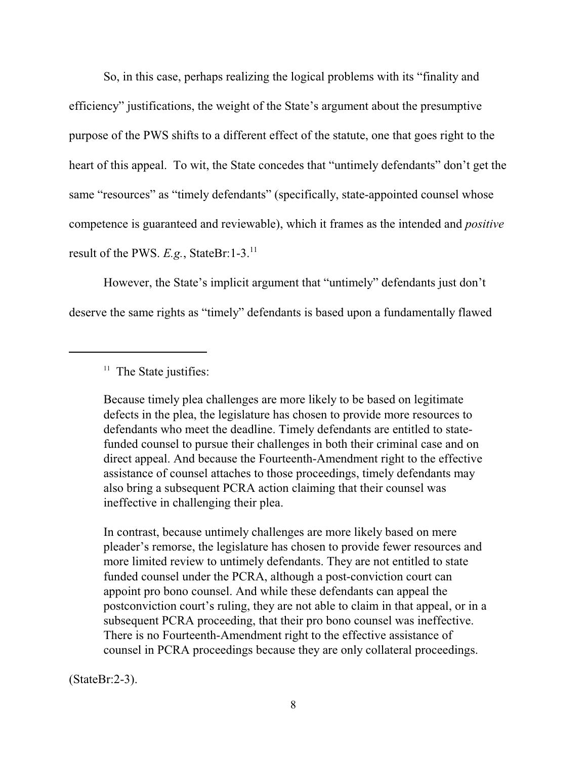So, in this case, perhaps realizing the logical problems with its "finality and efficiency" justifications, the weight of the State's argument about the presumptive purpose of the PWS shifts to a different effect of the statute, one that goes right to the heart of this appeal. To wit, the State concedes that "untimely defendants" don't get the same "resources" as "timely defendants" (specifically, state-appointed counsel whose competence is guaranteed and reviewable), which it frames as the intended and *positive* result of the PWS. *E.g.*, StateBr:1-3.[11]

However, the State's implicit argument that "untimely" defendants just don't deserve the same rights as "timely" defendants is based upon a fundamentally flawed

---

[11] The State justifies:

> Because timely plea challenges are more likely to be based on legitimate defects in the plea, the legislature has chosen to provide more resources to defendants who meet the deadline. Timely defendants are entitled to state-funded counsel to pursue their challenges in both their criminal case and on direct appeal. And because the Fourteenth-Amendment right to the effective assistance of counsel attaches to those proceedings, timely defendants may also bring a subsequent PCRA action claiming that their counsel was ineffective in challenging their plea.
>
> In contrast, because untimely challenges are more likely based on mere pleader's remorse, the legislature has chosen to provide fewer resources and more limited review to untimely defendants. They are not entitled to state funded counsel under the PCRA, although a post-conviction court can appoint pro bono counsel. And while these defendants can appeal the postconviction court's ruling, they are not able to claim in that appeal, or in a subsequent PCRA proceeding, that their pro bono counsel was ineffective. There is no Fourteenth-Amendment right to the effective assistance of counsel in PCRA proceedings because they are only collateral proceedings.

(StateBr:2-3).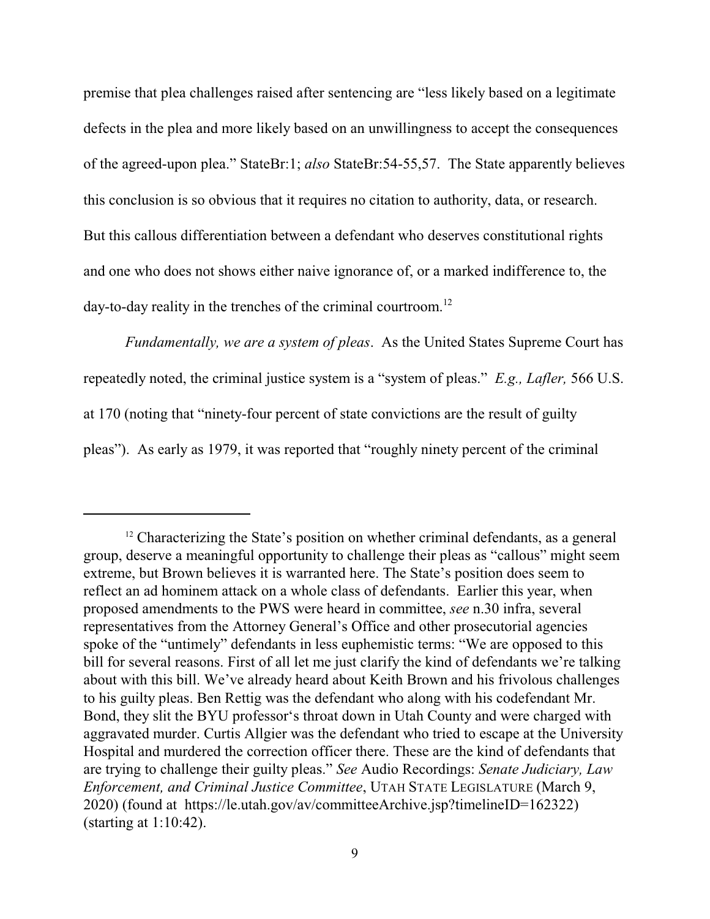premise that plea challenges raised after sentencing are "less likely based on a legitimate defects in the plea and more likely based on an unwillingness to accept the consequences of the agreed-upon plea." StateBr:1; *also* StateBr:54-55,57. The State apparently believes this conclusion is so obvious that it requires no citation to authority, data, or research. But this callous differentiation between a defendant who deserves constitutional rights and one who does not shows either naive ignorance of, or a marked indifference to, the day-to-day reality in the trenches of the criminal courtroom.[12]

*Fundamentally, we are a system of pleas*. As the United States Supreme Court has repeatedly noted, the criminal justice system is a "system of pleas." *E.g., Lafler,* 566 U.S. at 170 (noting that "ninety-four percent of state convictions are the result of guilty pleas"). As early as 1979, it was reported that "roughly ninety percent of the criminal

---

[12] Characterizing the State's position on whether criminal defendants, as a general group, deserve a meaningful opportunity to challenge their pleas as "callous" might seem extreme, but Brown believes it is warranted here. The State's position does seem to reflect an ad hominem attack on a whole class of defendants. Earlier this year, when proposed amendments to the PWS were heard in committee, *see* n.30 infra, several representatives from the Attorney General's Office and other prosecutorial agencies spoke of the "untimely" defendants in less euphemistic terms: "We are opposed to this bill for several reasons. First of all let me just clarify the kind of defendants we're talking about with this bill. We've already heard about Keith Brown and his frivolous challenges to his guilty pleas. Ben Rettig was the defendant who along with his codefendant Mr. Bond, they slit the BYU professor's throat down in Utah County and were charged with aggravated murder. Curtis Allgier was the defendant who tried to escape at the University Hospital and murdered the correction officer there. These are the kind of defendants that are trying to challenge their guilty pleas." *See* Audio Recordings: *Senate Judiciary, Law Enforcement, and Criminal Justice Committee*, UTAH STATE LEGISLATURE (March 9, 2020) (found at https://le.utah.gov/av/committeeArchive.jsp?timelineID=162322) (starting at 1:10:42).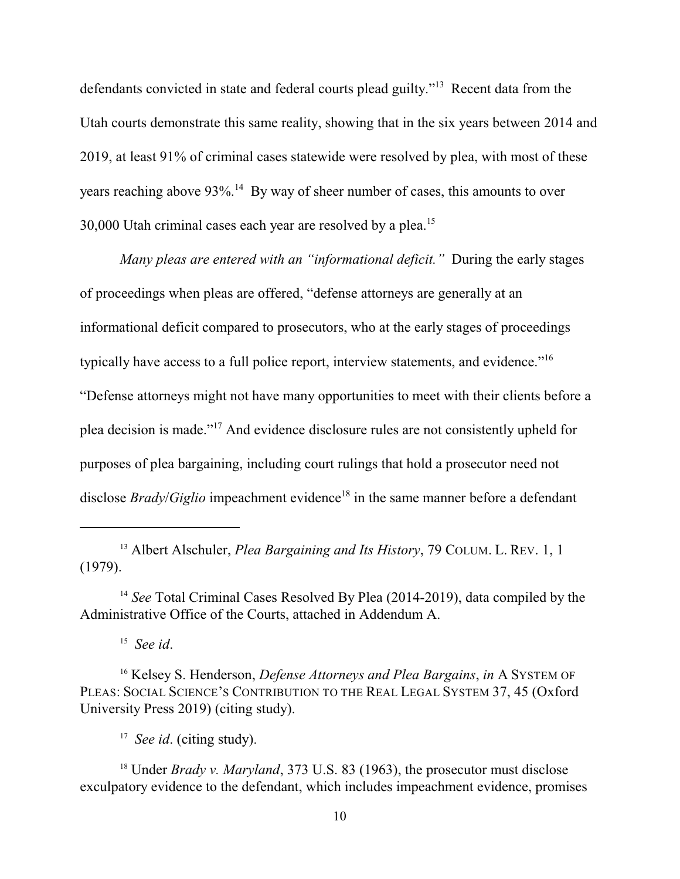defendants convicted in state and federal courts plead guilty."[13] Recent data from the Utah courts demonstrate this same reality, showing that in the six years between 2014 and 2019, at least 91% of criminal cases statewide were resolved by plea, with most of these years reaching above 93%.[14] By way of sheer number of cases, this amounts to over 30,000 Utah criminal cases each year are resolved by a plea.[15]

*Many pleas are entered with an "informational deficit."* During the early stages of proceedings when pleas are offered, "defense attorneys are generally at an informational deficit compared to prosecutors, who at the early stages of proceedings typically have access to a full police report, interview statements, and evidence."[16] "Defense attorneys might not have many opportunities to meet with their clients before a plea decision is made."[17] And evidence disclosure rules are not consistently upheld for purposes of plea bargaining, including court rulings that hold a prosecutor need not disclose *Brady*/*Giglio* impeachment evidence[18] in the same manner before a defendant

---

[13] Albert Alschuler, *Plea Bargaining and Its History*, 79 COLUM. L. REV. 1, 1 (1979).

[14] *See* Total Criminal Cases Resolved By Plea (2014-2019), data compiled by the Administrative Office of the Courts, attached in Addendum A.

[15] *See id*.

[16] Kelsey S. Henderson, *Defense Attorneys and Plea Bargains*, *in* A SYSTEM OF PLEAS: SOCIAL SCIENCE'S CONTRIBUTION TO THE REAL LEGAL SYSTEM 37, 45 (Oxford University Press 2019) (citing study).

[17] *See id*. (citing study).

[18] Under *Brady v. Maryland*, 373 U.S. 83 (1963), the prosecutor must disclose exculpatory evidence to the defendant, which includes impeachment evidence, promises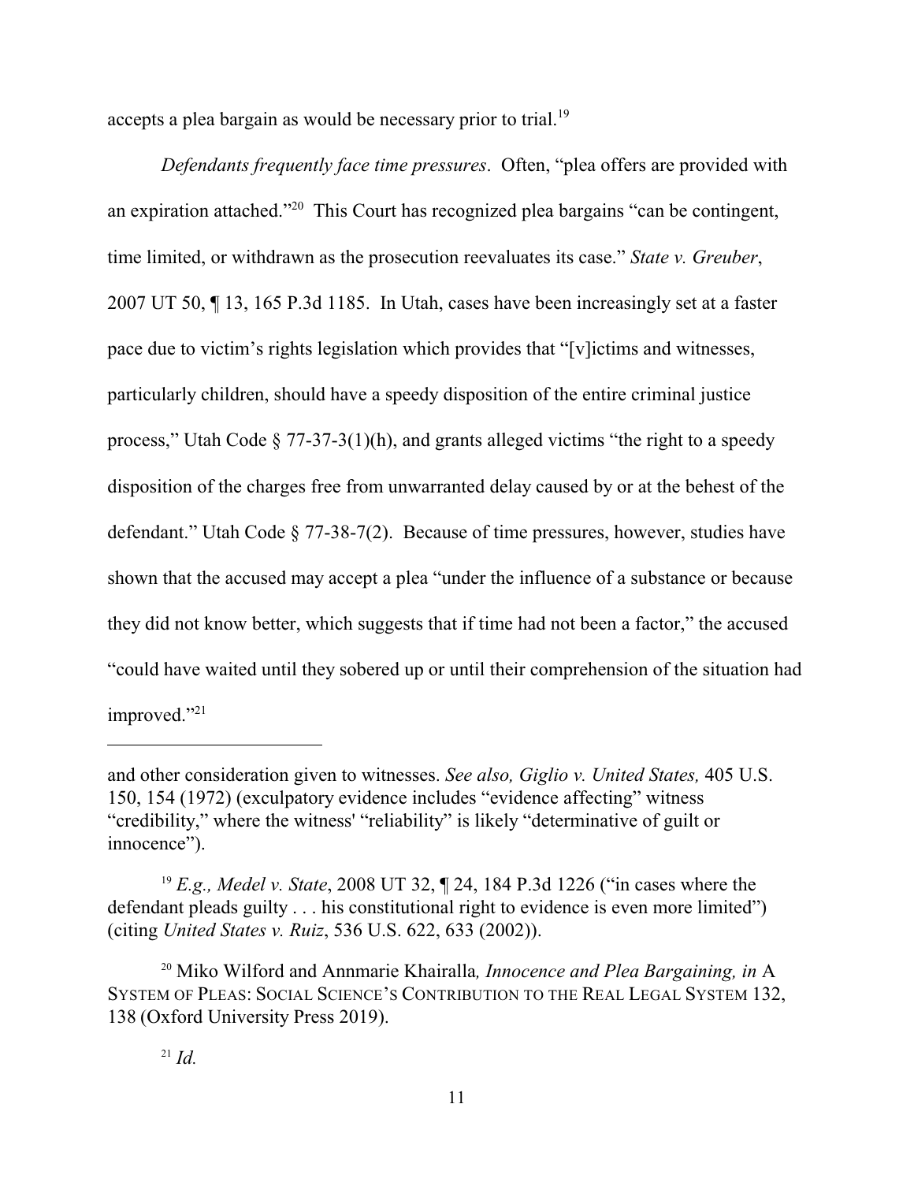accepts a plea bargain as would be necessary prior to trial.[19]

*Defendants frequently face time pressures*. Often, "plea offers are provided with an expiration attached."[20] This Court has recognized plea bargains "can be contingent, time limited, or withdrawn as the prosecution reevaluates its case." *State v. Greuber*, 2007 UT 50, ¶ 13, 165 P.3d 1185. In Utah, cases have been increasingly set at a faster pace due to victim's rights legislation which provides that "[v]ictims and witnesses, particularly children, should have a speedy disposition of the entire criminal justice process," Utah Code § 77-37-3(1)(h), and grants alleged victims "the right to a speedy disposition of the charges free from unwarranted delay caused by or at the behest of the defendant." Utah Code § 77-38-7(2). Because of time pressures, however, studies have shown that the accused may accept a plea "under the influence of a substance or because they did not know better, which suggests that if time had not been a factor," the accused "could have waited until they sobered up or until their comprehension of the situation had improved."[21]

---

and other consideration given to witnesses. *See also, Giglio v. United States,* 405 U.S. 150, 154 (1972) (exculpatory evidence includes "evidence affecting" witness "credibility," where the witness' "reliability" is likely "determinative of guilt or innocence").

[19] *E.g., Medel v. State*, 2008 UT 32, ¶ 24, 184 P.3d 1226 ("in cases where the defendant pleads guilty . . . his constitutional right to evidence is even more limited") (citing *United States v. Ruiz*, 536 U.S. 622, 633 (2002)).

[20] Miko Wilford and Annmarie Khairalla*, Innocence and Plea Bargaining, in* A SYSTEM OF PLEAS: SOCIAL SCIENCE'S CONTRIBUTION TO THE REAL LEGAL SYSTEM 132, 138 (Oxford University Press 2019).

[21] *Id.*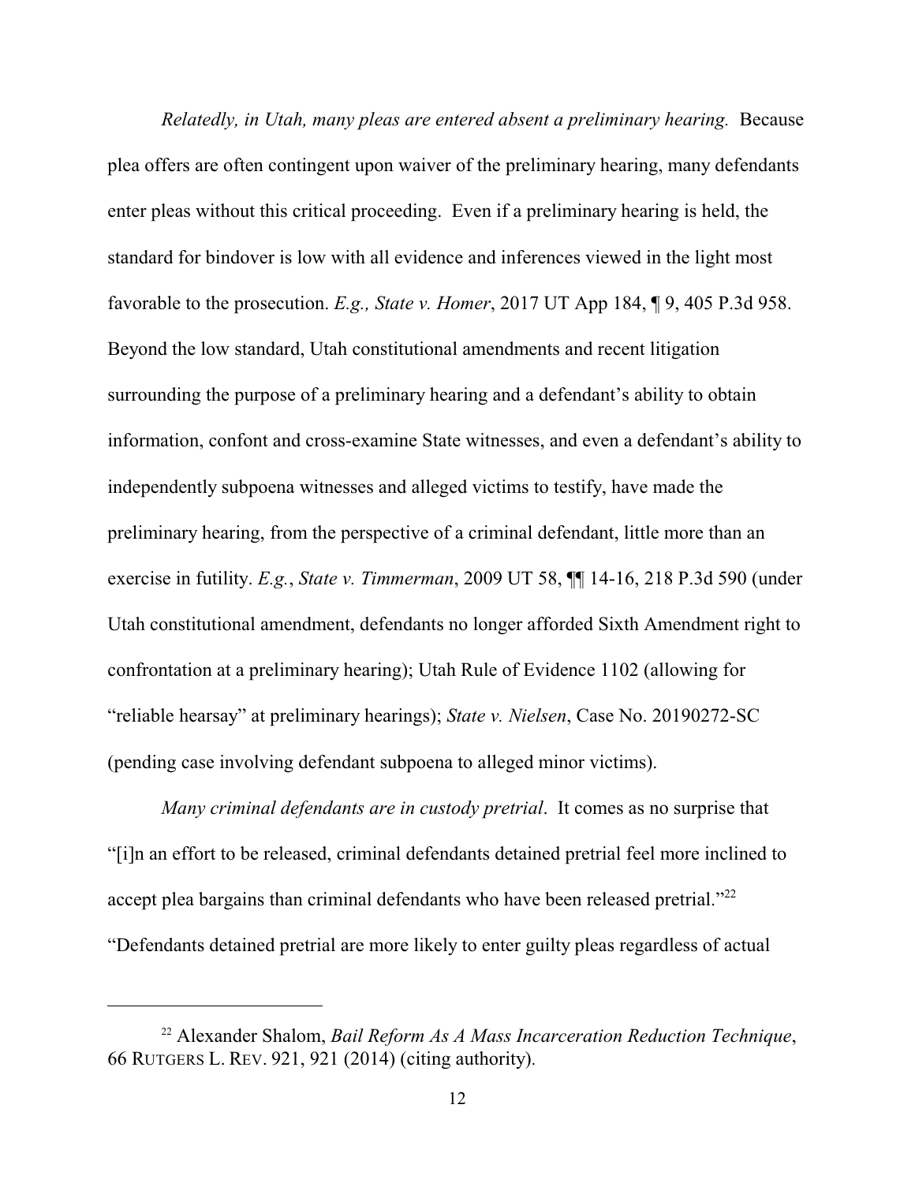*Relatedly, in Utah, many pleas are entered absent a preliminary hearing.* Because plea offers are often contingent upon waiver of the preliminary hearing, many defendants enter pleas without this critical proceeding. Even if a preliminary hearing is held, the standard for bindover is low with all evidence and inferences viewed in the light most favorable to the prosecution. *E.g., State v. Homer*, 2017 UT App 184, ¶ 9, 405 P.3d 958. Beyond the low standard, Utah constitutional amendments and recent litigation surrounding the purpose of a preliminary hearing and a defendant's ability to obtain information, confont and cross-examine State witnesses, and even a defendant's ability to independently subpoena witnesses and alleged victims to testify, have made the preliminary hearing, from the perspective of a criminal defendant, little more than an exercise in futility. *E.g.*, *State v. Timmerman*, 2009 UT 58, ¶¶ 14-16, 218 P.3d 590 (under Utah constitutional amendment, defendants no longer afforded Sixth Amendment right to confrontation at a preliminary hearing); Utah Rule of Evidence 1102 (allowing for "reliable hearsay" at preliminary hearings); *State v. Nielsen*, Case No. 20190272-SC (pending case involving defendant subpoena to alleged minor victims).

*Many criminal defendants are in custody pretrial*. It comes as no surprise that "[i]n an effort to be released, criminal defendants detained pretrial feel more inclined to accept plea bargains than criminal defendants who have been released pretrial."[22] "Defendants detained pretrial are more likely to enter guilty pleas regardless of actual

---

[22] Alexander Shalom, *Bail Reform As A Mass Incarceration Reduction Technique*, 66 RUTGERS L. REV. 921, 921 (2014) (citing authority).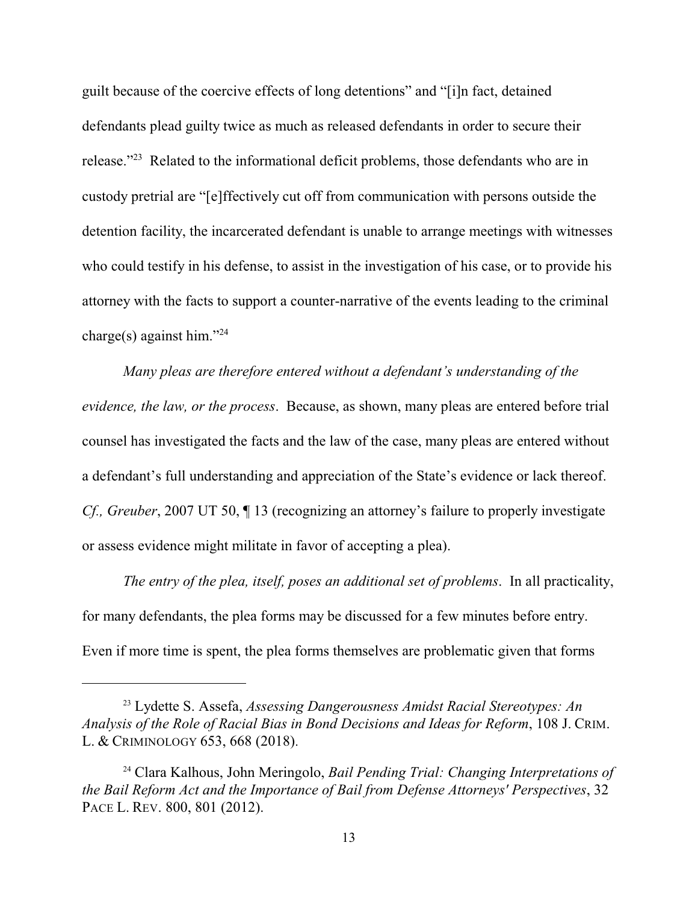guilt because of the coercive effects of long detentions" and "[i]n fact, detained defendants plead guilty twice as much as released defendants in order to secure their release."[23] Related to the informational deficit problems, those defendants who are in custody pretrial are "[e]ffectively cut off from communication with persons outside the detention facility, the incarcerated defendant is unable to arrange meetings with witnesses who could testify in his defense, to assist in the investigation of his case, or to provide his attorney with the facts to support a counter-narrative of the events leading to the criminal charge(s) against him."[24]

*Many pleas are therefore entered without a defendant's understanding of the evidence, the law, or the process*. Because, as shown, many pleas are entered before trial counsel has investigated the facts and the law of the case, many pleas are entered without a defendant's full understanding and appreciation of the State's evidence or lack thereof. *Cf., Greuber*, 2007 UT 50, ¶ 13 (recognizing an attorney's failure to properly investigate or assess evidence might militate in favor of accepting a plea).

*The entry of the plea, itself, poses an additional set of problems*. In all practicality, for many defendants, the plea forms may be discussed for a few minutes before entry. Even if more time is spent, the plea forms themselves are problematic given that forms

---

[23] Lydette S. Assefa, *Assessing Dangerousness Amidst Racial Stereotypes: An Analysis of the Role of Racial Bias in Bond Decisions and Ideas for Reform*, 108 J. CRIM. L. & CRIMINOLOGY 653, 668 (2018).

[24] Clara Kalhous, John Meringolo, *Bail Pending Trial: Changing Interpretations of the Bail Reform Act and the Importance of Bail from Defense Attorneys' Perspectives*, 32 PACE L. REV. 800, 801 (2012).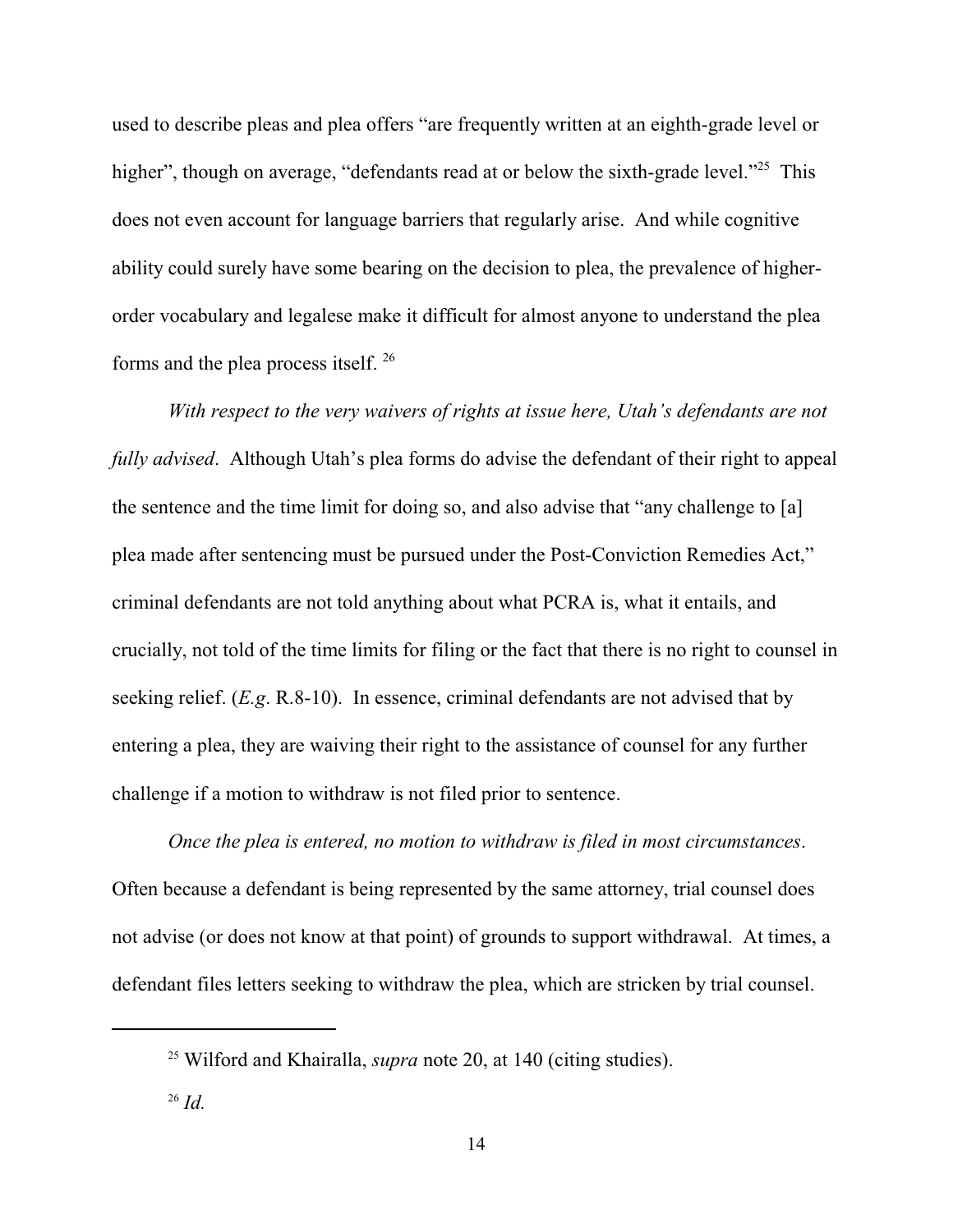used to describe pleas and plea offers "are frequently written at an eighth-grade level or higher", though on average, "defendants read at or below the sixth-grade level."[25] This does not even account for language barriers that regularly arise. And while cognitive ability could surely have some bearing on the decision to plea, the prevalence of higher-order vocabulary and legalese make it difficult for almost anyone to understand the plea forms and the plea process itself. [26]

*With respect to the very waivers of rights at issue here, Utah's defendants are not fully advised*. Although Utah's plea forms do advise the defendant of their right to appeal the sentence and the time limit for doing so, and also advise that "any challenge to [a] plea made after sentencing must be pursued under the Post-Conviction Remedies Act," criminal defendants are not told anything about what PCRA is, what it entails, and crucially, not told of the time limits for filing or the fact that there is no right to counsel in seeking relief. (*E.g*. R.8-10). In essence, criminal defendants are not advised that by entering a plea, they are waiving their right to the assistance of counsel for any further challenge if a motion to withdraw is not filed prior to sentence.

*Once the plea is entered, no motion to withdraw is filed in most circumstances*. Often because a defendant is being represented by the same attorney, trial counsel does not advise (or does not know at that point) of grounds to support withdrawal. At times, a defendant files letters seeking to withdraw the plea, which are stricken by trial counsel.

---

[25] Wilford and Khairalla, *supra* note 20, at 140 (citing studies).

[26] *Id.*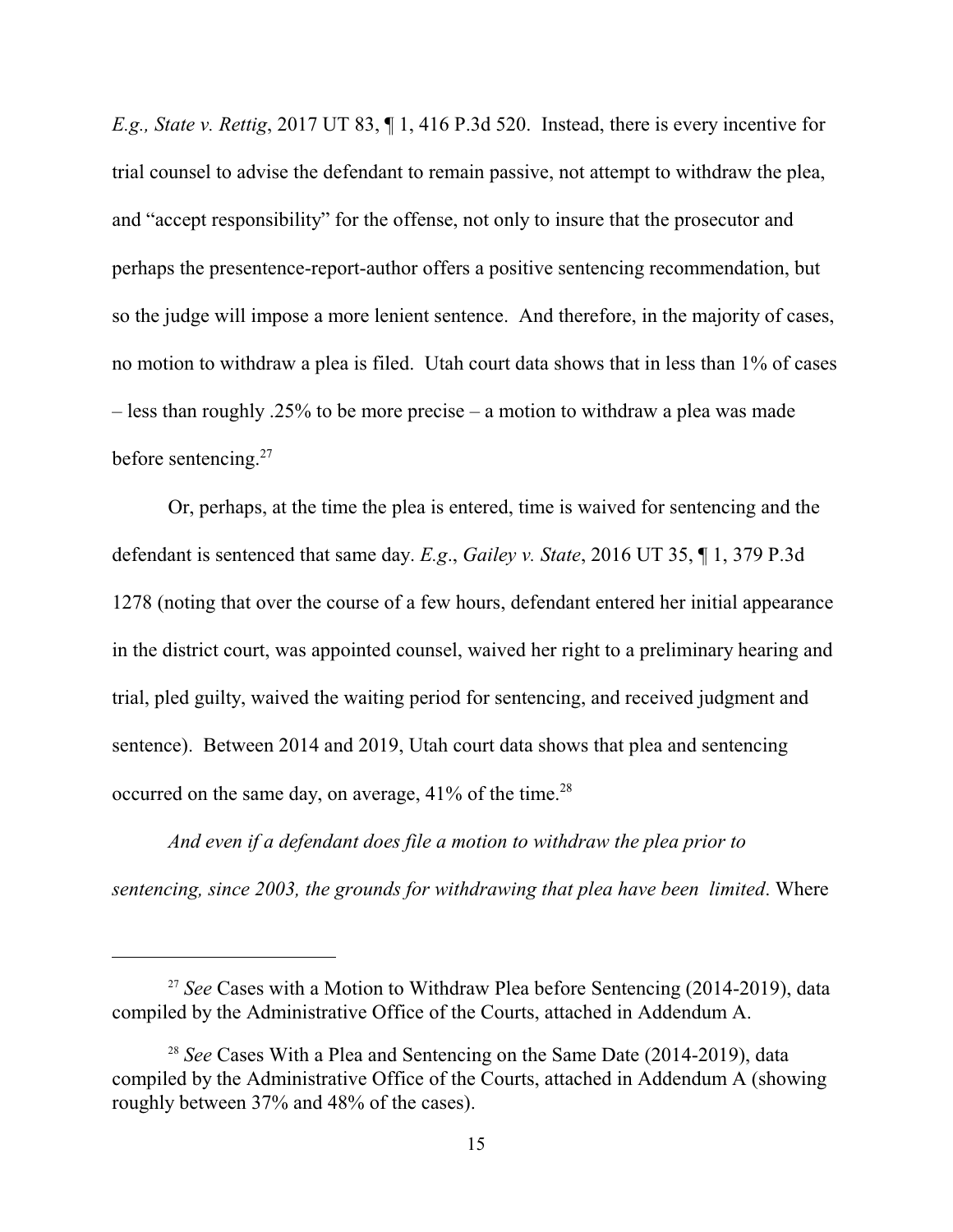*E.g., State v. Rettig*, 2017 UT 83, ¶ 1, 416 P.3d 520. Instead, there is every incentive for trial counsel to advise the defendant to remain passive, not attempt to withdraw the plea, and "accept responsibility" for the offense, not only to insure that the prosecutor and perhaps the presentence-report-author offers a positive sentencing recommendation, but so the judge will impose a more lenient sentence. And therefore, in the majority of cases, no motion to withdraw a plea is filed. Utah court data shows that in less than 1% of cases – less than roughly .25% to be more precise – a motion to withdraw a plea was made before sentencing.[27]

Or, perhaps, at the time the plea is entered, time is waived for sentencing and the defendant is sentenced that same day. *E.g.*, *Gailey v. State*, 2016 UT 35, ¶ 1, 379 P.3d 1278 (noting that over the course of a few hours, defendant entered her initial appearance in the district court, was appointed counsel, waived her right to a preliminary hearing and trial, pled guilty, waived the waiting period for sentencing, and received judgment and sentence). Between 2014 and 2019, Utah court data shows that plea and sentencing occurred on the same day, on average, 41% of the time.[28]

*And even if a defendant does file a motion to withdraw the plea prior to sentencing, since 2003, the grounds for withdrawing that plea have been limited*. Where

---

[27] *See* Cases with a Motion to Withdraw Plea before Sentencing (2014-2019), data compiled by the Administrative Office of the Courts, attached in Addendum A.

[28] *See* Cases With a Plea and Sentencing on the Same Date (2014-2019), data compiled by the Administrative Office of the Courts, attached in Addendum A (showing roughly between 37% and 48% of the cases).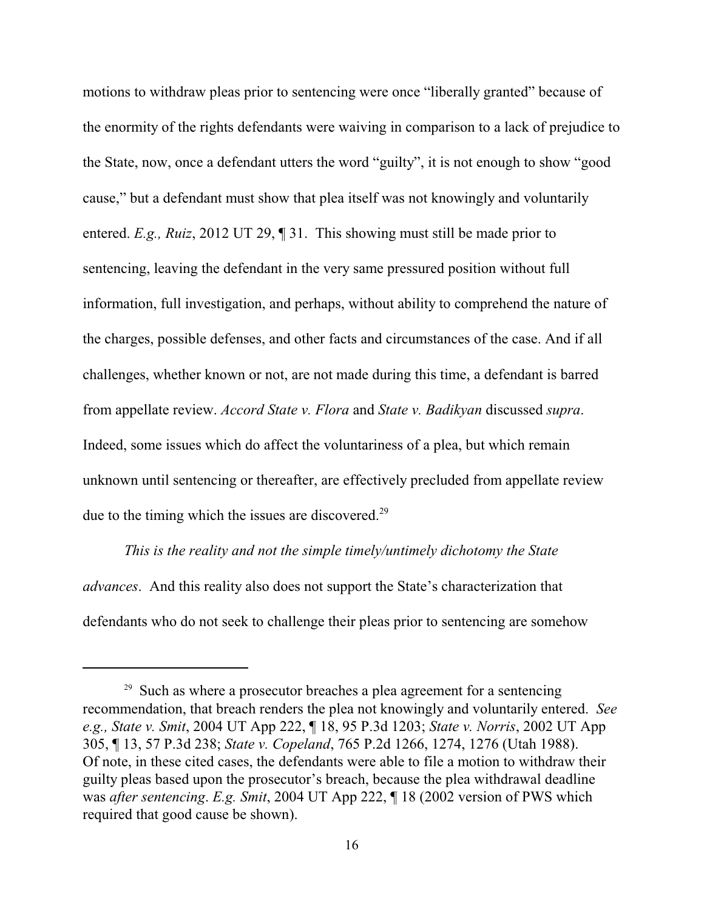motions to withdraw pleas prior to sentencing were once "liberally granted" because of the enormity of the rights defendants were waiving in comparison to a lack of prejudice to the State, now, once a defendant utters the word "guilty", it is not enough to show "good cause," but a defendant must show that plea itself was not knowingly and voluntarily entered. *E.g., Ruiz*, 2012 UT 29, ¶ 31. This showing must still be made prior to sentencing, leaving the defendant in the very same pressured position without full information, full investigation, and perhaps, without ability to comprehend the nature of the charges, possible defenses, and other facts and circumstances of the case. And if all challenges, whether known or not, are not made during this time, a defendant is barred from appellate review. *Accord State v. Flora* and *State v. Badikyan* discussed *supra*. Indeed, some issues which do affect the voluntariness of a plea, but which remain unknown until sentencing or thereafter, are effectively precluded from appellate review due to the timing which the issues are discovered.[29]

*This is the reality and not the simple timely/untimely dichotomy the State advances*. And this reality also does not support the State's characterization that defendants who do not seek to challenge their pleas prior to sentencing are somehow

---

[29] Such as where a prosecutor breaches a plea agreement for a sentencing recommendation, that breach renders the plea not knowingly and voluntarily entered. *See e.g., State v. Smit*, 2004 UT App 222, ¶ 18, 95 P.3d 1203; *State v. Norris*, 2002 UT App 305, ¶ 13, 57 P.3d 238; *State v. Copeland*, 765 P.2d 1266, 1274, 1276 (Utah 1988). Of note, in these cited cases, the defendants were able to file a motion to withdraw their guilty pleas based upon the prosecutor's breach, because the plea withdrawal deadline was *after sentencing*. *E.g. Smit*, 2004 UT App 222, ¶ 18 (2002 version of PWS which required that good cause be shown).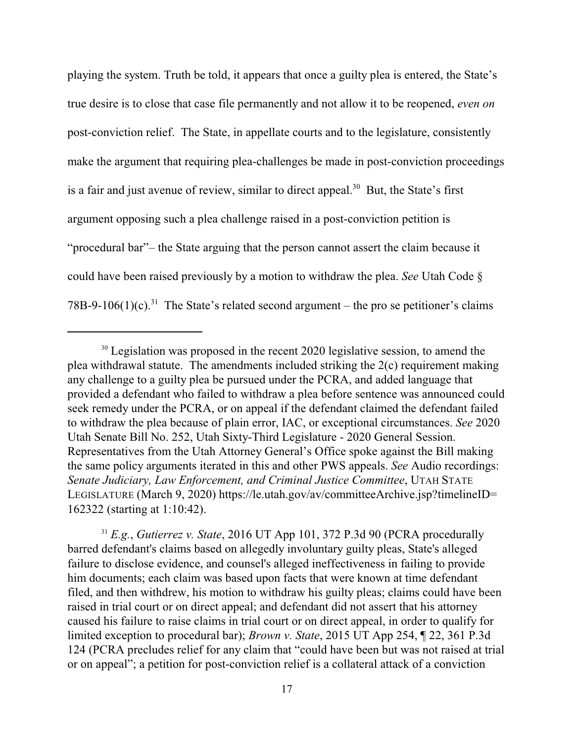playing the system. Truth be told, it appears that once a guilty plea is entered, the State's true desire is to close that case file permanently and not allow it to be reopened, *even on* post-conviction relief. The State, in appellate courts and to the legislature, consistently make the argument that requiring plea-challenges be made in post-conviction proceedings is a fair and just avenue of review, similar to direct appeal.[30] But, the State's first argument opposing such a plea challenge raised in a post-conviction petition is "procedural bar"– the State arguing that the person cannot assert the claim because it could have been raised previously by a motion to withdraw the plea. *See* Utah Code § 78B-9-106(1)(c).[31] The State's related second argument – the pro se petitioner's claims

---

[30] Legislation was proposed in the recent 2020 legislative session, to amend the plea withdrawal statute. The amendments included striking the 2(c) requirement making any challenge to a guilty plea be pursued under the PCRA, and added language that provided a defendant who failed to withdraw a plea before sentence was announced could seek remedy under the PCRA, or on appeal if the defendant claimed the defendant failed to withdraw the plea because of plain error, IAC, or exceptional circumstances. *See* 2020 Utah Senate Bill No. 252, Utah Sixty-Third Legislature - 2020 General Session. Representatives from the Utah Attorney General's Office spoke against the Bill making the same policy arguments iterated in this and other PWS appeals. *See* Audio recordings: *Senate Judiciary, Law Enforcement, and Criminal Justice Committee*, UTAH STATE LEGISLATURE (March 9, 2020) https://le.utah.gov/av/committeeArchive.jsp?timelineID=162322 (starting at 1:10:42).

[31] *E.g.*, *Gutierrez v. State*, 2016 UT App 101, 372 P.3d 90 (PCRA procedurally barred defendant's claims based on allegedly involuntary guilty pleas, State's alleged failure to disclose evidence, and counsel's alleged ineffectiveness in failing to provide him documents; each claim was based upon facts that were known at time defendant filed, and then withdrew, his motion to withdraw his guilty pleas; claims could have been raised in trial court or on direct appeal; and defendant did not assert that his attorney caused his failure to raise claims in trial court or on direct appeal, in order to qualify for limited exception to procedural bar); *Brown v. State*, 2015 UT App 254, ¶ 22, 361 P.3d 124 (PCRA precludes relief for any claim that "could have been but was not raised at trial or on appeal"; a petition for post-conviction relief is a collateral attack of a conviction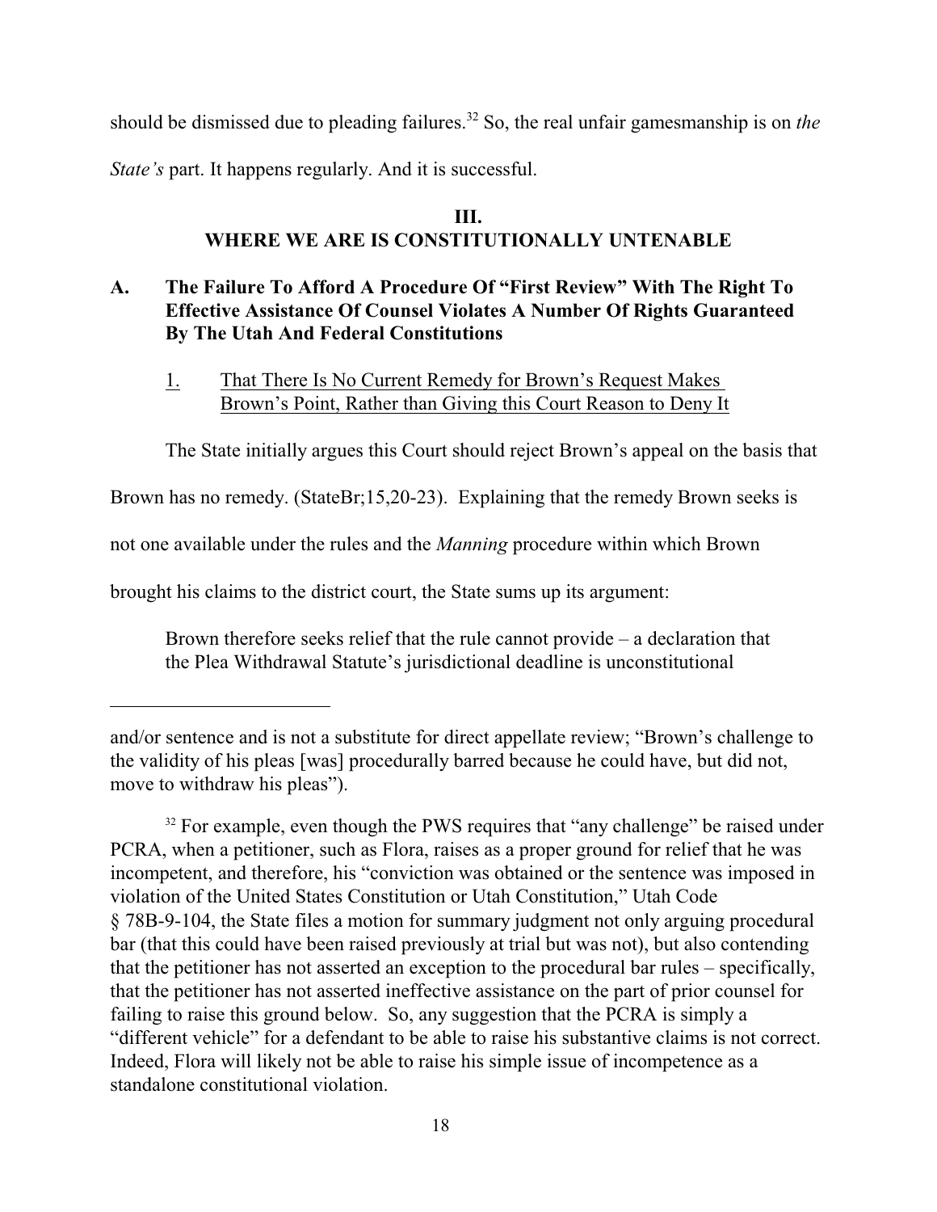should be dismissed due to pleading failures.[32] So, the real unfair gamesmanship is on *the State's* part. It happens regularly. And it is successful.

## III.
## WHERE WE ARE IS CONSTITUTIONALLY UNTENABLE

### A. The Failure To Afford A Procedure Of "First Review" With The Right To Effective Assistance Of Counsel Violates A Number Of Rights Guaranteed By The Utah And Federal Constitutions

#### 1. That There Is No Current Remedy for Brown's Request Makes Brown's Point, Rather than Giving this Court Reason to Deny It

The State initially argues this Court should reject Brown's appeal on the basis that Brown has no remedy. (StateBr;15,20-23). Explaining that the remedy Brown seeks is not one available under the rules and the *Manning* procedure within which Brown brought his claims to the district court, the State sums up its argument:

> Brown therefore seeks relief that the rule cannot provide – a declaration that the Plea Withdrawal Statute's jurisdictional deadline is unconstitutional

---

and/or sentence and is not a substitute for direct appellate review; "Brown's challenge to the validity of his pleas [was] procedurally barred because he could have, but did not, move to withdraw his pleas").

[32] For example, even though the PWS requires that "any challenge" be raised under PCRA, when a petitioner, such as Flora, raises as a proper ground for relief that he was incompetent, and therefore, his "conviction was obtained or the sentence was imposed in violation of the United States Constitution or Utah Constitution," Utah Code § 78B-9-104, the State files a motion for summary judgment not only arguing procedural bar (that this could have been raised previously at trial but was not), but also contending that the petitioner has not asserted an exception to the procedural bar rules – specifically, that the petitioner has not asserted ineffective assistance on the part of prior counsel for failing to raise this ground below. So, any suggestion that the PCRA is simply a "different vehicle" for a defendant to be able to raise his substantive claims is not correct. Indeed, Flora will likely not be able to raise his simple issue of incompetence as a standalone constitutional violation.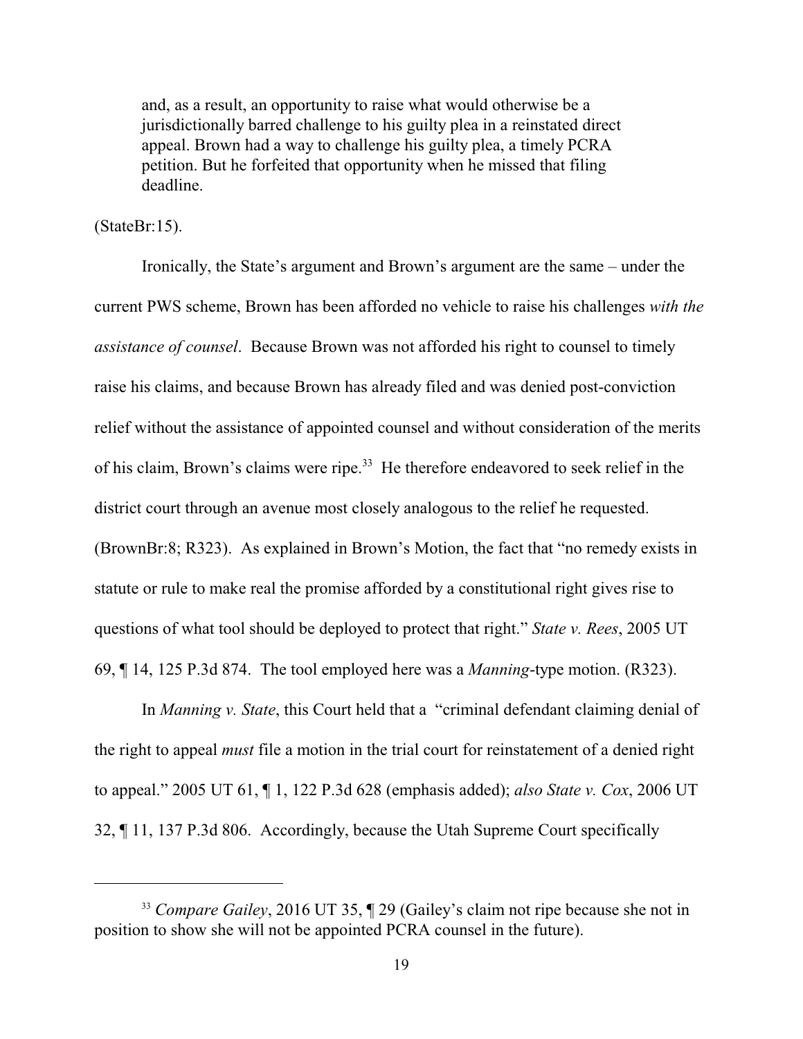> and, as a result, an opportunity to raise what would otherwise be a jurisdictionally barred challenge to his guilty plea in a reinstated direct appeal. Brown had a way to challenge his guilty plea, a timely PCRA petition. But he forfeited that opportunity when he missed that filing deadline.

(StateBr:15).

Ironically, the State's argument and Brown's argument are the same – under the current PWS scheme, Brown has been afforded no vehicle to raise his challenges *with the assistance of counsel*. Because Brown was not afforded his right to counsel to timely raise his claims, and because Brown has already filed and was denied post-conviction relief without the assistance of appointed counsel and without consideration of the merits of his claim, Brown's claims were ripe.[33] He therefore endeavored to seek relief in the district court through an avenue most closely analogous to the relief he requested. (BrownBr:8; R323). As explained in Brown's Motion, the fact that "no remedy exists in statute or rule to make real the promise afforded by a constitutional right gives rise to questions of what tool should be deployed to protect that right." *State v. Rees*, 2005 UT 69, ¶ 14, 125 P.3d 874. The tool employed here was a *Manning*-type motion. (R323).

In *Manning v. State*, this Court held that a "criminal defendant claiming denial of the right to appeal *must* file a motion in the trial court for reinstatement of a denied right to appeal." 2005 UT 61, ¶ 1, 122 P.3d 628 (emphasis added); *also State v. Cox*, 2006 UT 32, ¶ 11, 137 P.3d 806. Accordingly, because the Utah Supreme Court specifically

---

[33] *Compare Gailey*, 2016 UT 35, ¶ 29 (Gailey's claim not ripe because she not in position to show she will not be appointed PCRA counsel in the future).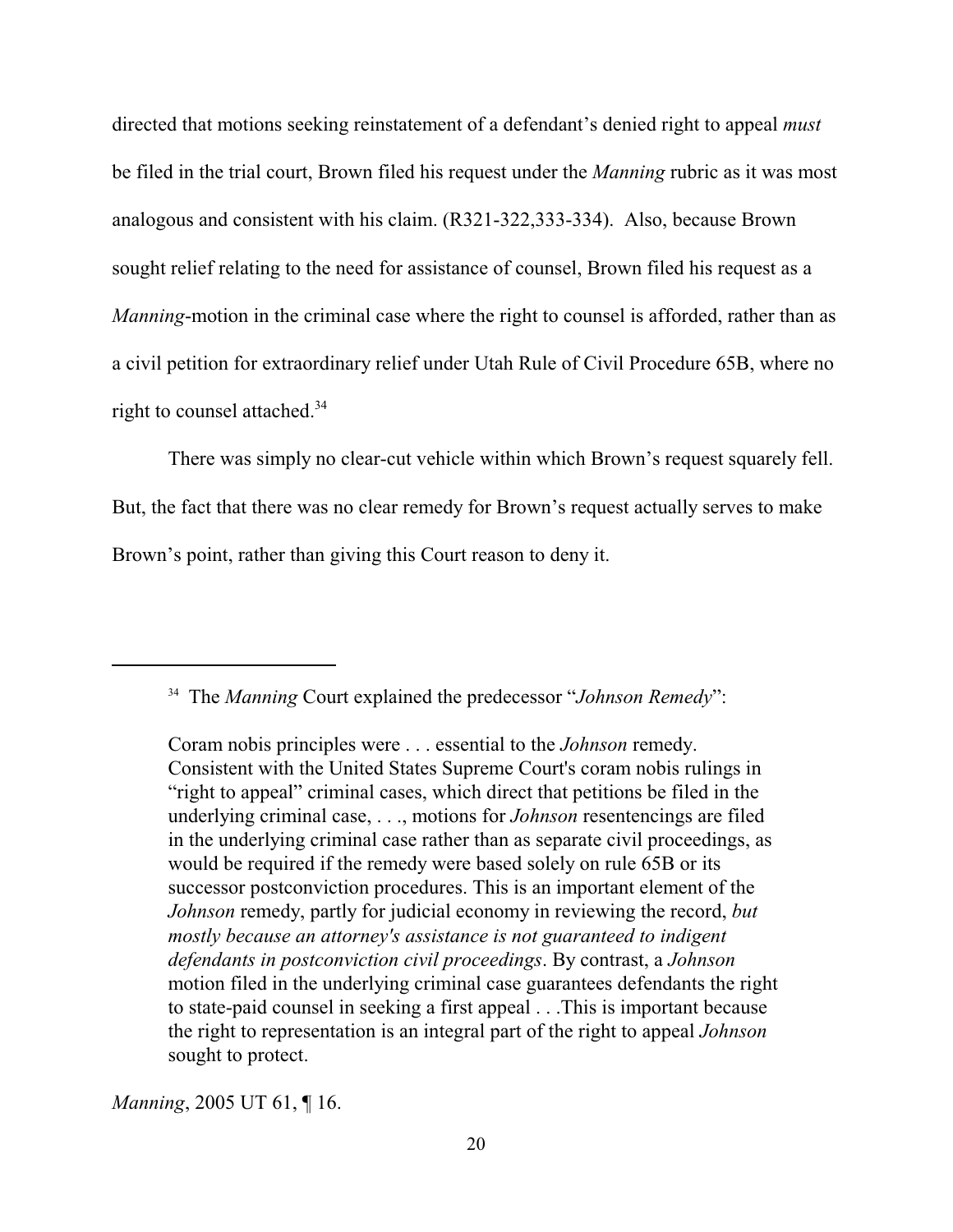directed that motions seeking reinstatement of a defendant's denied right to appeal *must* be filed in the trial court, Brown filed his request under the *Manning* rubric as it was most analogous and consistent with his claim. (R321-322,333-334). Also, because Brown sought relief relating to the need for assistance of counsel, Brown filed his request as a *Manning*-motion in the criminal case where the right to counsel is afforded, rather than as a civil petition for extraordinary relief under Utah Rule of Civil Procedure 65B, where no right to counsel attached.[34]

There was simply no clear-cut vehicle within which Brown's request squarely fell. But, the fact that there was no clear remedy for Brown's request actually serves to make Brown's point, rather than giving this Court reason to deny it.

---

[34] The *Manning* Court explained the predecessor "*Johnson Remedy*":

> Coram nobis principles were . . . essential to the *Johnson* remedy. Consistent with the United States Supreme Court's coram nobis rulings in "right to appeal" criminal cases, which direct that petitions be filed in the underlying criminal case, . . ., motions for *Johnson* resentencings are filed in the underlying criminal case rather than as separate civil proceedings, as would be required if the remedy were based solely on rule 65B or its successor postconviction procedures. This is an important element of the *Johnson* remedy, partly for judicial economy in reviewing the record, *but mostly because an attorney's assistance is not guaranteed to indigent defendants in postconviction civil proceedings*. By contrast, a *Johnson* motion filed in the underlying criminal case guarantees defendants the right to state-paid counsel in seeking a first appeal . . .This is important because the right to representation is an integral part of the right to appeal *Johnson* sought to protect.

*Manning*, 2005 UT 61, ¶ 16.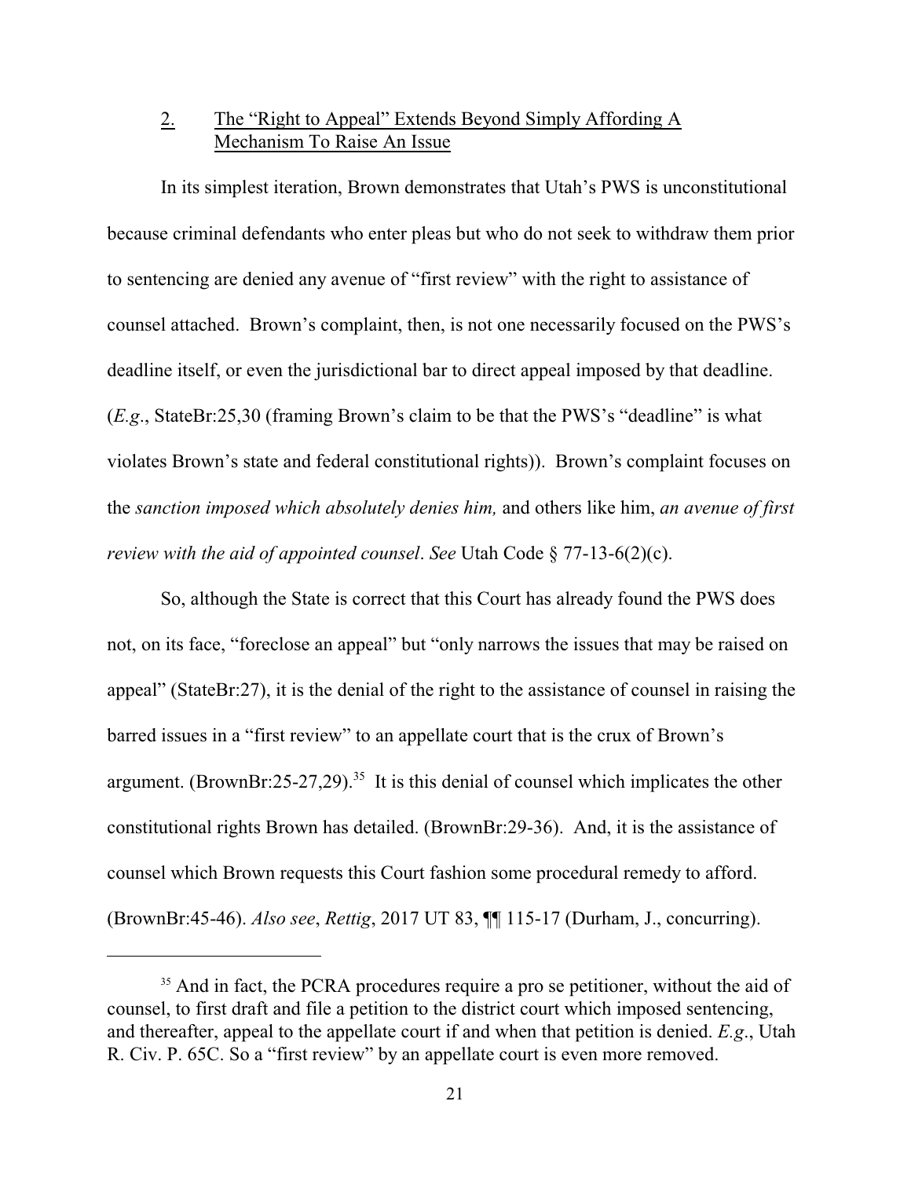### 2. The "Right to Appeal" Extends Beyond Simply Affording A Mechanism To Raise An Issue

In its simplest iteration, Brown demonstrates that Utah's PWS is unconstitutional because criminal defendants who enter pleas but who do not seek to withdraw them prior to sentencing are denied any avenue of "first review" with the right to assistance of counsel attached. Brown's complaint, then, is not one necessarily focused on the PWS's deadline itself, or even the jurisdictional bar to direct appeal imposed by that deadline. (*E.g*., StateBr:25,30 (framing Brown's claim to be that the PWS's "deadline" is what violates Brown's state and federal constitutional rights)). Brown's complaint focuses on the *sanction imposed which absolutely denies him,* and others like him, *an avenue of first review with the aid of appointed counsel*. *See* Utah Code § 77-13-6(2)(c).

So, although the State is correct that this Court has already found the PWS does not, on its face, "foreclose an appeal" but "only narrows the issues that may be raised on appeal" (StateBr:27), it is the denial of the right to the assistance of counsel in raising the barred issues in a "first review" to an appellate court that is the crux of Brown's argument. (BrownBr:25-27,29).[35] It is this denial of counsel which implicates the other constitutional rights Brown has detailed. (BrownBr:29-36). And, it is the assistance of counsel which Brown requests this Court fashion some procedural remedy to afford. (BrownBr:45-46). *Also see*, *Rettig*, 2017 UT 83, ¶¶ 115-17 (Durham, J., concurring).

---

[35] And in fact, the PCRA procedures require a pro se petitioner, without the aid of counsel, to first draft and file a petition to the district court which imposed sentencing, and thereafter, appeal to the appellate court if and when that petition is denied. *E.g*., Utah R. Civ. P. 65C. So a "first review" by an appellate court is even more removed.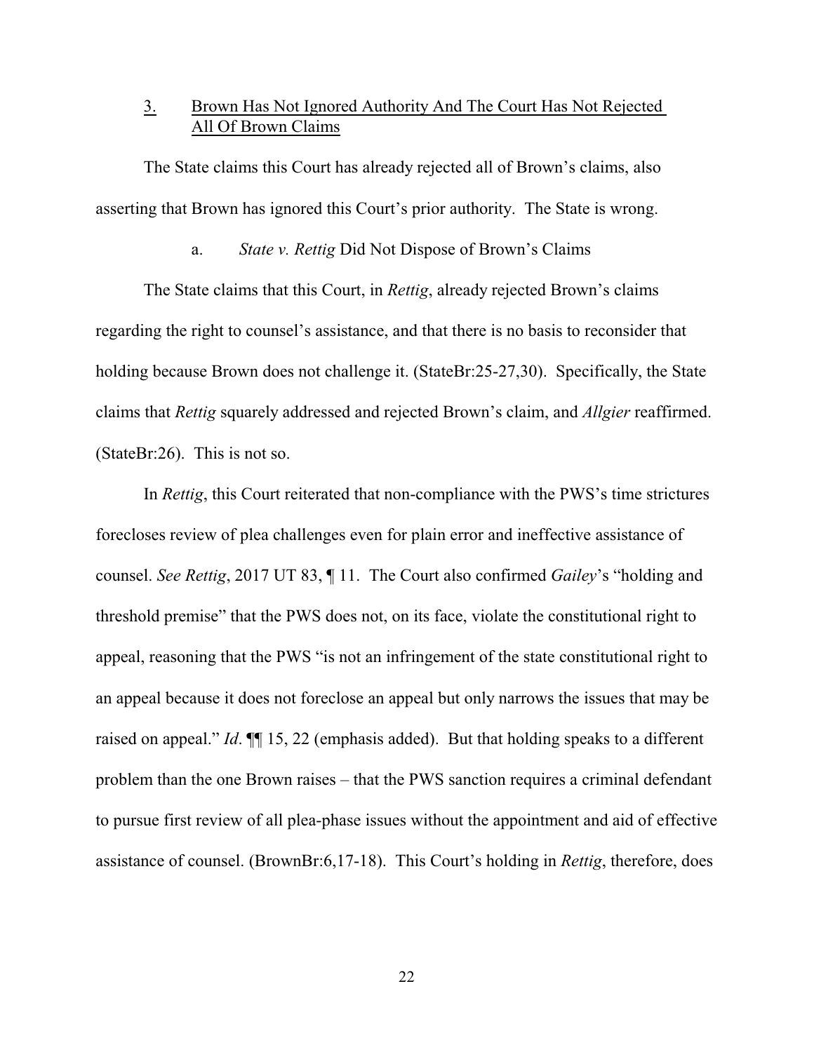### 3. <u>Brown Has Not Ignored Authority And The Court Has Not Rejected All Of Brown Claims</u>

The State claims this Court has already rejected all of Brown's claims, also asserting that Brown has ignored this Court's prior authority. The State is wrong.

#### a. *State v. Rettig* Did Not Dispose of Brown's Claims

The State claims that this Court, in *Rettig*, already rejected Brown's claims regarding the right to counsel's assistance, and that there is no basis to reconsider that holding because Brown does not challenge it. (StateBr:25-27,30). Specifically, the State claims that *Rettig* squarely addressed and rejected Brown's claim, and *Allgier* reaffirmed. (StateBr:26). This is not so.

In *Rettig*, this Court reiterated that non-compliance with the PWS's time strictures forecloses review of plea challenges even for plain error and ineffective assistance of counsel. *See Rettig*, 2017 UT 83, ¶ 11. The Court also confirmed *Gailey*'s "holding and threshold premise" that the PWS does not, on its face, violate the constitutional right to appeal, reasoning that the PWS "is not an infringement of the state constitutional right to an appeal because it does not foreclose an appeal but only narrows the issues that may be raised on appeal." *Id*. ¶¶ 15, 22 (emphasis added). But that holding speaks to a different problem than the one Brown raises – that the PWS sanction requires a criminal defendant to pursue first review of all plea-phase issues without the appointment and aid of effective assistance of counsel. (BrownBr:6,17-18). This Court's holding in *Rettig*, therefore, does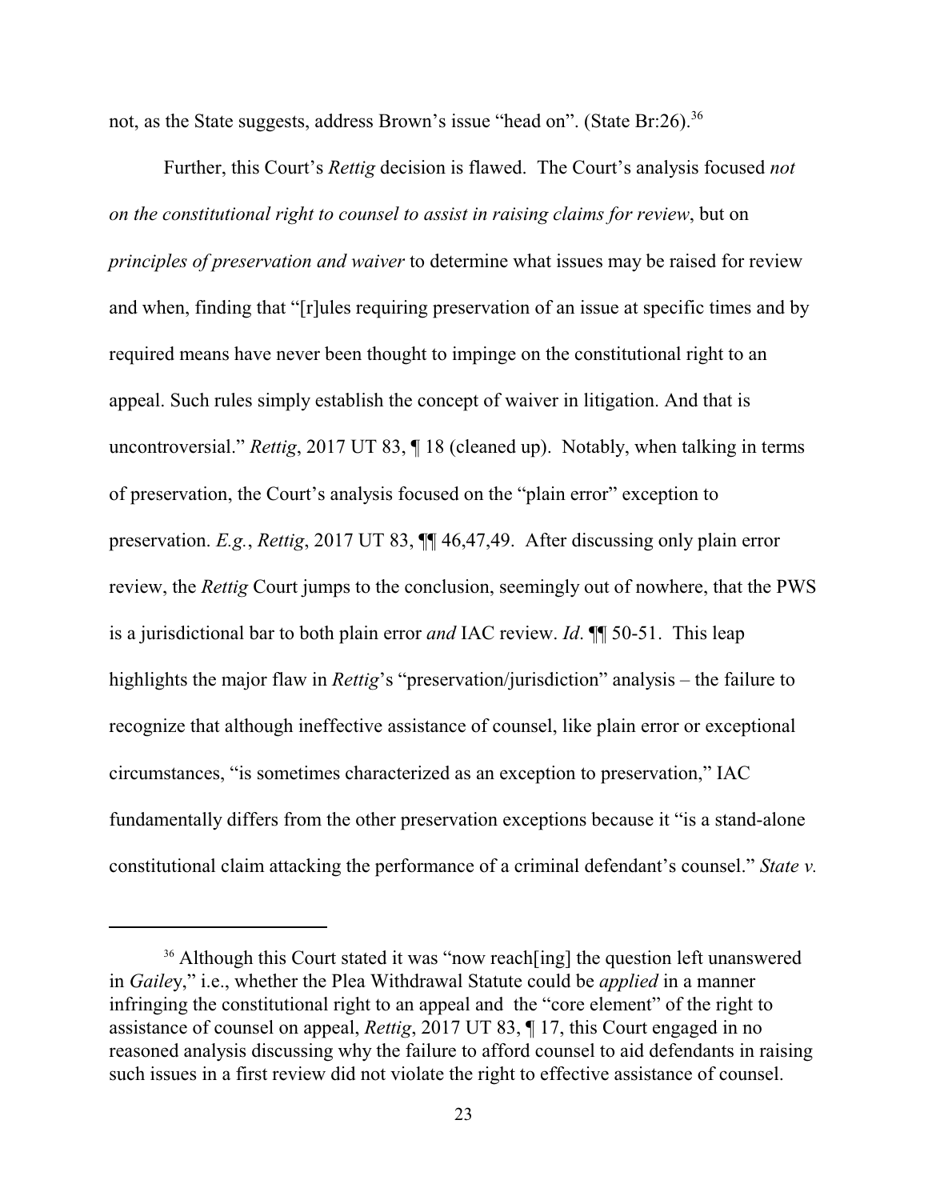not, as the State suggests, address Brown's issue "head on". (State Br:26).[36]

Further, this Court's *Rettig* decision is flawed. The Court's analysis focused *not on the constitutional right to counsel to assist in raising claims for review*, but on *principles of preservation and waiver* to determine what issues may be raised for review and when, finding that "[r]ules requiring preservation of an issue at specific times and by required means have never been thought to impinge on the constitutional right to an appeal. Such rules simply establish the concept of waiver in litigation. And that is uncontroversial." *Rettig*, 2017 UT 83, ¶ 18 (cleaned up). Notably, when talking in terms of preservation, the Court's analysis focused on the "plain error" exception to preservation. *E.g.*, *Rettig*, 2017 UT 83, ¶¶ 46,47,49. After discussing only plain error review, the *Rettig* Court jumps to the conclusion, seemingly out of nowhere, that the PWS is a jurisdictional bar to both plain error *and* IAC review. *Id*. ¶¶ 50-51. This leap highlights the major flaw in *Rettig*'s "preservation/jurisdiction" analysis – the failure to recognize that although ineffective assistance of counsel, like plain error or exceptional circumstances, "is sometimes characterized as an exception to preservation," IAC fundamentally differs from the other preservation exceptions because it "is a stand-alone constitutional claim attacking the performance of a criminal defendant's counsel." *State v.*

---

[36] Although this Court stated it was "now reach[ing] the question left unanswered in *Gailey*," i.e., whether the Plea Withdrawal Statute could be *applied* in a manner infringing the constitutional right to an appeal and the "core element" of the right to assistance of counsel on appeal, *Rettig*, 2017 UT 83, ¶ 17, this Court engaged in no reasoned analysis discussing why the failure to afford counsel to aid defendants in raising such issues in a first review did not violate the right to effective assistance of counsel.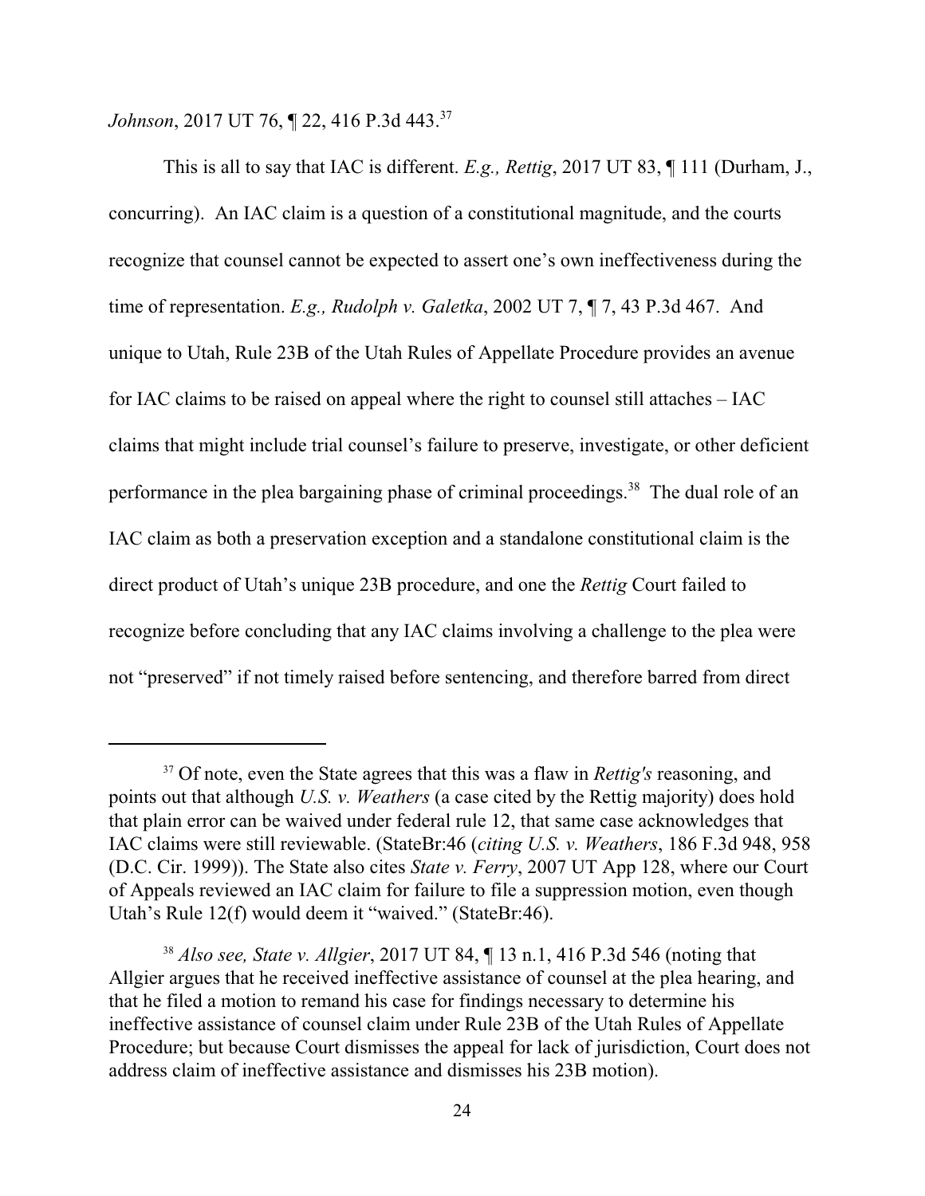*Johnson*, 2017 UT 76, ¶ 22, 416 P.3d 443.[37]

This is all to say that IAC is different. *E.g., Rettig*, 2017 UT 83, ¶ 111 (Durham, J., concurring). An IAC claim is a question of a constitutional magnitude, and the courts recognize that counsel cannot be expected to assert one's own ineffectiveness during the time of representation. *E.g., Rudolph v. Galetka*, 2002 UT 7, ¶ 7, 43 P.3d 467. And unique to Utah, Rule 23B of the Utah Rules of Appellate Procedure provides an avenue for IAC claims to be raised on appeal where the right to counsel still attaches – IAC claims that might include trial counsel's failure to preserve, investigate, or other deficient performance in the plea bargaining phase of criminal proceedings.[38] The dual role of an IAC claim as both a preservation exception and a standalone constitutional claim is the direct product of Utah's unique 23B procedure, and one the *Rettig* Court failed to recognize before concluding that any IAC claims involving a challenge to the plea were not "preserved" if not timely raised before sentencing, and therefore barred from direct

---

[37] Of note, even the State agrees that this was a flaw in *Rettig's* reasoning, and points out that although *U.S. v. Weathers* (a case cited by the Rettig majority) does hold that plain error can be waived under federal rule 12, that same case acknowledges that IAC claims were still reviewable. (StateBr:46 (*citing U.S. v. Weathers*, 186 F.3d 948, 958 (D.C. Cir. 1999)). The State also cites *State v. Ferry*, 2007 UT App 128, where our Court of Appeals reviewed an IAC claim for failure to file a suppression motion, even though Utah's Rule 12(f) would deem it "waived." (StateBr:46).

[38] *Also see, State v. Allgier*, 2017 UT 84, ¶ 13 n.1, 416 P.3d 546 (noting that Allgier argues that he received ineffective assistance of counsel at the plea hearing, and that he filed a motion to remand his case for findings necessary to determine his ineffective assistance of counsel claim under Rule 23B of the Utah Rules of Appellate Procedure; but because Court dismisses the appeal for lack of jurisdiction, Court does not address claim of ineffective assistance and dismisses his 23B motion).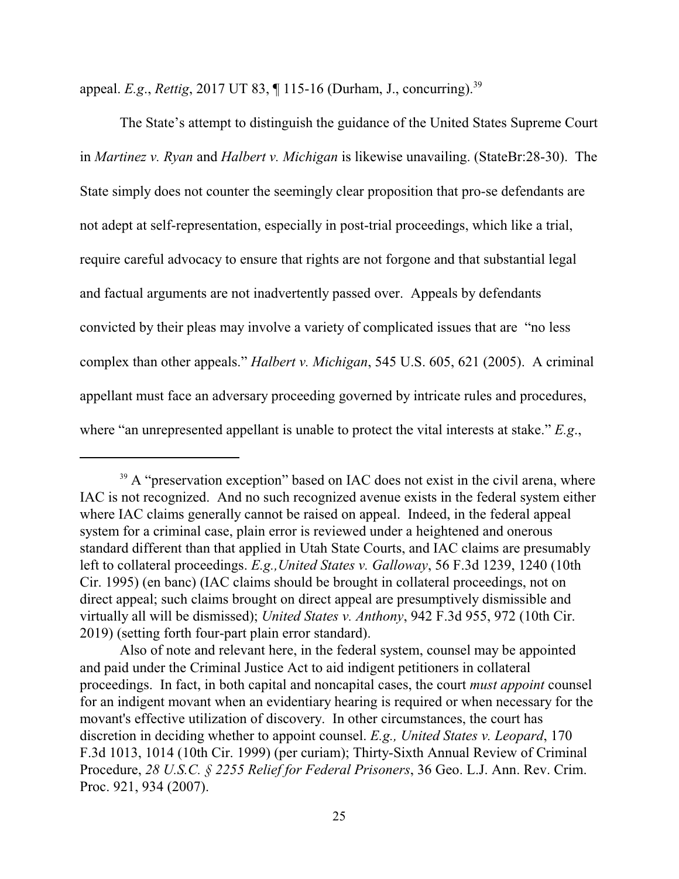appeal. *E.g.*, *Rettig*, 2017 UT 83, ¶ 115-16 (Durham, J., concurring).[39]

The State's attempt to distinguish the guidance of the United States Supreme Court in *Martinez v. Ryan* and *Halbert v. Michigan* is likewise unavailing. (StateBr:28-30). The State simply does not counter the seemingly clear proposition that pro-se defendants are not adept at self-representation, especially in post-trial proceedings, which like a trial, require careful advocacy to ensure that rights are not forgone and that substantial legal and factual arguments are not inadvertently passed over. Appeals by defendants convicted by their pleas may involve a variety of complicated issues that are "no less complex than other appeals." *Halbert v. Michigan*, 545 U.S. 605, 621 (2005). A criminal appellant must face an adversary proceeding governed by intricate rules and procedures, where "an unrepresented appellant is unable to protect the vital interests at stake." *E.g.*,

---

[39] A "preservation exception" based on IAC does not exist in the civil arena, where IAC is not recognized. And no such recognized avenue exists in the federal system either where IAC claims generally cannot be raised on appeal. Indeed, in the federal appeal system for a criminal case, plain error is reviewed under a heightened and onerous standard different than that applied in Utah State Courts, and IAC claims are presumably left to collateral proceedings. *E.g.,United States v. Galloway*, 56 F.3d 1239, 1240 (10th Cir. 1995) (en banc) (IAC claims should be brought in collateral proceedings, not on direct appeal; such claims brought on direct appeal are presumptively dismissible and virtually all will be dismissed); *United States v. Anthony*, 942 F.3d 955, 972 (10th Cir. 2019) (setting forth four-part plain error standard).

Also of note and relevant here, in the federal system, counsel may be appointed and paid under the Criminal Justice Act to aid indigent petitioners in collateral proceedings. In fact, in both capital and noncapital cases, the court *must appoint* counsel for an indigent movant when an evidentiary hearing is required or when necessary for the movant's effective utilization of discovery. In other circumstances, the court has discretion in deciding whether to appoint counsel. *E.g., United States v. Leopard*, 170 F.3d 1013, 1014 (10th Cir. 1999) (per curiam); Thirty-Sixth Annual Review of Criminal Procedure, *28 U.S.C. § 2255 Relief for Federal Prisoners*, 36 Geo. L.J. Ann. Rev. Crim. Proc. 921, 934 (2007).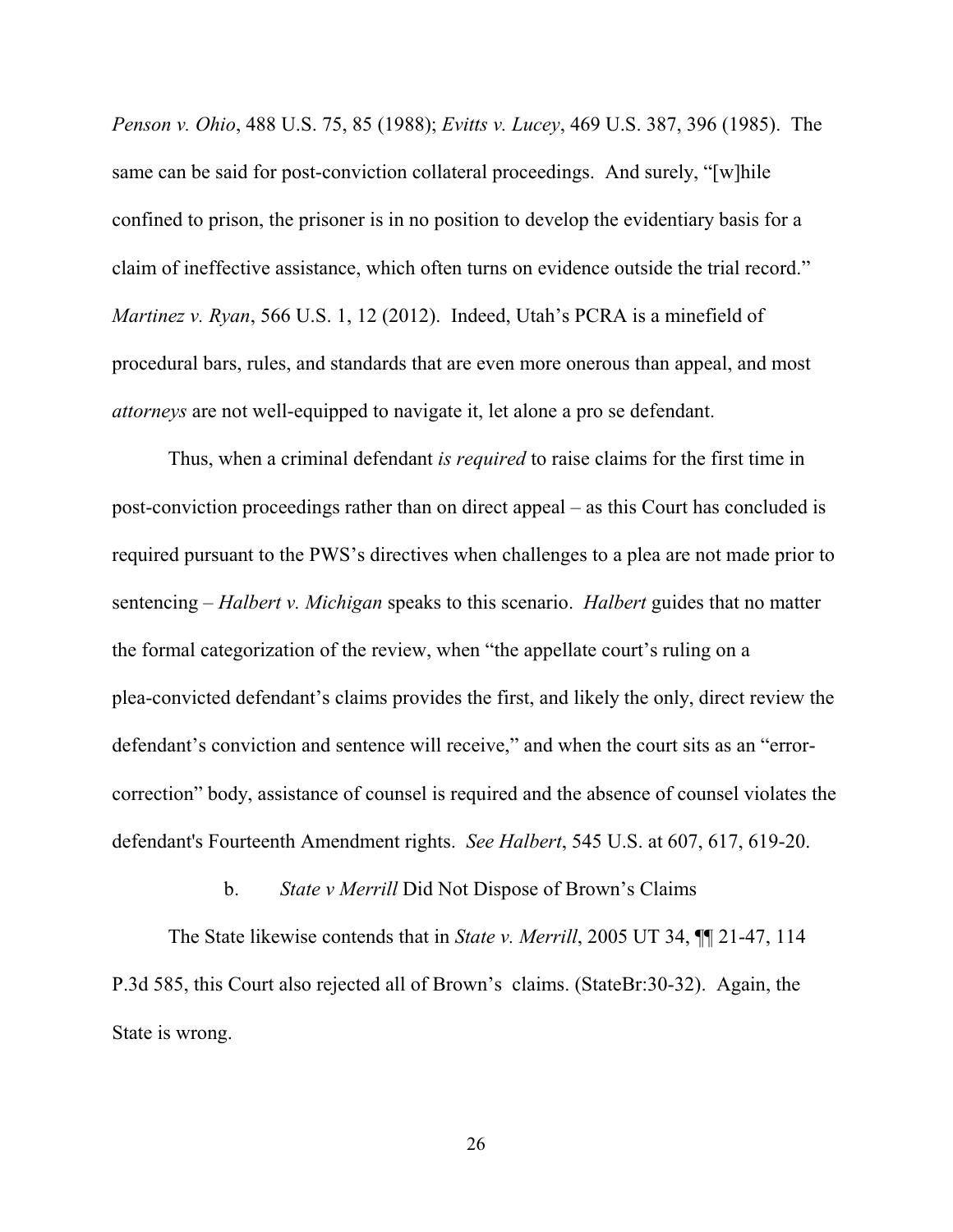*Penson v. Ohio*, 488 U.S. 75, 85 (1988); *Evitts v. Lucey*, 469 U.S. 387, 396 (1985). The same can be said for post-conviction collateral proceedings. And surely, "[w]hile confined to prison, the prisoner is in no position to develop the evidentiary basis for a claim of ineffective assistance, which often turns on evidence outside the trial record." *Martinez v. Ryan*, 566 U.S. 1, 12 (2012). Indeed, Utah's PCRA is a minefield of procedural bars, rules, and standards that are even more onerous than appeal, and most *attorneys* are not well-equipped to navigate it, let alone a pro se defendant.

Thus, when a criminal defendant *is required* to raise claims for the first time in post-conviction proceedings rather than on direct appeal – as this Court has concluded is required pursuant to the PWS's directives when challenges to a plea are not made prior to sentencing – *Halbert v. Michigan* speaks to this scenario. *Halbert* guides that no matter the formal categorization of the review, when "the appellate court's ruling on a plea-convicted defendant's claims provides the first, and likely the only, direct review the defendant's conviction and sentence will receive," and when the court sits as an "error-correction" body, assistance of counsel is required and the absence of counsel violates the defendant's Fourteenth Amendment rights. *See Halbert*, 545 U.S. at 607, 617, 619-20.

b. *State v Merrill* Did Not Dispose of Brown's Claims

The State likewise contends that in *State v. Merrill*, 2005 UT 34, ¶¶ 21-47, 114 P.3d 585, this Court also rejected all of Brown's claims. (StateBr:30-32). Again, the State is wrong.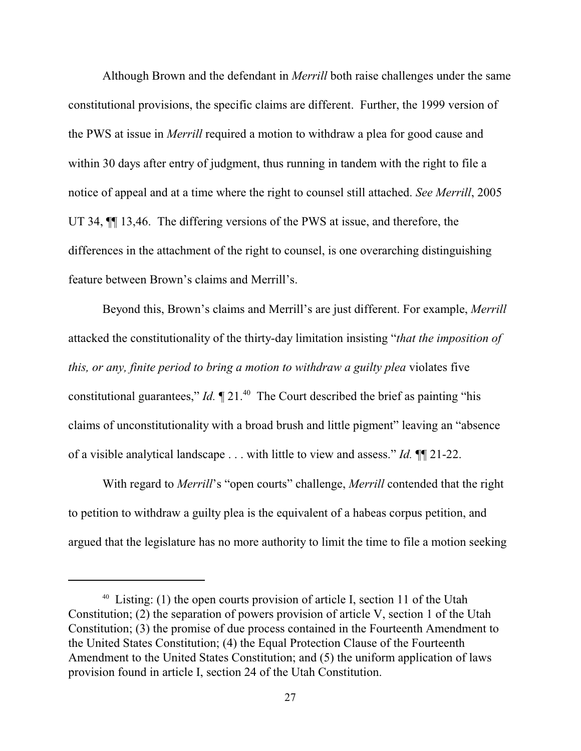Although Brown and the defendant in *Merrill* both raise challenges under the same constitutional provisions, the specific claims are different. Further, the 1999 version of the PWS at issue in *Merrill* required a motion to withdraw a plea for good cause and within 30 days after entry of judgment, thus running in tandem with the right to file a notice of appeal and at a time where the right to counsel still attached. *See Merrill*, 2005 UT 34, ¶¶ 13,46. The differing versions of the PWS at issue, and therefore, the differences in the attachment of the right to counsel, is one overarching distinguishing feature between Brown's claims and Merrill's.

Beyond this, Brown's claims and Merrill's are just different. For example, *Merrill* attacked the constitutionality of the thirty-day limitation insisting "*that the imposition of this, or any, finite period to bring a motion to withdraw a guilty plea* violates five constitutional guarantees," *Id.* ¶ 21.[40] The Court described the brief as painting "his claims of unconstitutionality with a broad brush and little pigment" leaving an "absence of a visible analytical landscape . . . with little to view and assess." *Id.* ¶¶ 21-22.

With regard to *Merrill*'s "open courts" challenge, *Merrill* contended that the right to petition to withdraw a guilty plea is the equivalent of a habeas corpus petition, and argued that the legislature has no more authority to limit the time to file a motion seeking

---

[40] Listing: (1) the open courts provision of article I, section 11 of the Utah Constitution; (2) the separation of powers provision of article V, section 1 of the Utah Constitution; (3) the promise of due process contained in the Fourteenth Amendment to the United States Constitution; (4) the Equal Protection Clause of the Fourteenth Amendment to the United States Constitution; and (5) the uniform application of laws provision found in article I, section 24 of the Utah Constitution.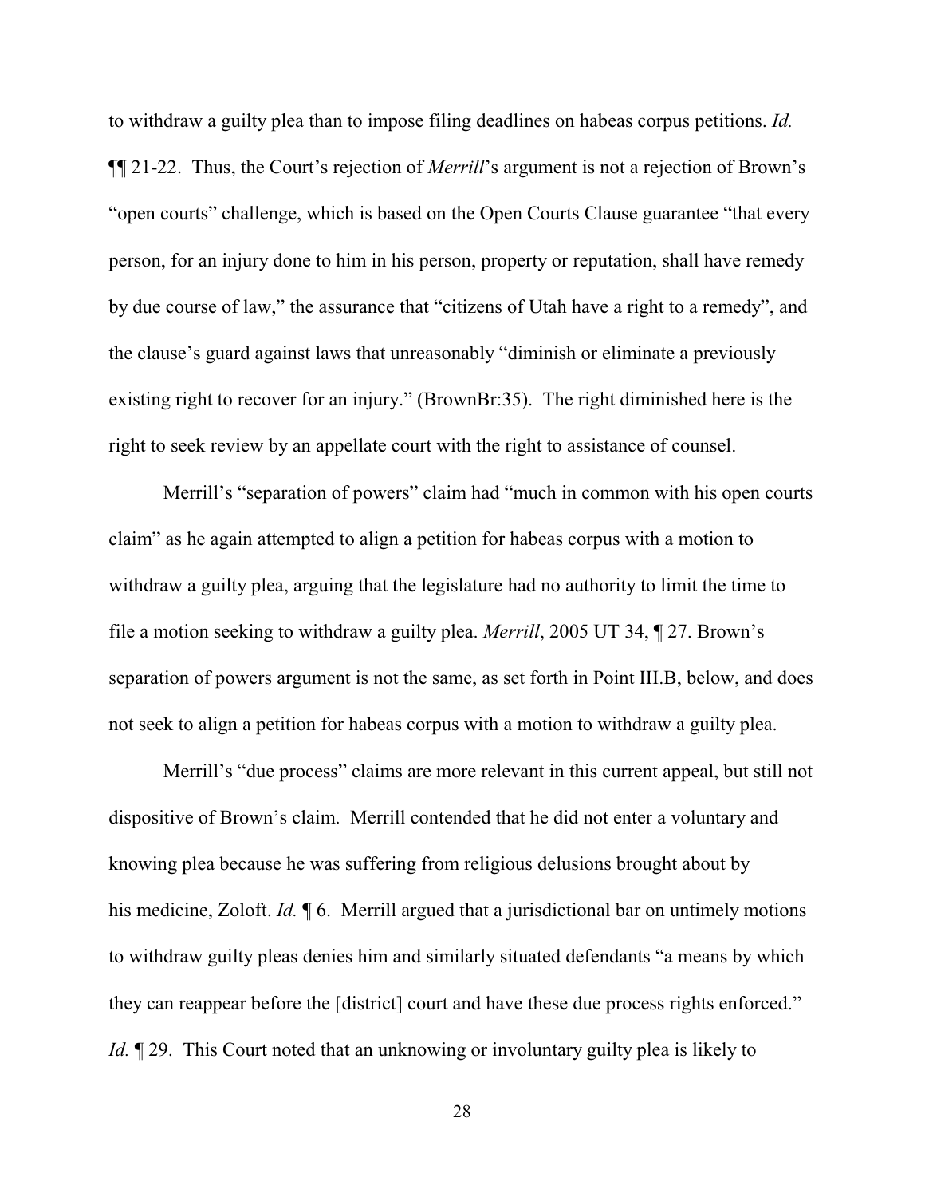to withdraw a guilty plea than to impose filing deadlines on habeas corpus petitions. *Id.* ¶¶ 21-22. Thus, the Court's rejection of *Merrill*'s argument is not a rejection of Brown's "open courts" challenge, which is based on the Open Courts Clause guarantee "that every person, for an injury done to him in his person, property or reputation, shall have remedy by due course of law," the assurance that "citizens of Utah have a right to a remedy", and the clause's guard against laws that unreasonably "diminish or eliminate a previously existing right to recover for an injury." (BrownBr:35). The right diminished here is the right to seek review by an appellate court with the right to assistance of counsel.

Merrill's "separation of powers" claim had "much in common with his open courts claim" as he again attempted to align a petition for habeas corpus with a motion to withdraw a guilty plea, arguing that the legislature had no authority to limit the time to file a motion seeking to withdraw a guilty plea. *Merrill*, 2005 UT 34, ¶ 27. Brown's separation of powers argument is not the same, as set forth in Point III.B, below, and does not seek to align a petition for habeas corpus with a motion to withdraw a guilty plea.

Merrill's "due process" claims are more relevant in this current appeal, but still not dispositive of Brown's claim. Merrill contended that he did not enter a voluntary and knowing plea because he was suffering from religious delusions brought about by his medicine, Zoloft. *Id.* ¶ 6. Merrill argued that a jurisdictional bar on untimely motions to withdraw guilty pleas denies him and similarly situated defendants "a means by which they can reappear before the [district] court and have these due process rights enforced." *Id.* ¶ 29. This Court noted that an unknowing or involuntary guilty plea is likely to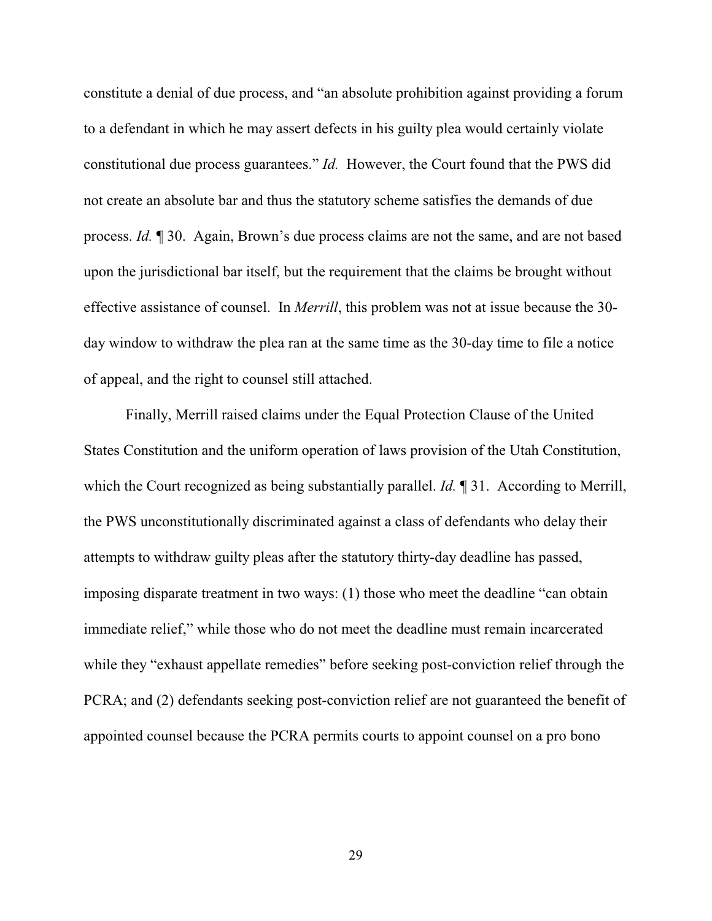constitute a denial of due process, and "an absolute prohibition against providing a forum to a defendant in which he may assert defects in his guilty plea would certainly violate constitutional due process guarantees." *Id.* However, the Court found that the PWS did not create an absolute bar and thus the statutory scheme satisfies the demands of due process. *Id.* ¶ 30. Again, Brown's due process claims are not the same, and are not based upon the jurisdictional bar itself, but the requirement that the claims be brought without effective assistance of counsel. In *Merrill*, this problem was not at issue because the 30-day window to withdraw the plea ran at the same time as the 30-day time to file a notice of appeal, and the right to counsel still attached.

Finally, Merrill raised claims under the Equal Protection Clause of the United States Constitution and the uniform operation of laws provision of the Utah Constitution, which the Court recognized as being substantially parallel. *Id.* ¶ 31. According to Merrill, the PWS unconstitutionally discriminated against a class of defendants who delay their attempts to withdraw guilty pleas after the statutory thirty-day deadline has passed, imposing disparate treatment in two ways: (1) those who meet the deadline "can obtain immediate relief," while those who do not meet the deadline must remain incarcerated while they "exhaust appellate remedies" before seeking post-conviction relief through the PCRA; and (2) defendants seeking post-conviction relief are not guaranteed the benefit of appointed counsel because the PCRA permits courts to appoint counsel on a pro bono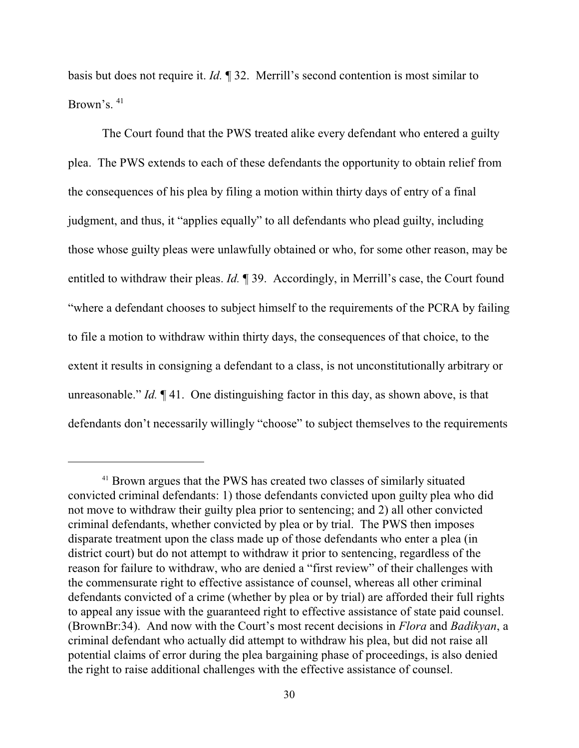basis but does not require it. *Id.* ¶ 32. Merrill's second contention is most similar to Brown's. [41]

The Court found that the PWS treated alike every defendant who entered a guilty plea. The PWS extends to each of these defendants the opportunity to obtain relief from the consequences of his plea by filing a motion within thirty days of entry of a final judgment, and thus, it "applies equally" to all defendants who plead guilty, including those whose guilty pleas were unlawfully obtained or who, for some other reason, may be entitled to withdraw their pleas. *Id.* ¶ 39. Accordingly, in Merrill's case, the Court found "where a defendant chooses to subject himself to the requirements of the PCRA by failing to file a motion to withdraw within thirty days, the consequences of that choice, to the extent it results in consigning a defendant to a class, is not unconstitutionally arbitrary or unreasonable." *Id.* ¶ 41. One distinguishing factor in this day, as shown above, is that defendants don't necessarily willingly "choose" to subject themselves to the requirements

---

[41] Brown argues that the PWS has created two classes of similarly situated convicted criminal defendants: 1) those defendants convicted upon guilty plea who did not move to withdraw their guilty plea prior to sentencing; and 2) all other convicted criminal defendants, whether convicted by plea or by trial. The PWS then imposes disparate treatment upon the class made up of those defendants who enter a plea (in district court) but do not attempt to withdraw it prior to sentencing, regardless of the reason for failure to withdraw, who are denied a "first review" of their challenges with the commensurate right to effective assistance of counsel, whereas all other criminal defendants convicted of a crime (whether by plea or by trial) are afforded their full rights to appeal any issue with the guaranteed right to effective assistance of state paid counsel. (BrownBr:34). And now with the Court's most recent decisions in *Flora* and *Badikyan*, a criminal defendant who actually did attempt to withdraw his plea, but did not raise all potential claims of error during the plea bargaining phase of proceedings, is also denied the right to raise additional challenges with the effective assistance of counsel.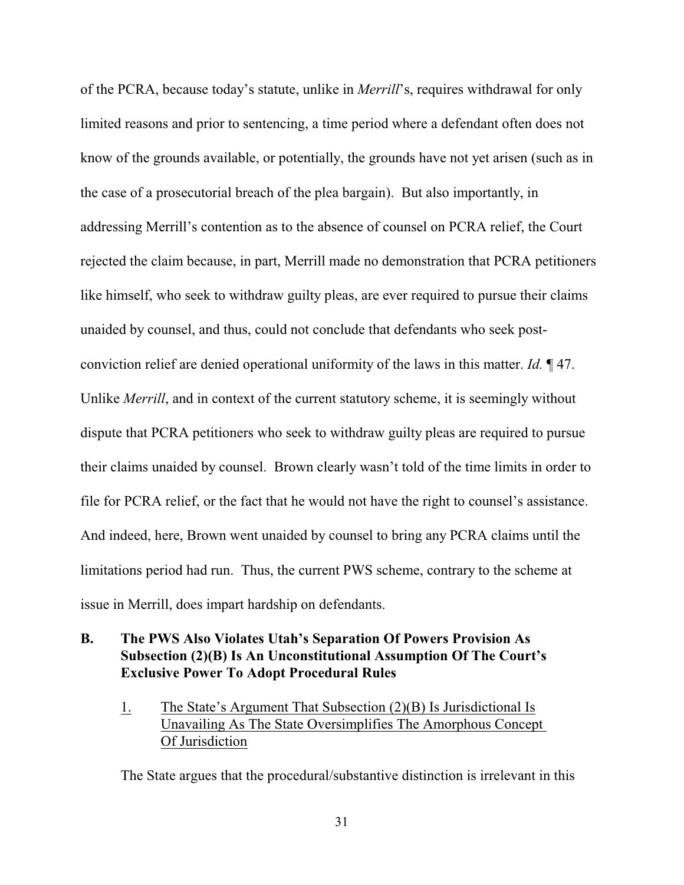of the PCRA, because today's statute, unlike in *Merrill*'s, requires withdrawal for only limited reasons and prior to sentencing, a time period where a defendant often does not know of the grounds available, or potentially, the grounds have not yet arisen (such as in the case of a prosecutorial breach of the plea bargain). But also importantly, in addressing Merrill's contention as to the absence of counsel on PCRA relief, the Court rejected the claim because, in part, Merrill made no demonstration that PCRA petitioners like himself, who seek to withdraw guilty pleas, are ever required to pursue their claims unaided by counsel, and thus, could not conclude that defendants who seek post-conviction relief are denied operational uniformity of the laws in this matter. *Id.* ¶ 47. Unlike *Merrill*, and in context of the current statutory scheme, it is seemingly without dispute that PCRA petitioners who seek to withdraw guilty pleas are required to pursue their claims unaided by counsel. Brown clearly wasn't told of the time limits in order to file for PCRA relief, or the fact that he would not have the right to counsel's assistance. And indeed, here, Brown went unaided by counsel to bring any PCRA claims until the limitations period had run. Thus, the current PWS scheme, contrary to the scheme at issue in Merrill, does impart hardship on defendants.

## B. The PWS Also Violates Utah's Separation Of Powers Provision As Subsection (2)(B) Is An Unconstitutional Assumption Of The Court's Exclusive Power To Adopt Procedural Rules

### 1. <u>The State's Argument That Subsection (2)(B) Is Jurisdictional Is Unavailing As The State Oversimplifies The Amorphous Concept Of Jurisdiction</u>

The State argues that the procedural/substantive distinction is irrelevant in this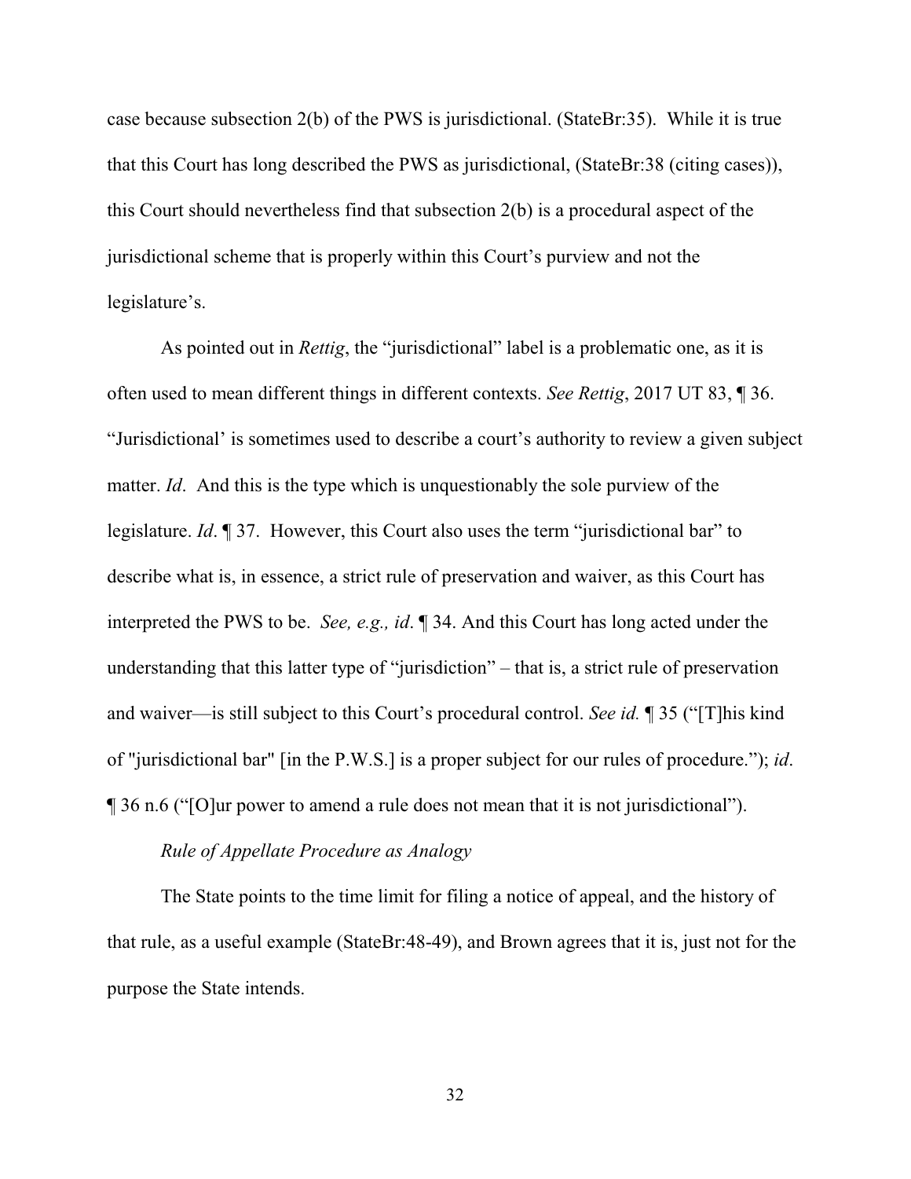case because subsection 2(b) of the PWS is jurisdictional. (StateBr:35). While it is true that this Court has long described the PWS as jurisdictional, (StateBr:38 (citing cases)), this Court should nevertheless find that subsection 2(b) is a procedural aspect of the jurisdictional scheme that is properly within this Court's purview and not the legislature's.

As pointed out in *Rettig*, the "jurisdictional" label is a problematic one, as it is often used to mean different things in different contexts. *See Rettig*, 2017 UT 83, ¶ 36. "Jurisdictional' is sometimes used to describe a court's authority to review a given subject matter. *Id*. And this is the type which is unquestionably the sole purview of the legislature. *Id*. ¶ 37. However, this Court also uses the term "jurisdictional bar" to describe what is, in essence, a strict rule of preservation and waiver, as this Court has interpreted the PWS to be. *See, e.g., id*. ¶ 34. And this Court has long acted under the understanding that this latter type of "jurisdiction" – that is, a strict rule of preservation and waiver—is still subject to this Court's procedural control. *See id.* ¶ 35 ("[T]his kind of "jurisdictional bar" [in the P.W.S.] is a proper subject for our rules of procedure."); *id*. ¶ 36 n.6 ("[O]ur power to amend a rule does not mean that it is not jurisdictional").

*Rule of Appellate Procedure as Analogy*

The State points to the time limit for filing a notice of appeal, and the history of that rule, as a useful example (StateBr:48-49), and Brown agrees that it is, just not for the purpose the State intends.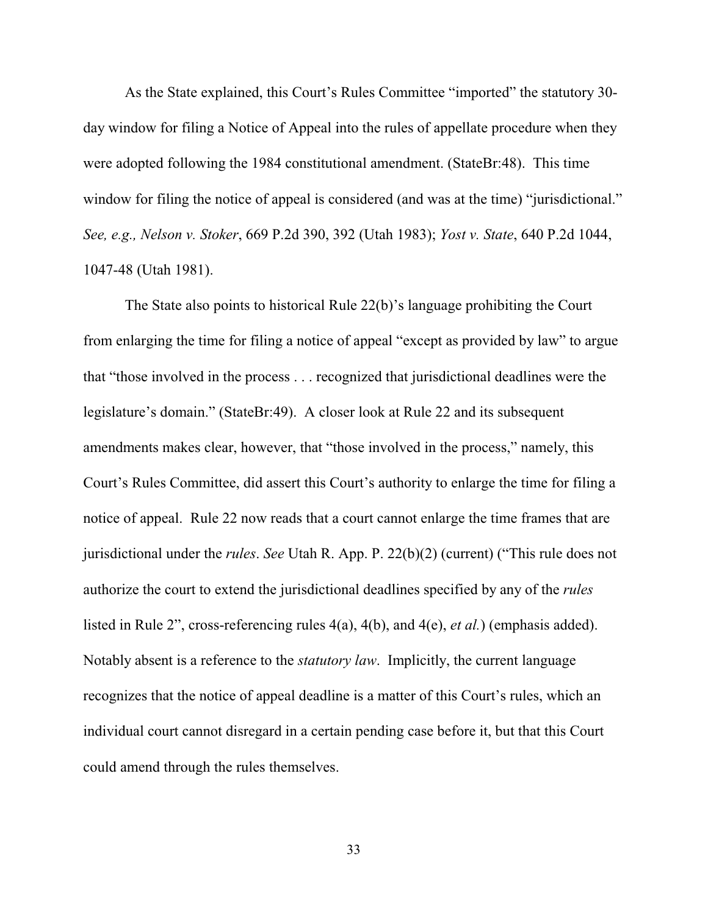As the State explained, this Court's Rules Committee "imported" the statutory 30-day window for filing a Notice of Appeal into the rules of appellate procedure when they were adopted following the 1984 constitutional amendment. (StateBr:48). This time window for filing the notice of appeal is considered (and was at the time) "jurisdictional." *See, e.g., Nelson v. Stoker*, 669 P.2d 390, 392 (Utah 1983); *Yost v. State*, 640 P.2d 1044, 1047-48 (Utah 1981).

The State also points to historical Rule 22(b)'s language prohibiting the Court from enlarging the time for filing a notice of appeal "except as provided by law" to argue that "those involved in the process . . . recognized that jurisdictional deadlines were the legislature's domain." (StateBr:49). A closer look at Rule 22 and its subsequent amendments makes clear, however, that "those involved in the process," namely, this Court's Rules Committee, did assert this Court's authority to enlarge the time for filing a notice of appeal. Rule 22 now reads that a court cannot enlarge the time frames that are jurisdictional under the *rules*. *See* Utah R. App. P. 22(b)(2) (current) ("This rule does not authorize the court to extend the jurisdictional deadlines specified by any of the *rules* listed in Rule 2", cross-referencing rules 4(a), 4(b), and 4(e), *et al.*) (emphasis added). Notably absent is a reference to the *statutory law*. Implicitly, the current language recognizes that the notice of appeal deadline is a matter of this Court's rules, which an individual court cannot disregard in a certain pending case before it, but that this Court could amend through the rules themselves.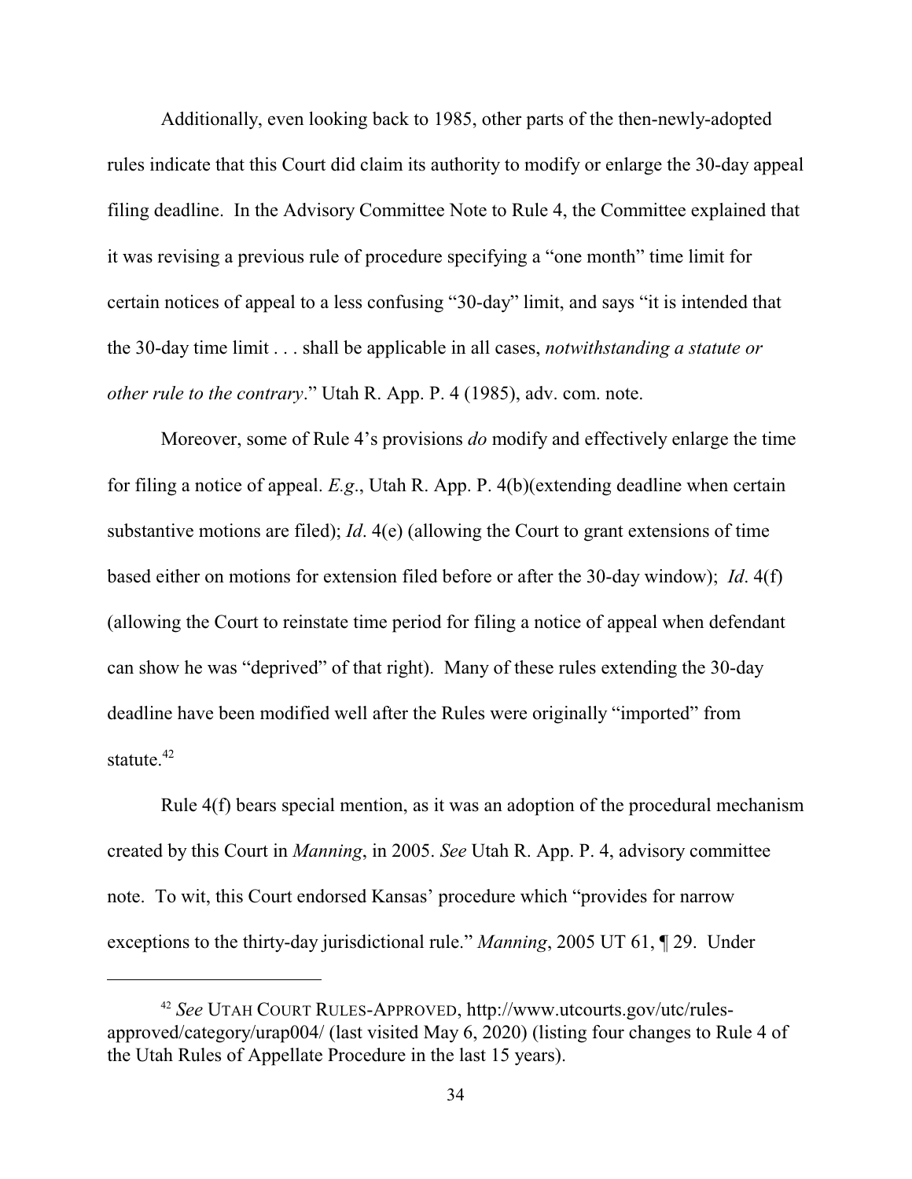Additionally, even looking back to 1985, other parts of the then-newly-adopted rules indicate that this Court did claim its authority to modify or enlarge the 30-day appeal filing deadline. In the Advisory Committee Note to Rule 4, the Committee explained that it was revising a previous rule of procedure specifying a "one month" time limit for certain notices of appeal to a less confusing "30-day" limit, and says "it is intended that the 30-day time limit . . . shall be applicable in all cases, *notwithstanding a statute or other rule to the contrary*." Utah R. App. P. 4 (1985), adv. com. note.

Moreover, some of Rule 4's provisions *do* modify and effectively enlarge the time for filing a notice of appeal. *E.g*., Utah R. App. P. 4(b)(extending deadline when certain substantive motions are filed); *Id*. 4(e) (allowing the Court to grant extensions of time based either on motions for extension filed before or after the 30-day window); *Id*. 4(f) (allowing the Court to reinstate time period for filing a notice of appeal when defendant can show he was "deprived" of that right). Many of these rules extending the 30-day deadline have been modified well after the Rules were originally "imported" from statute.[42]

Rule 4(f) bears special mention, as it was an adoption of the procedural mechanism created by this Court in *Manning*, in 2005. *See* Utah R. App. P. 4, advisory committee note. To wit, this Court endorsed Kansas' procedure which "provides for narrow exceptions to the thirty-day jurisdictional rule." *Manning*, 2005 UT 61, ¶ 29. Under

---

[42] *See* UTAH COURT RULES-APPROVED, http://www.utcourts.gov/utc/rules-approved/category/urap004/ (last visited May 6, 2020) (listing four changes to Rule 4 of the Utah Rules of Appellate Procedure in the last 15 years).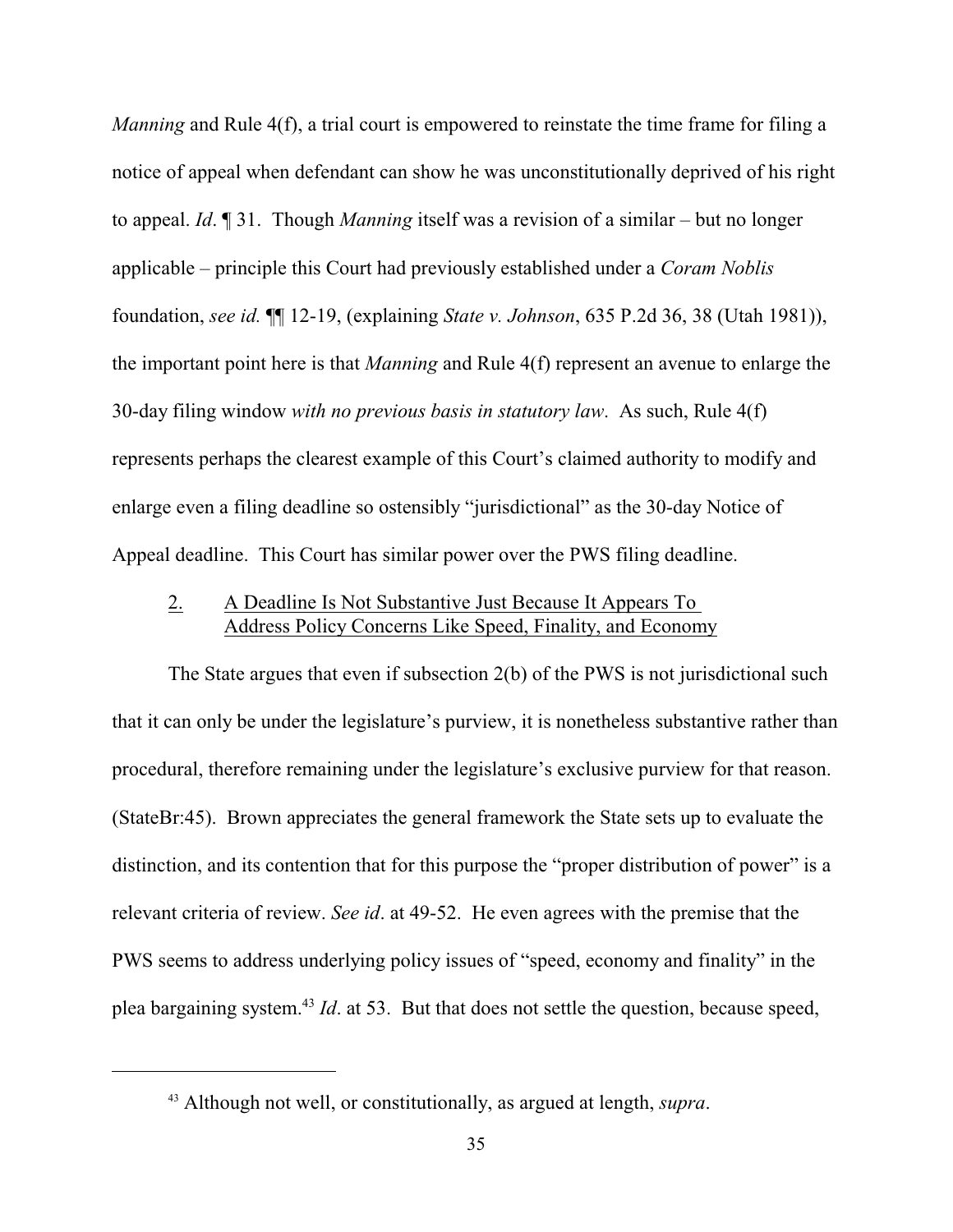*Manning* and Rule 4(f), a trial court is empowered to reinstate the time frame for filing a notice of appeal when defendant can show he was unconstitutionally deprived of his right to appeal. *Id*. ¶ 31. Though *Manning* itself was a revision of a similar – but no longer applicable – principle this Court had previously established under a *Coram Noblis* foundation, *see id.* ¶¶ 12-19, (explaining *State v. Johnson*, 635 P.2d 36, 38 (Utah 1981)), the important point here is that *Manning* and Rule 4(f) represent an avenue to enlarge the 30-day filing window *with no previous basis in statutory law*. As such, Rule 4(f) represents perhaps the clearest example of this Court's claimed authority to modify and enlarge even a filing deadline so ostensibly "jurisdictional" as the 30-day Notice of Appeal deadline. This Court has similar power over the PWS filing deadline.

### 2. A Deadline Is Not Substantive Just Because It Appears To Address Policy Concerns Like Speed, Finality, and Economy

The State argues that even if subsection 2(b) of the PWS is not jurisdictional such that it can only be under the legislature's purview, it is nonetheless substantive rather than procedural, therefore remaining under the legislature's exclusive purview for that reason. (StateBr:45). Brown appreciates the general framework the State sets up to evaluate the distinction, and its contention that for this purpose the "proper distribution of power" is a relevant criteria of review. *See id*. at 49-52. He even agrees with the premise that the PWS seems to address underlying policy issues of "speed, economy and finality" in the plea bargaining system.[43] *Id*. at 53. But that does not settle the question, because speed,

---

[43] Although not well, or constitutionally, as argued at length, *supra*.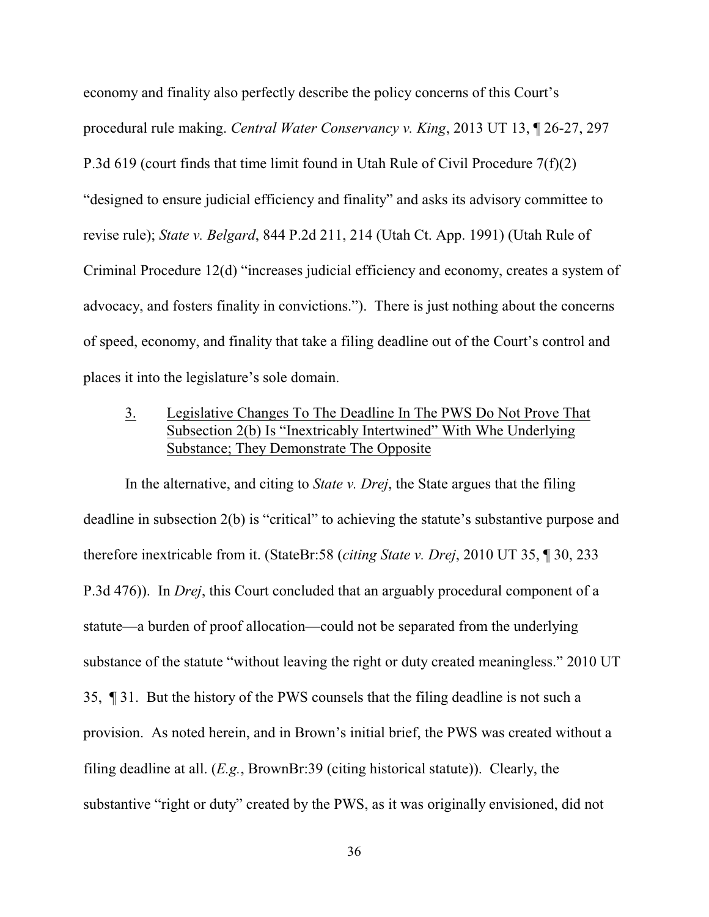economy and finality also perfectly describe the policy concerns of this Court's procedural rule making. *Central Water Conservancy v. King*, 2013 UT 13, ¶ 26-27, 297 P.3d 619 (court finds that time limit found in Utah Rule of Civil Procedure 7(f)(2) "designed to ensure judicial efficiency and finality" and asks its advisory committee to revise rule); *State v. Belgard*, 844 P.2d 211, 214 (Utah Ct. App. 1991) (Utah Rule of Criminal Procedure 12(d) "increases judicial efficiency and economy, creates a system of advocacy, and fosters finality in convictions."). There is just nothing about the concerns of speed, economy, and finality that take a filing deadline out of the Court's control and places it into the legislature's sole domain.

3. <u>Legislative Changes To The Deadline In The PWS Do Not Prove That Subsection 2(b) Is "Inextricably Intertwined" With Whe Underlying Substance; They Demonstrate The Opposite</u>

In the alternative, and citing to *State v. Drej*, the State argues that the filing deadline in subsection 2(b) is "critical" to achieving the statute's substantive purpose and therefore inextricable from it. (StateBr:58 (*citing State v. Drej*, 2010 UT 35, ¶ 30, 233 P.3d 476)). In *Drej*, this Court concluded that an arguably procedural component of a statute—a burden of proof allocation—could not be separated from the underlying substance of the statute "without leaving the right or duty created meaningless." 2010 UT 35, ¶ 31. But the history of the PWS counsels that the filing deadline is not such a provision. As noted herein, and in Brown's initial brief, the PWS was created without a filing deadline at all. (*E.g.*, BrownBr:39 (citing historical statute)). Clearly, the substantive "right or duty" created by the PWS, as it was originally envisioned, did not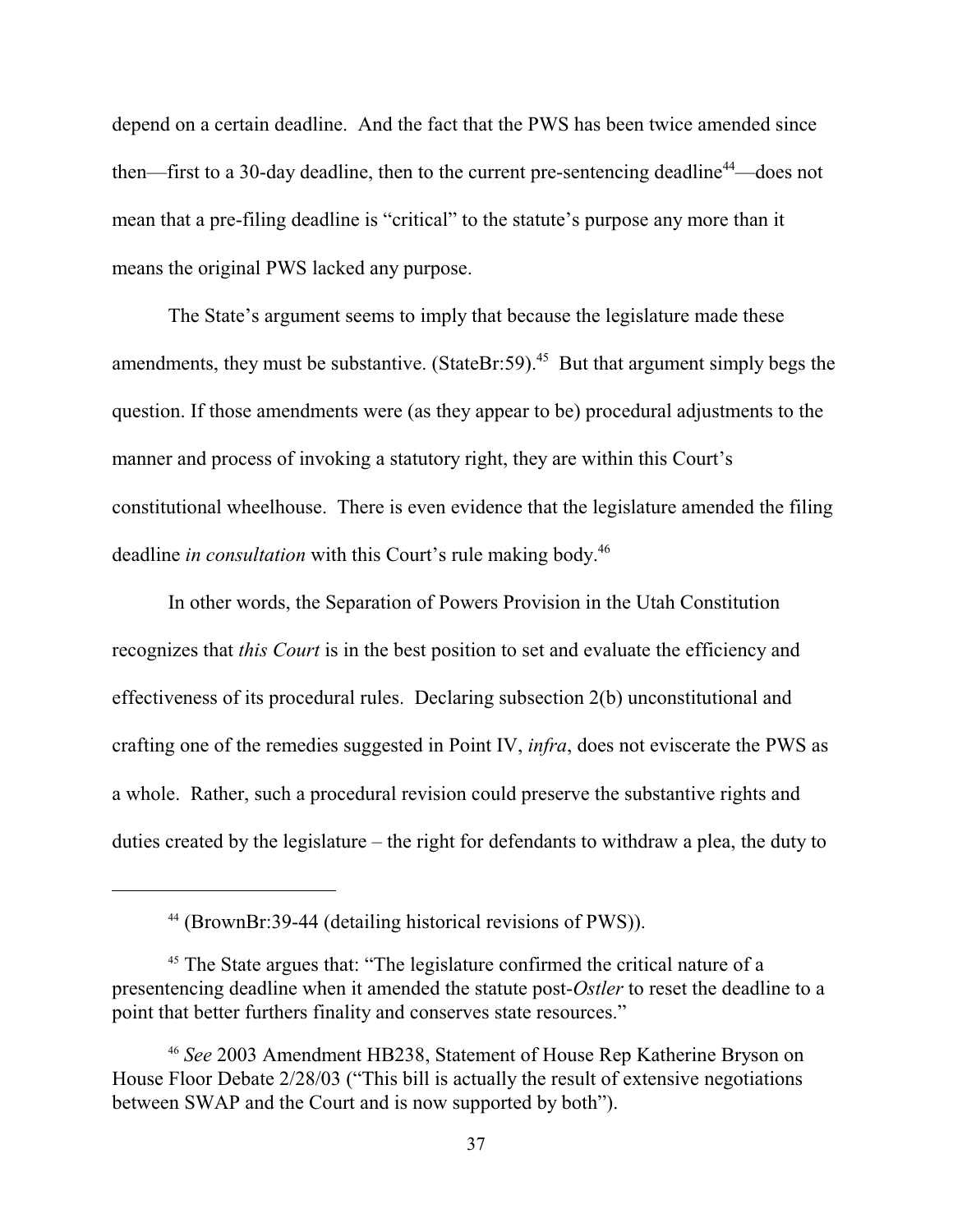depend on a certain deadline. And the fact that the PWS has been twice amended since then—first to a 30-day deadline, then to the current pre-sentencing deadline[44]—does not mean that a pre-filing deadline is "critical" to the statute's purpose any more than it means the original PWS lacked any purpose.

The State's argument seems to imply that because the legislature made these amendments, they must be substantive. (StateBr:59).[45] But that argument simply begs the question. If those amendments were (as they appear to be) procedural adjustments to the manner and process of invoking a statutory right, they are within this Court's constitutional wheelhouse. There is even evidence that the legislature amended the filing deadline *in consultation* with this Court's rule making body.[46]

In other words, the Separation of Powers Provision in the Utah Constitution recognizes that *this Court* is in the best position to set and evaluate the efficiency and effectiveness of its procedural rules. Declaring subsection 2(b) unconstitutional and crafting one of the remedies suggested in Point IV, *infra*, does not eviscerate the PWS as a whole. Rather, such a procedural revision could preserve the substantive rights and duties created by the legislature – the right for defendants to withdraw a plea, the duty to

---

[44] (BrownBr:39-44 (detailing historical revisions of PWS)).

[45] The State argues that: "The legislature confirmed the critical nature of a presentencing deadline when it amended the statute post-*Ostler* to reset the deadline to a point that better furthers finality and conserves state resources."

[46] *See* 2003 Amendment HB238, Statement of House Rep Katherine Bryson on House Floor Debate 2/28/03 ("This bill is actually the result of extensive negotiations between SWAP and the Court and is now supported by both").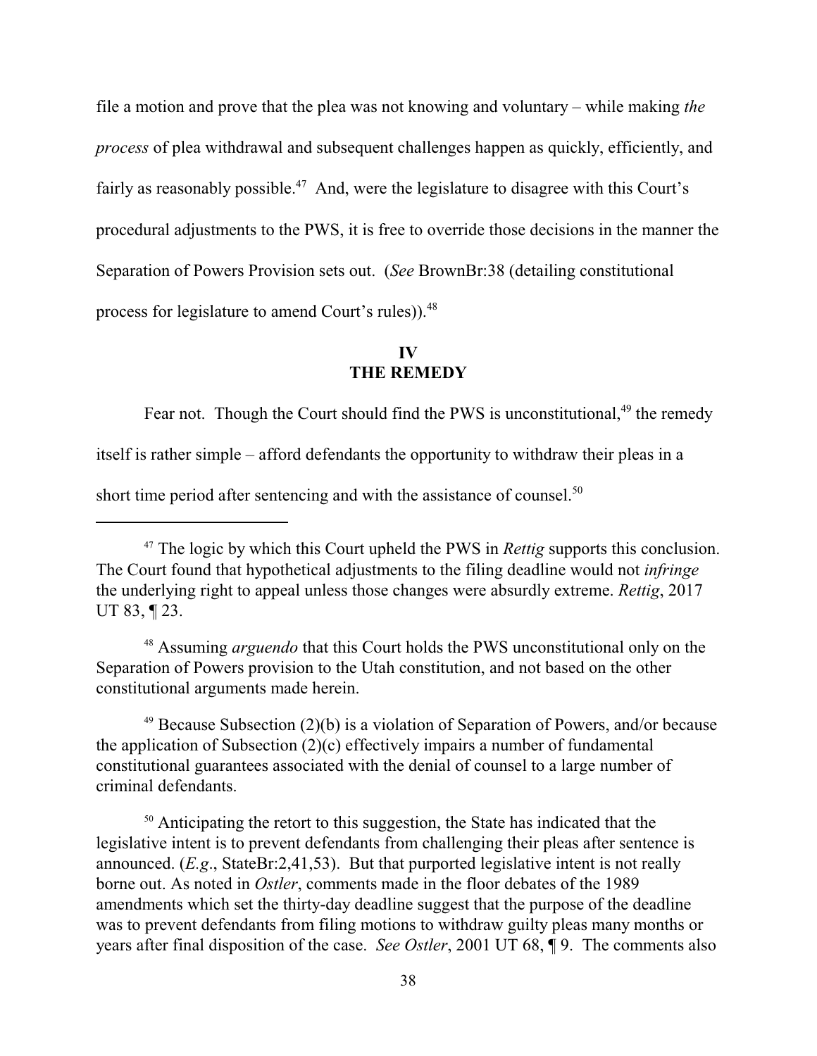file a motion and prove that the plea was not knowing and voluntary – while making *the process* of plea withdrawal and subsequent challenges happen as quickly, efficiently, and fairly as reasonably possible.[47] And, were the legislature to disagree with this Court's procedural adjustments to the PWS, it is free to override those decisions in the manner the Separation of Powers Provision sets out. (*See* BrownBr:38 (detailing constitutional process for legislature to amend Court's rules)).[48]

## IV
## THE REMEDY

Fear not. Though the Court should find the PWS is unconstitutional,[49] the remedy itself is rather simple – afford defendants the opportunity to withdraw their pleas in a short time period after sentencing and with the assistance of counsel.[50]

---

[47] The logic by which this Court upheld the PWS in *Rettig* supports this conclusion. The Court found that hypothetical adjustments to the filing deadline would not *infringe* the underlying right to appeal unless those changes were absurdly extreme. *Rettig*, 2017 UT 83, ¶ 23.

[48] Assuming *arguendo* that this Court holds the PWS unconstitutional only on the Separation of Powers provision to the Utah constitution, and not based on the other constitutional arguments made herein.

[49] Because Subsection (2)(b) is a violation of Separation of Powers, and/or because the application of Subsection (2)(c) effectively impairs a number of fundamental constitutional guarantees associated with the denial of counsel to a large number of criminal defendants.

[50] Anticipating the retort to this suggestion, the State has indicated that the legislative intent is to prevent defendants from challenging their pleas after sentence is announced. (*E.g*., StateBr:2,41,53). But that purported legislative intent is not really borne out. As noted in *Ostler*, comments made in the floor debates of the 1989 amendments which set the thirty-day deadline suggest that the purpose of the deadline was to prevent defendants from filing motions to withdraw guilty pleas many months or years after final disposition of the case. *See Ostler*, 2001 UT 68, ¶ 9. The comments also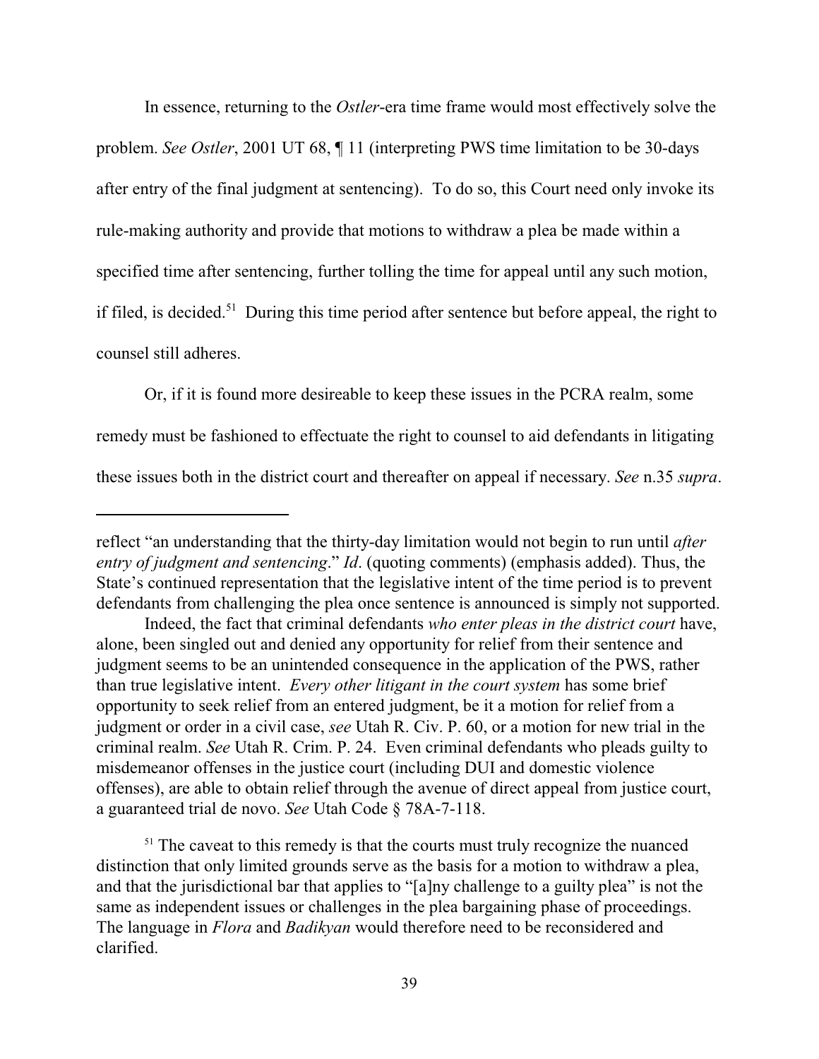In essence, returning to the *Ostler*-era time frame would most effectively solve the problem. *See Ostler*, 2001 UT 68, ¶ 11 (interpreting PWS time limitation to be 30-days after entry of the final judgment at sentencing). To do so, this Court need only invoke its rule-making authority and provide that motions to withdraw a plea be made within a specified time after sentencing, further tolling the time for appeal until any such motion, if filed, is decided.[51] During this time period after sentence but before appeal, the right to counsel still adheres.

Or, if it is found more desireable to keep these issues in the PCRA realm, some remedy must be fashioned to effectuate the right to counsel to aid defendants in litigating these issues both in the district court and thereafter on appeal if necessary. *See* n.35 *supra*.

---

reflect "an understanding that the thirty-day limitation would not begin to run until *after entry of judgment and sentencing*." *Id*. (quoting comments) (emphasis added). Thus, the State's continued representation that the legislative intent of the time period is to prevent defendants from challenging the plea once sentence is announced is simply not supported.

Indeed, the fact that criminal defendants *who enter pleas in the district court* have, alone, been singled out and denied any opportunity for relief from their sentence and judgment seems to be an unintended consequence in the application of the PWS, rather than true legislative intent. *Every other litigant in the court system* has some brief opportunity to seek relief from an entered judgment, be it a motion for relief from a judgment or order in a civil case, *see* Utah R. Civ. P. 60, or a motion for new trial in the criminal realm. *See* Utah R. Crim. P. 24. Even criminal defendants who pleads guilty to misdemeanor offenses in the justice court (including DUI and domestic violence offenses), are able to obtain relief through the avenue of direct appeal from justice court, a guaranteed trial de novo. *See* Utah Code § 78A-7-118.

[51] The caveat to this remedy is that the courts must truly recognize the nuanced distinction that only limited grounds serve as the basis for a motion to withdraw a plea, and that the jurisdictional bar that applies to "[a]ny challenge to a guilty plea" is not the same as independent issues or challenges in the plea bargaining phase of proceedings. The language in *Flora* and *Badikyan* would therefore need to be reconsidered and clarified.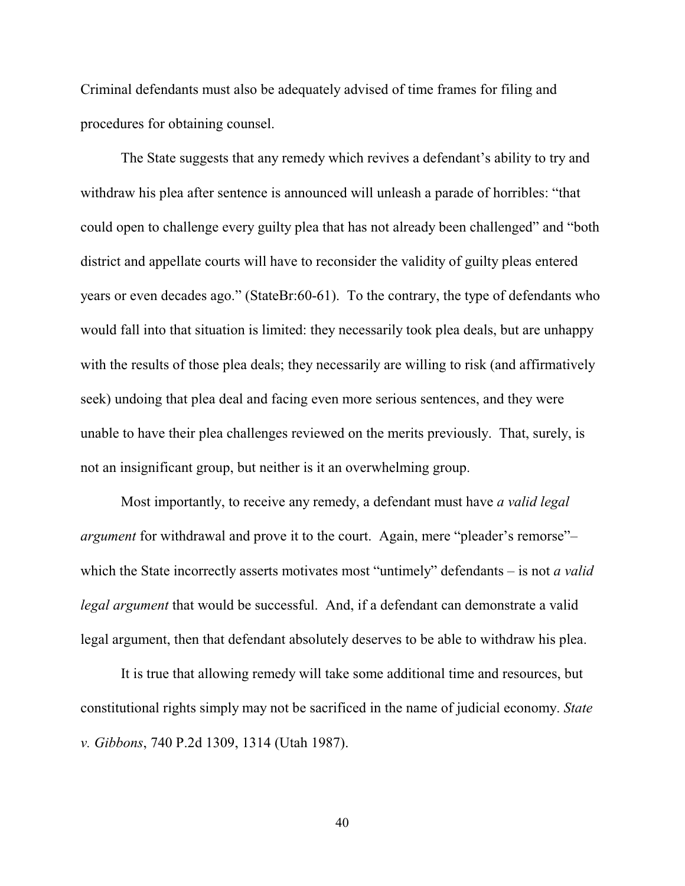Criminal defendants must also be adequately advised of time frames for filing and procedures for obtaining counsel.

The State suggests that any remedy which revives a defendant's ability to try and withdraw his plea after sentence is announced will unleash a parade of horribles: "that could open to challenge every guilty plea that has not already been challenged" and "both district and appellate courts will have to reconsider the validity of guilty pleas entered years or even decades ago." (StateBr:60-61). To the contrary, the type of defendants who would fall into that situation is limited: they necessarily took plea deals, but are unhappy with the results of those plea deals; they necessarily are willing to risk (and affirmatively seek) undoing that plea deal and facing even more serious sentences, and they were unable to have their plea challenges reviewed on the merits previously. That, surely, is not an insignificant group, but neither is it an overwhelming group.

Most importantly, to receive any remedy, a defendant must have *a valid legal argument* for withdrawal and prove it to the court. Again, mere "pleader's remorse"– which the State incorrectly asserts motivates most "untimely" defendants – is not *a valid legal argument* that would be successful. And, if a defendant can demonstrate a valid legal argument, then that defendant absolutely deserves to be able to withdraw his plea.

It is true that allowing remedy will take some additional time and resources, but constitutional rights simply may not be sacrificed in the name of judicial economy. *State v. Gibbons*, 740 P.2d 1309, 1314 (Utah 1987).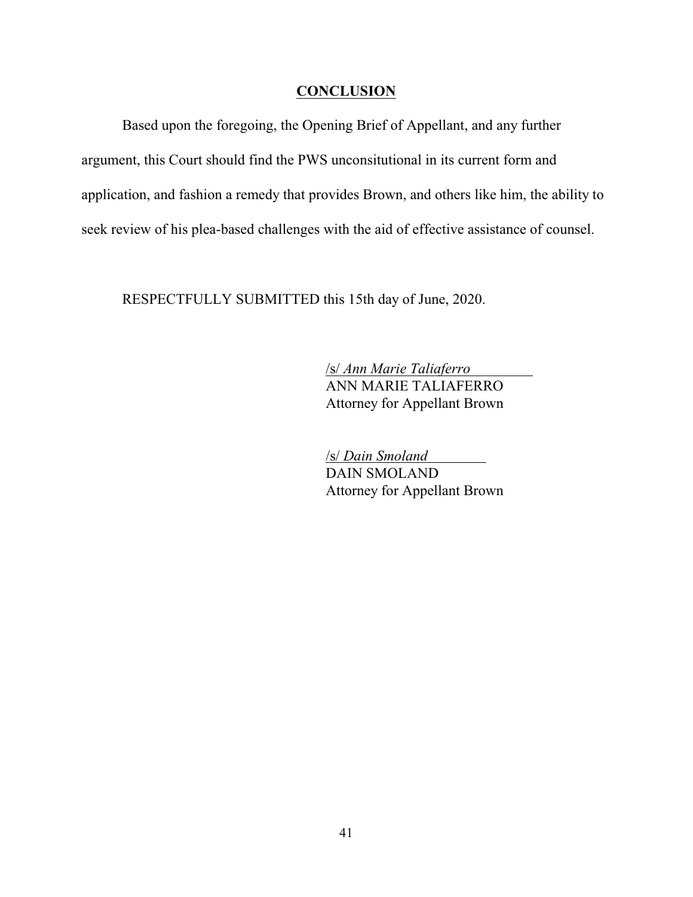## CONCLUSION

Based upon the foregoing, the Opening Brief of Appellant, and any further argument, this Court should find the PWS unconsitutional in its current form and application, and fashion a remedy that provides Brown, and others like him, the ability to seek review of his plea-based challenges with the aid of effective assistance of counsel.

RESPECTFULLY SUBMITTED this 15th day of June, 2020.

/s/ *Ann Marie Taliaferro*
ANN MARIE TALIAFERRO
Attorney for Appellant Brown

/s/ *Dain Smoland*
DAIN SMOLAND
Attorney for Appellant Brown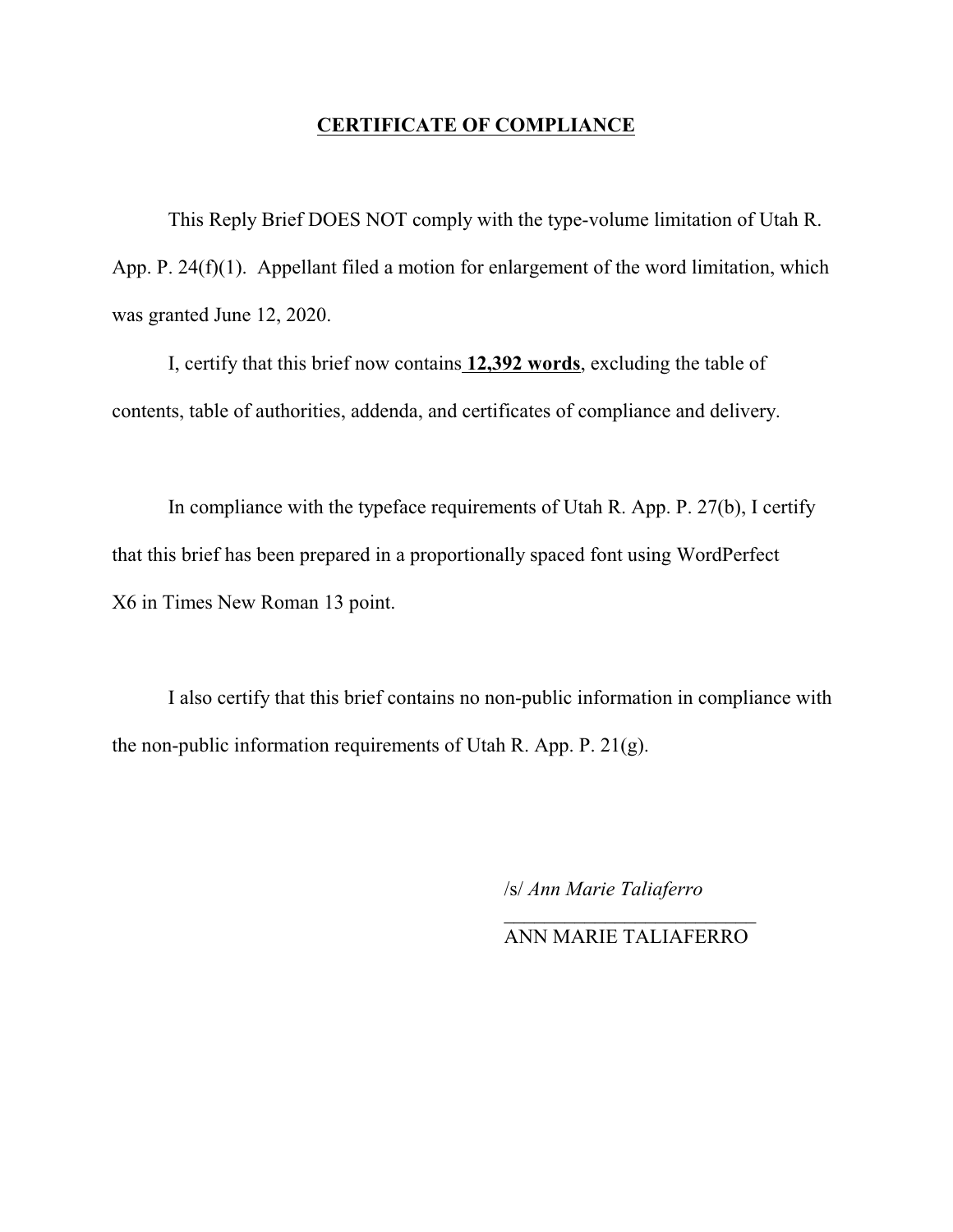**CERTIFICATE OF COMPLIANCE**

This Reply Brief DOES NOT comply with the type-volume limitation of Utah R. App. P. 24(f)(1). Appellant filed a motion for enlargement of the word limitation, which was granted June 12, 2020.

I, certify that this brief now contains **12,392 words**, excluding the table of contents, table of authorities, addenda, and certificates of compliance and delivery.

In compliance with the typeface requirements of Utah R. App. P. 27(b), I certify that this brief has been prepared in a proportionally spaced font using WordPerfect X6 in Times New Roman 13 point.

I also certify that this brief contains no non-public information in compliance with the non-public information requirements of Utah R. App. P. 21(g).

/s/ *Ann Marie Taliaferro*

ANN MARIE TALIAFERRO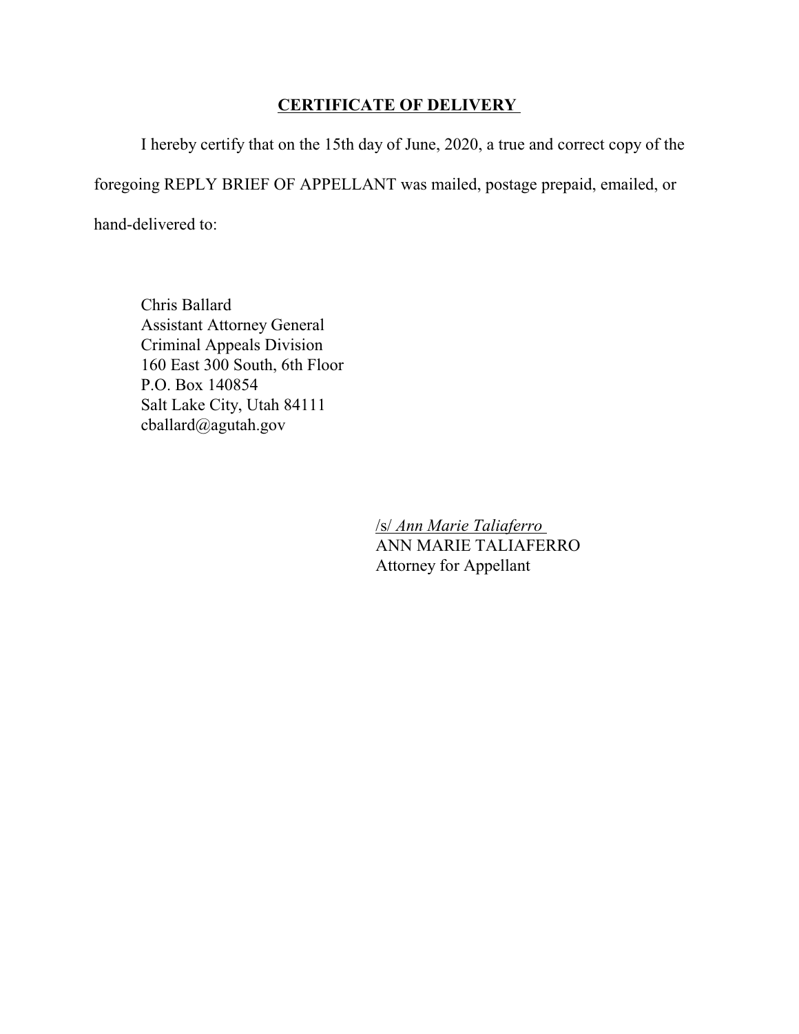## **CERTIFICATE OF DELIVERY**

I hereby certify that on the 15th day of June, 2020, a true and correct copy of the foregoing REPLY BRIEF OF APPELLANT was mailed, postage prepaid, emailed, or hand-delivered to:

Chris Ballard  
Assistant Attorney General  
Criminal Appeals Division  
160 East 300 South, 6th Floor  
P.O. Box 140854  
Salt Lake City, Utah 84111  
cballard@agutah.gov

/s/ *Ann Marie Taliaferro*  
ANN MARIE TALIAFERRO  
Attorney for Appellant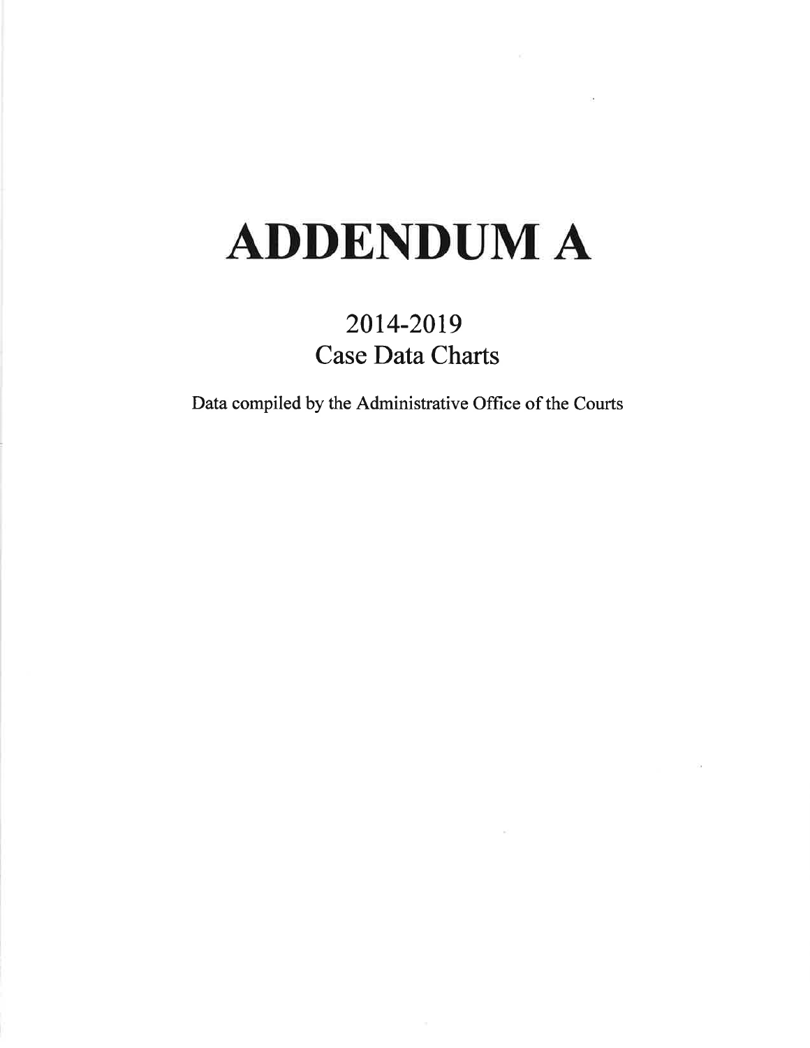# ADDENDUM A

## 2014-2019
## Case Data Charts

Data compiled by the Administrative Office of the Courts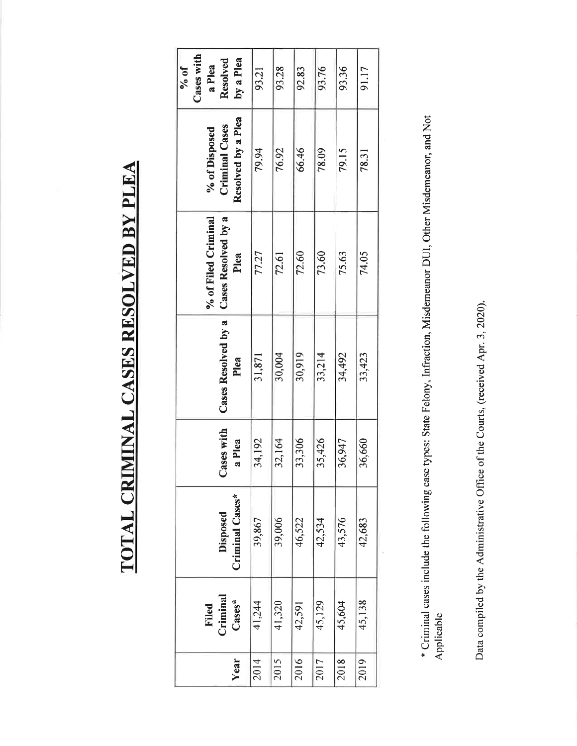# TOTAL CRIMINAL CASES RESOLVED BY PLEA

| Year | Filed Criminal Cases* | Disposed Criminal Cases* | Cases with a Plea | Cases Resolved by a Plea | % of Filed Criminal Cases Resolved by a Plea | % of Disposed Criminal Cases Resolved by a Plea | % of Cases with a Plea Resolved by a Plea |
|---|---|---|---|---|---|---|---|
| 2014 | 41,244 | 39,867 | 34,192 | 31,871 | 77.27 | 79.94 | 93.21 |
| 2015 | 41,320 | 39,006 | 32,164 | 30,004 | 72.61 | 76.92 | 93.28 |
| 2016 | 42,591 | 46,522 | 33,306 | 30,919 | 72.60 | 66.46 | 92.83 |
| 2017 | 45,129 | 42,534 | 35,426 | 33,214 | 73.60 | 78.09 | 93.76 |
| 2018 | 45,604 | 43,576 | 36,947 | 34,492 | 75.63 | 79.15 | 93.36 |
| 2019 | 45,138 | 42,683 | 36,660 | 33,423 | 74.05 | 78.31 | 91.17 |

* Criminal cases include the following case types: State Felony, Infraction, Misdemeanor DUI, Other Misdemeanor, and Not Applicable

Data compiled by the Administrative Office of the Courts, (received Apr. 3, 2020).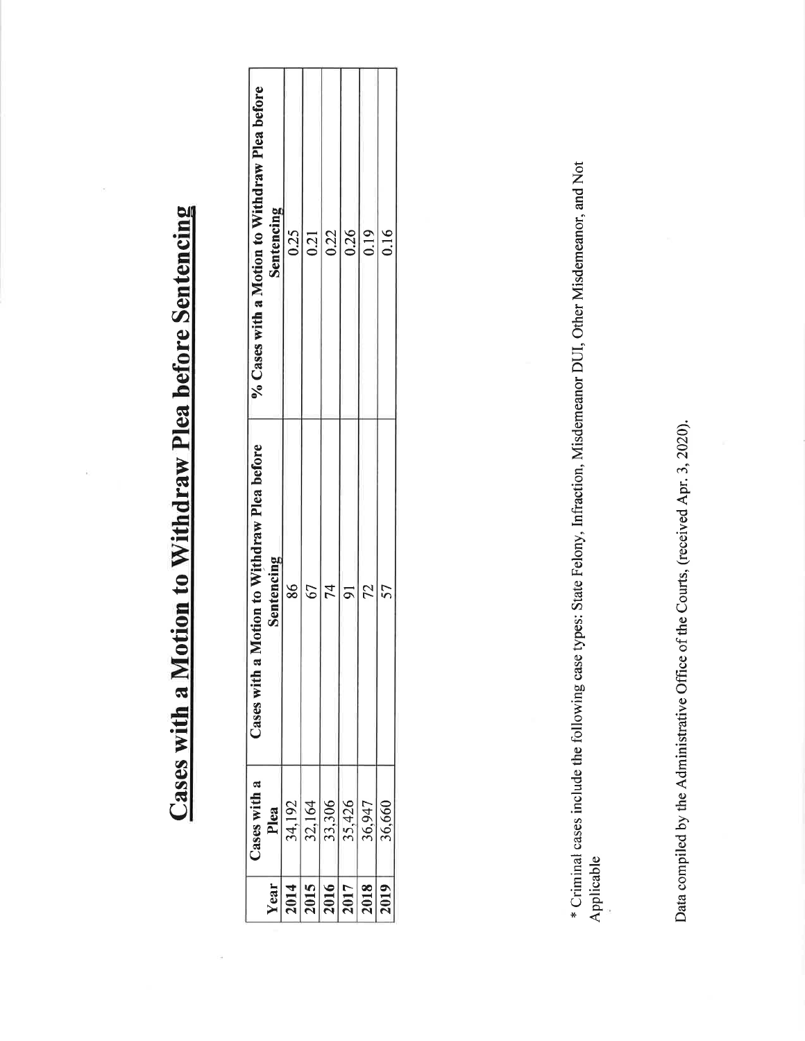# Cases with a Motion to Withdraw Plea before Sentencing

| Year | Cases with a Plea | Cases with a Motion to Withdraw Plea before Sentencing | % Cases with a Motion to Withdraw Plea before Sentencing |
|---|---|---|---|
| 2014 | 34,192 | 86 | 0.25 |
| 2015 | 32,164 | 67 | 0.21 |
| 2016 | 33,306 | 74 | 0.22 |
| 2017 | 35,426 | 91 | 0.26 |
| 2018 | 36,947 | 72 | 0.19 |
| 2019 | 36,660 | 57 | 0.16 |

* Criminal cases include the following case types: State Felony, Infraction, Misdemeanor DUI, Other Misdemeanor, and Not Applicable

Data compiled by the Administrative Office of the Courts, (received Apr. 3, 2020).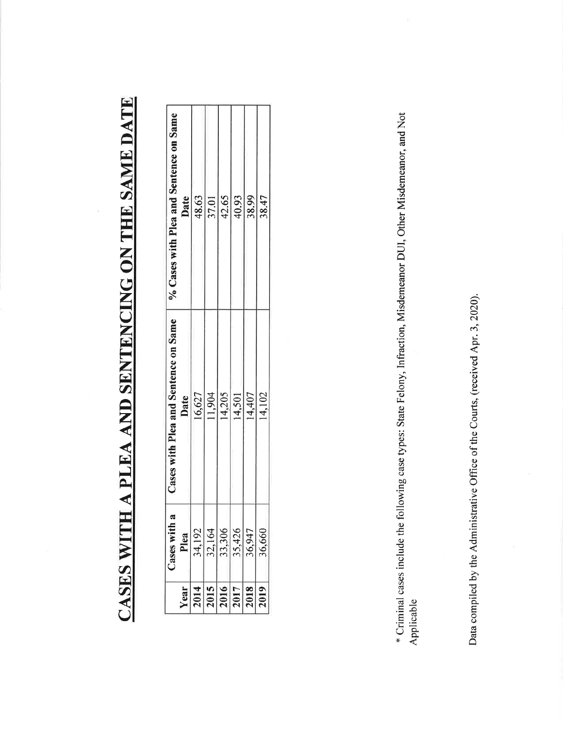# CASES WITH A PLEA AND SENTENCING ON THE SAME DATE

| Year | Cases with a Plea | Cases with Plea and Sentence on Same Date | % Cases with Plea and Sentence on Same Date |
|---|---|---|---|
| 2014 | 34,192 | 16,627 | 48.63 |
| 2015 | 32,164 | 11,904 | 37.01 |
| 2016 | 33,306 | 14,205 | 42.65 |
| 2017 | 35,426 | 14,501 | 40.93 |
| 2018 | 36,947 | 14,407 | 38.99 |
| 2019 | 36,660 | 14,102 | 38.47 |

* Criminal cases include the following case types: State Felony, Infraction, Misdemeanor DUI, Other Misdemeanor, and Not Applicable

Data compiled by the Administrative Office of the Courts, (received Apr. 3, 2020).